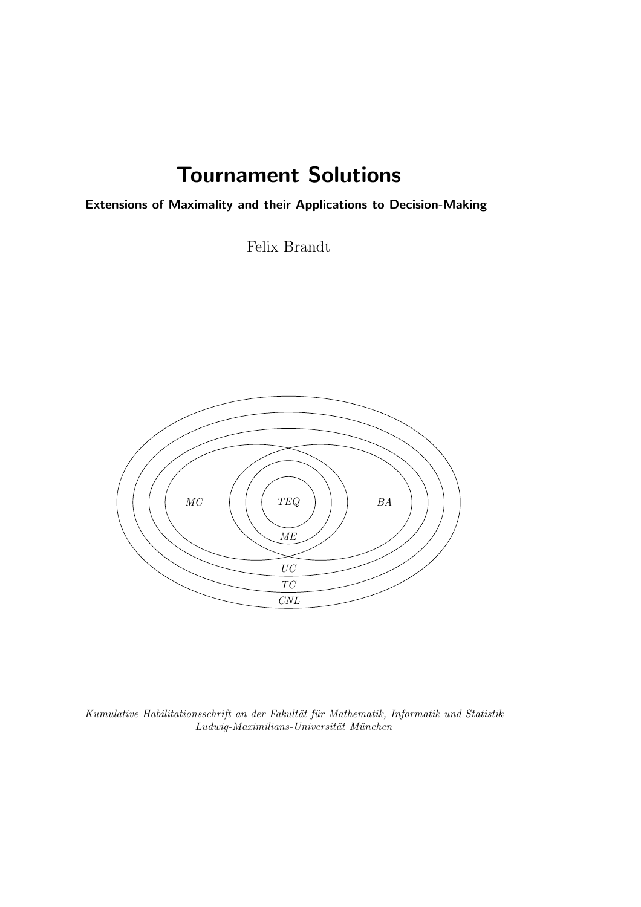# Tournament Solutions

**Extensions of Maximality and their Applications to Decision-Making**

Felix Brandt

*MC* *TEQ* *BA*

*ME*

*UC*

*TC*

*CNL*

*Kumulative Habilitationsschrift an der Fakultät für Mathematik, Informatik und Statistik*
*Ludwig-Maximilians-Universität München*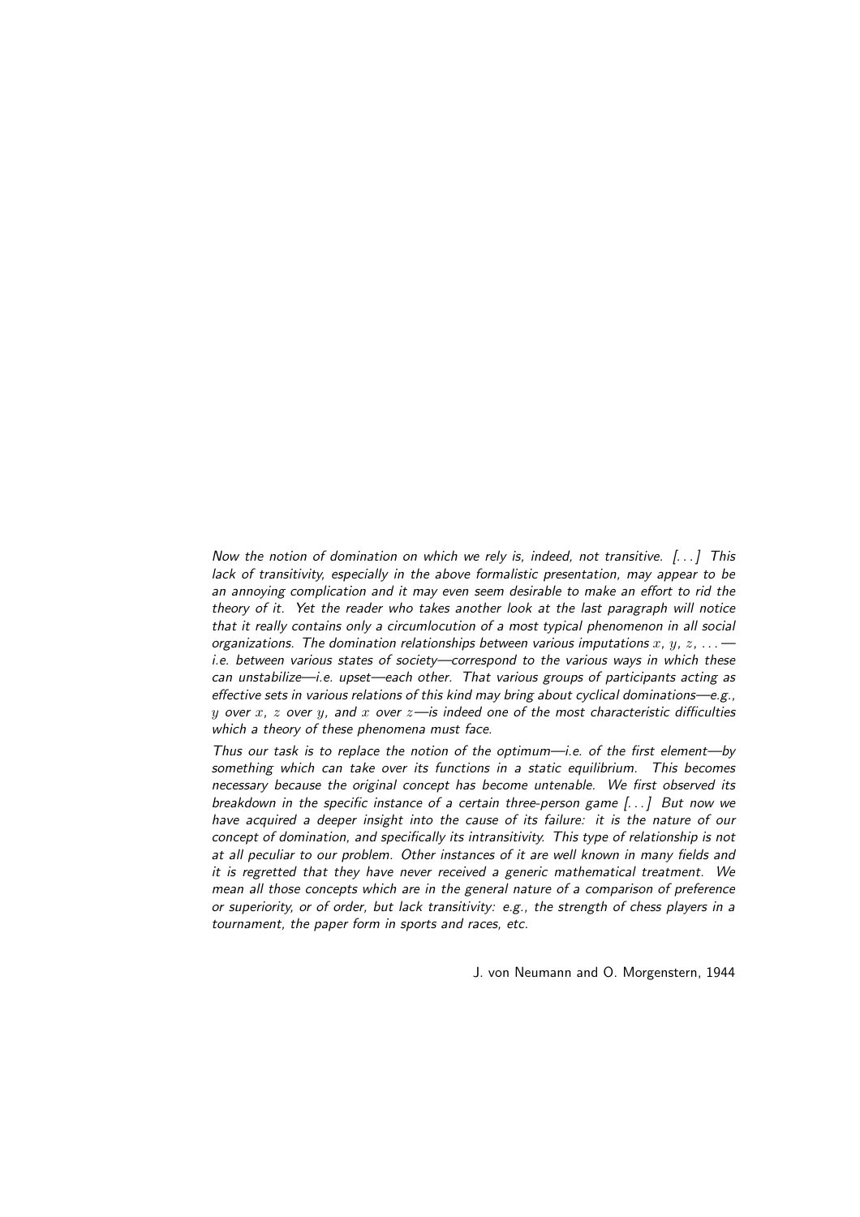*Now the notion of domination on which we rely is, indeed, not transitive. [. . . ] This lack of transitivity, especially in the above formalistic presentation, may appear to be an annoying complication and it may even seem desirable to make an effort to rid the theory of it. Yet the reader who takes another look at the last paragraph will notice that it really contains only a circumlocution of a most typical phenomenon in all social organizations. The domination relationships between various imputations $x$, $y$, $z$, . . . —i.e. between various states of society—correspond to the various ways in which these can unstabilize—i.e. upset—each other. That various groups of participants acting as effective sets in various relations of this kind may bring about cyclical dominations—e.g., $y$ over $x$, $z$ over $y$, and $x$ over $z$—is indeed one of the most characteristic difficulties which a theory of these phenomena must face.*

*Thus our task is to replace the notion of the optimum—i.e. of the first element—by something which can take over its functions in a static equilibrium. This becomes necessary because the original concept has become untenable. We first observed its breakdown in the specific instance of a certain three-person game [. . . ] But now we have acquired a deeper insight into the cause of its failure: it is the nature of our concept of domination, and specifically its intransitivity. This type of relationship is not at all peculiar to our problem. Other instances of it are well known in many fields and it is regretted that they have never received a generic mathematical treatment. We mean all those concepts which are in the general nature of a comparison of preference or superiority, or of order, but lack transitivity: e.g., the strength of chess players in a tournament, the paper form in sports and races, etc.*

J. von Neumann and O. Morgenstern, 1944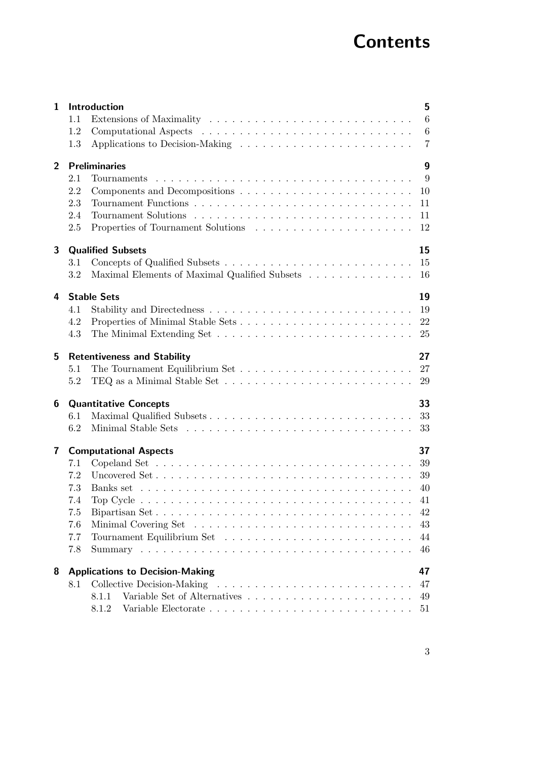# Contents

| | | |
|---|---|---|
| **1** | **Introduction** | **5** |
| 1.1 | Extensions of Maximality | 6 |
| 1.2 | Computational Aspects | 6 |
| 1.3 | Applications to Decision-Making | 7 |
| **2** | **Preliminaries** | **9** |
| 2.1 | Tournaments | 9 |
| 2.2 | Components and Decompositions | 10 |
| 2.3 | Tournament Functions | 11 |
| 2.4 | Tournament Solutions | 11 |
| 2.5 | Properties of Tournament Solutions | 12 |
| **3** | **Qualified Subsets** | **15** |
| 3.1 | Concepts of Qualified Subsets | 15 |
| 3.2 | Maximal Elements of Maximal Qualified Subsets | 16 |
| **4** | **Stable Sets** | **19** |
| 4.1 | Stability and Directedness | 19 |
| 4.2 | Properties of Minimal Stable Sets | 22 |
| 4.3 | The Minimal Extending Set | 25 |
| **5** | **Retentiveness and Stability** | **27** |
| 5.1 | The Tournament Equilibrium Set | 27 |
| 5.2 | TEQ as a Minimal Stable Set | 29 |
| **6** | **Quantitative Concepts** | **33** |
| 6.1 | Maximal Qualified Subsets | 33 |
| 6.2 | Minimal Stable Sets | 33 |
| **7** | **Computational Aspects** | **37** |
| 7.1 | Copeland Set | 39 |
| 7.2 | Uncovered Set | 39 |
| 7.3 | Banks set | 40 |
| 7.4 | Top Cycle | 41 |
| 7.5 | Bipartisan Set | 42 |
| 7.6 | Minimal Covering Set | 43 |
| 7.7 | Tournament Equilibrium Set | 44 |
| 7.8 | Summary | 46 |
| **8** | **Applications to Decision-Making** | **47** |
| 8.1 | Collective Decision-Making | 47 |
| 8.1.1 | Variable Set of Alternatives | 49 |
| 8.1.2 | Variable Electorate | 51 |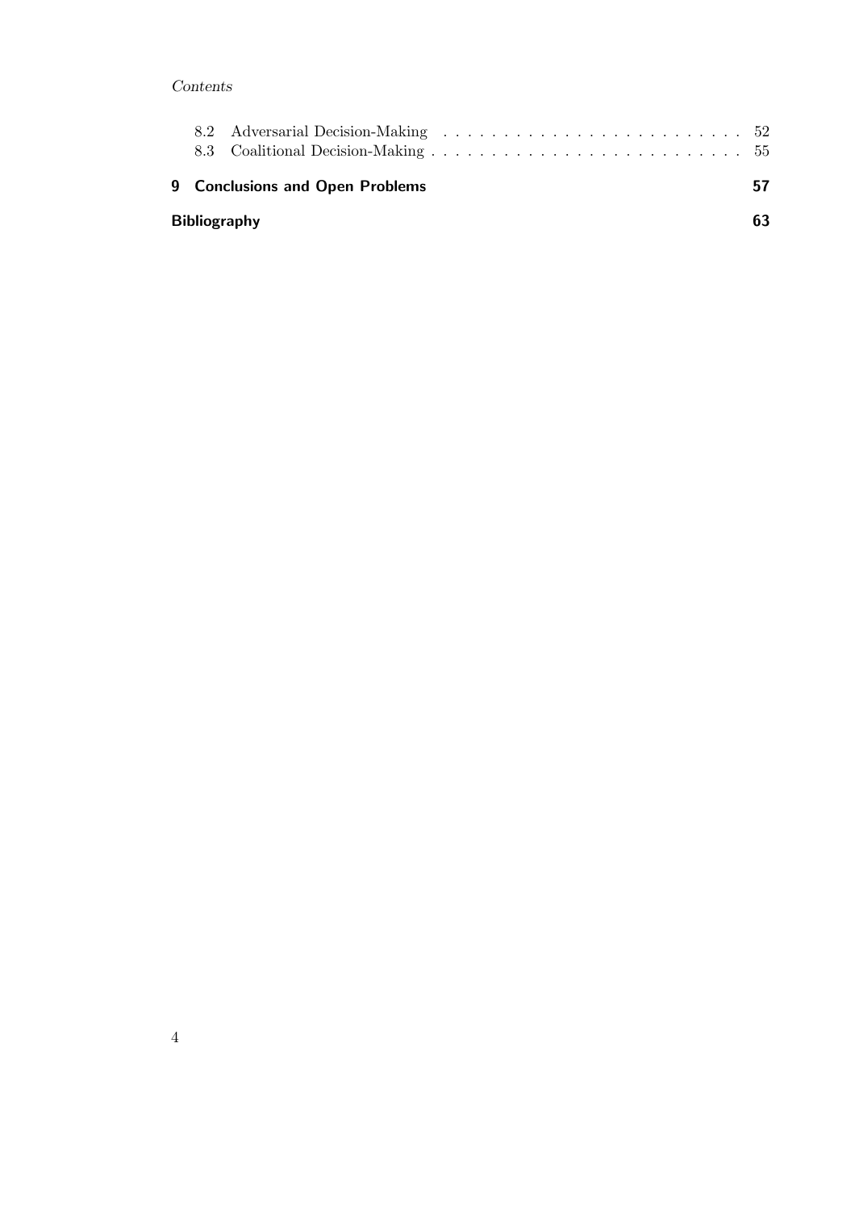8.2 Adversarial Decision-Making . . . . . . . . . . . . . . . . . . . . . . . . . 52
8.3 Coalitional Decision-Making . . . . . . . . . . . . . . . . . . . . . . . . . 55

**9 Conclusions and Open Problems** **57**

**Bibliography** **63**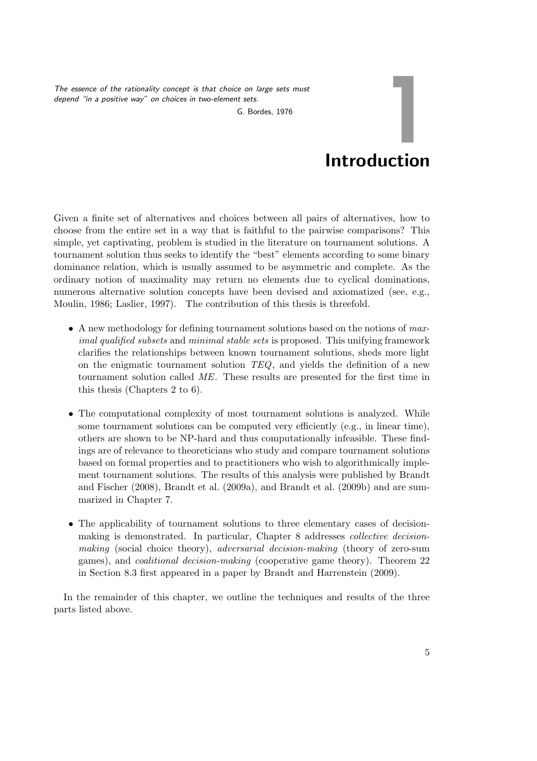*The essence of the rationality concept is that choice on large sets must depend "in a positive way" on choices in two-element sets.*

G. Bordes, 1976

# 1 Introduction

Given a finite set of alternatives and choices between all pairs of alternatives, how to choose from the entire set in a way that is faithful to the pairwise comparisons? This simple, yet captivating, problem is studied in the literature on tournament solutions. A tournament solution thus seeks to identify the "best" elements according to some binary dominance relation, which is usually assumed to be asymmetric and complete. As the ordinary notion of maximality may return no elements due to cyclical dominations, numerous alternative solution concepts have been devised and axiomatized (see, e.g., Moulin, 1986; Laslier, 1997). The contribution of this thesis is threefold.

- A new methodology for defining tournament solutions based on the notions of *maximal qualified subsets* and *minimal stable sets* is proposed. This unifying framework clarifies the relationships between known tournament solutions, sheds more light on the enigmatic tournament solution *TEQ*, and yields the definition of a new tournament solution called *ME*. These results are presented for the first time in this thesis (Chapters 2 to 6).
- The computational complexity of most tournament solutions is analyzed. While some tournament solutions can be computed very efficiently (e.g., in linear time), others are shown to be NP-hard and thus computationally infeasible. These findings are of relevance to theoreticians who study and compare tournament solutions based on formal properties and to practitioners who wish to algorithmically implement tournament solutions. The results of this analysis were published by Brandt and Fischer (2008), Brandt et al. (2009a), and Brandt et al. (2009b) and are summarized in Chapter 7.
- The applicability of tournament solutions to three elementary cases of decision-making is demonstrated. In particular, Chapter 8 addresses *collective decision-making* (social choice theory), *adversarial decision-making* (theory of zero-sum games), and *coalitional decision-making* (cooperative game theory). Theorem 22 in Section 8.3 first appeared in a paper by Brandt and Harrenstein (2009).

In the remainder of this chapter, we outline the techniques and results of the three parts listed above.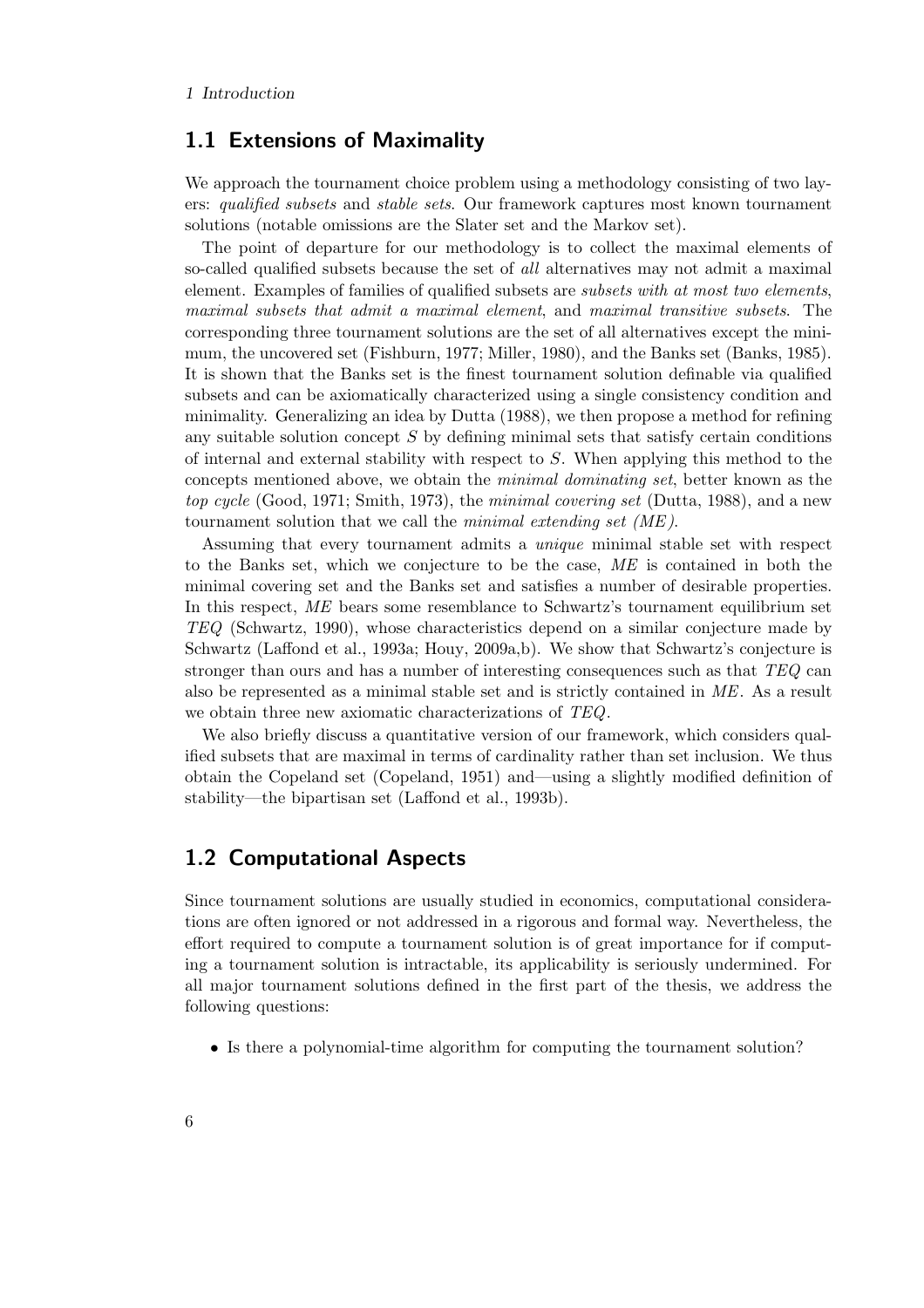## 1.1 Extensions of Maximality

We approach the tournament choice problem using a methodology consisting of two layers: *qualified subsets* and *stable sets*. Our framework captures most known tournament solutions (notable omissions are the Slater set and the Markov set).

The point of departure for our methodology is to collect the maximal elements of so-called qualified subsets because the set of *all* alternatives may not admit a maximal element. Examples of families of qualified subsets are *subsets with at most two elements*, *maximal subsets that admit a maximal element*, and *maximal transitive subsets*. The corresponding three tournament solutions are the set of all alternatives except the minimum, the uncovered set (Fishburn, 1977; Miller, 1980), and the Banks set (Banks, 1985). It is shown that the Banks set is the finest tournament solution definable via qualified subsets and can be axiomatically characterized using a single consistency condition and minimality. Generalizing an idea by Dutta (1988), we then propose a method for refining any suitable solution concept $S$ by defining minimal sets that satisfy certain conditions of internal and external stability with respect to $S$. When applying this method to the concepts mentioned above, we obtain the *minimal dominating set*, better known as the *top cycle* (Good, 1971; Smith, 1973), the *minimal covering set* (Dutta, 1988), and a new tournament solution that we call the *minimal extending set (ME)*.

Assuming that every tournament admits a *unique* minimal stable set with respect to the Banks set, which we conjecture to be the case, *ME* is contained in both the minimal covering set and the Banks set and satisfies a number of desirable properties. In this respect, *ME* bears some resemblance to Schwartz's tournament equilibrium set *TEQ* (Schwartz, 1990), whose characteristics depend on a similar conjecture made by Schwartz (Laffond et al., 1993a; Houy, 2009a,b). We show that Schwartz's conjecture is stronger than ours and has a number of interesting consequences such as that *TEQ* can also be represented as a minimal stable set and is strictly contained in *ME*. As a result we obtain three new axiomatic characterizations of *TEQ*.

We also briefly discuss a quantitative version of our framework, which considers qualified subsets that are maximal in terms of cardinality rather than set inclusion. We thus obtain the Copeland set (Copeland, 1951) and—using a slightly modified definition of stability—the bipartisan set (Laffond et al., 1993b).

## 1.2 Computational Aspects

Since tournament solutions are usually studied in economics, computational considerations are often ignored or not addressed in a rigorous and formal way. Nevertheless, the effort required to compute a tournament solution is of great importance for if computing a tournament solution is intractable, its applicability is seriously undermined. For all major tournament solutions defined in the first part of the thesis, we address the following questions:

- Is there a polynomial-time algorithm for computing the tournament solution?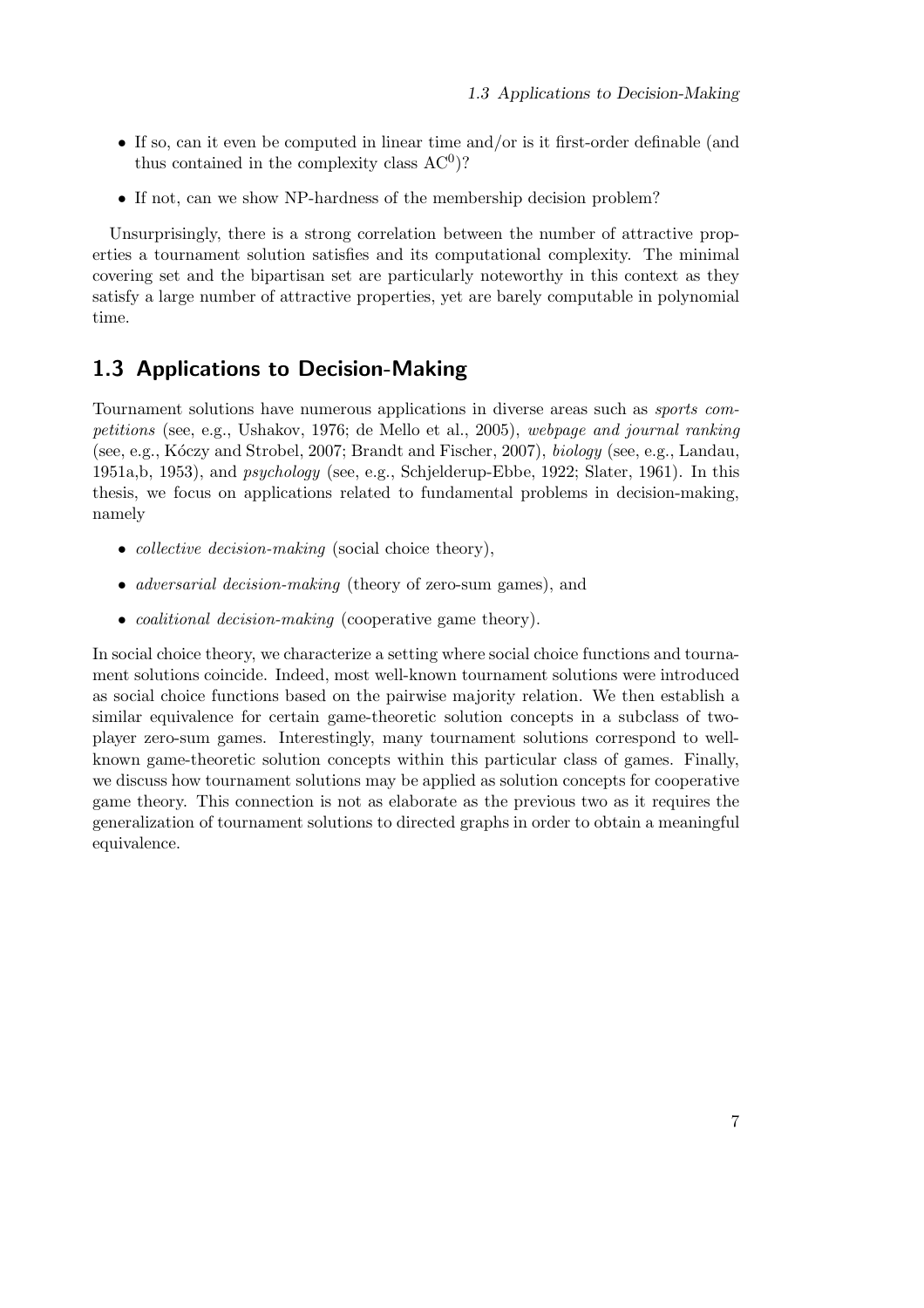- If so, can it even be computed in linear time and/or is it first-order definable (and thus contained in the complexity class $\mathrm{AC}^0$)?
- If not, can we show NP-hardness of the membership decision problem?

Unsurprisingly, there is a strong correlation between the number of attractive properties a tournament solution satisfies and its computational complexity. The minimal covering set and the bipartisan set are particularly noteworthy in this context as they satisfy a large number of attractive properties, yet are barely computable in polynomial time.

## 1.3 Applications to Decision-Making

Tournament solutions have numerous applications in diverse areas such as *sports competitions* (see, e.g., Ushakov, 1976; de Mello et al., 2005), *webpage and journal ranking* (see, e.g., Kóczy and Strobel, 2007; Brandt and Fischer, 2007), *biology* (see, e.g., Landau, 1951a,b, 1953), and *psychology* (see, e.g., Schjelderup-Ebbe, 1922; Slater, 1961). In this thesis, we focus on applications related to fundamental problems in decision-making, namely

- *collective decision-making* (social choice theory),
- *adversarial decision-making* (theory of zero-sum games), and
- *coalitional decision-making* (cooperative game theory).

In social choice theory, we characterize a setting where social choice functions and tournament solutions coincide. Indeed, most well-known tournament solutions were introduced as social choice functions based on the pairwise majority relation. We then establish a similar equivalence for certain game-theoretic solution concepts in a subclass of two-player zero-sum games. Interestingly, many tournament solutions correspond to well-known game-theoretic solution concepts within this particular class of games. Finally, we discuss how tournament solutions may be applied as solution concepts for cooperative game theory. This connection is not as elaborate as the previous two as it requires the generalization of tournament solutions to directed graphs in order to obtain a meaningful equivalence.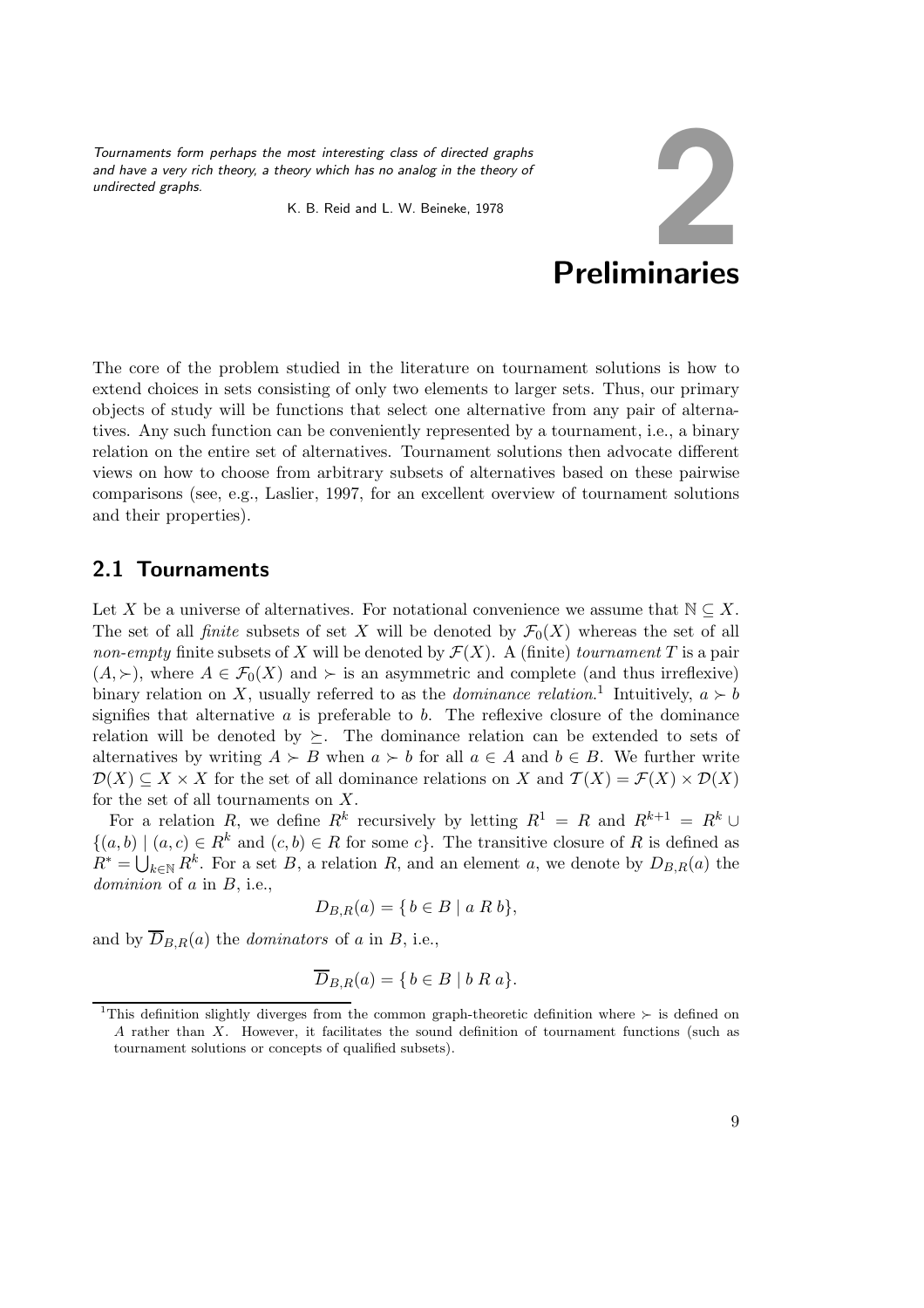*Tournaments form perhaps the most interesting class of directed graphs and have a very rich theory, a theory which has no analog in the theory of undirected graphs.*

K. B. Reid and L. W. Beineke, 1978

# 2 Preliminaries

The core of the problem studied in the literature on tournament solutions is how to extend choices in sets consisting of only two elements to larger sets. Thus, our primary objects of study will be functions that select one alternative from any pair of alternatives. Any such function can be conveniently represented by a tournament, i.e., a binary relation on the entire set of alternatives. Tournament solutions then advocate different views on how to choose from arbitrary subsets of alternatives based on these pairwise comparisons (see, e.g., Laslier, 1997, for an excellent overview of tournament solutions and their properties).

## 2.1 Tournaments

Let $X$ be a universe of alternatives. For notational convenience we assume that $\mathbb{N} \subseteq X$. The set of all *finite* subsets of set $X$ will be denoted by $\mathcal{F}_0(X)$ whereas the set of all *non-empty* finite subsets of $X$ will be denoted by $\mathcal{F}(X)$. A (finite) *tournament* $T$ is a pair $(A, \succ)$, where $A \in \mathcal{F}_0(X)$ and $\succ$ is an asymmetric and complete (and thus irreflexive) binary relation on $X$, usually referred to as the *dominance relation*.[1] Intuitively, $a \succ b$ signifies that alternative $a$ is preferable to $b$. The reflexive closure of the dominance relation will be denoted by $\succeq$. The dominance relation can be extended to sets of alternatives by writing $A \succ B$ when $a \succ b$ for all $a \in A$ and $b \in B$. We further write $\mathcal{D}(X) \subseteq X \times X$ for the set of all dominance relations on $X$ and $\mathcal{T}(X) = \mathcal{F}(X) \times \mathcal{D}(X)$ for the set of all tournaments on $X$.

For a relation $R$, we define $R^k$ recursively by letting $R^1 = R$ and $R^{k+1} = R^k \cup \{(a,b) \mid (a,c) \in R^k \text{ and } (c,b) \in R \text{ for some } c\}$. The transitive closure of $R$ is defined as $R^* = \bigcup_{k \in \mathbb{N}} R^k$. For a set $B$, a relation $R$, and an element $a$, we denote by $D_{B,R}(a)$ the *dominion* of $a$ in $B$, i.e.,

$$D_{B,R}(a) = \{\, b \in B \mid a \; R \; b\},$$

and by $\overline{D}_{B,R}(a)$ the *dominators* of $a$ in $B$, i.e.,

$$\overline{D}_{B,R}(a) = \{\, b \in B \mid b \; R \; a\}.$$

[1] This definition slightly diverges from the common graph-theoretic definition where $\succ$ is defined on $A$ rather than $X$. However, it facilitates the sound definition of tournament functions (such as tournament solutions or concepts of qualified subsets).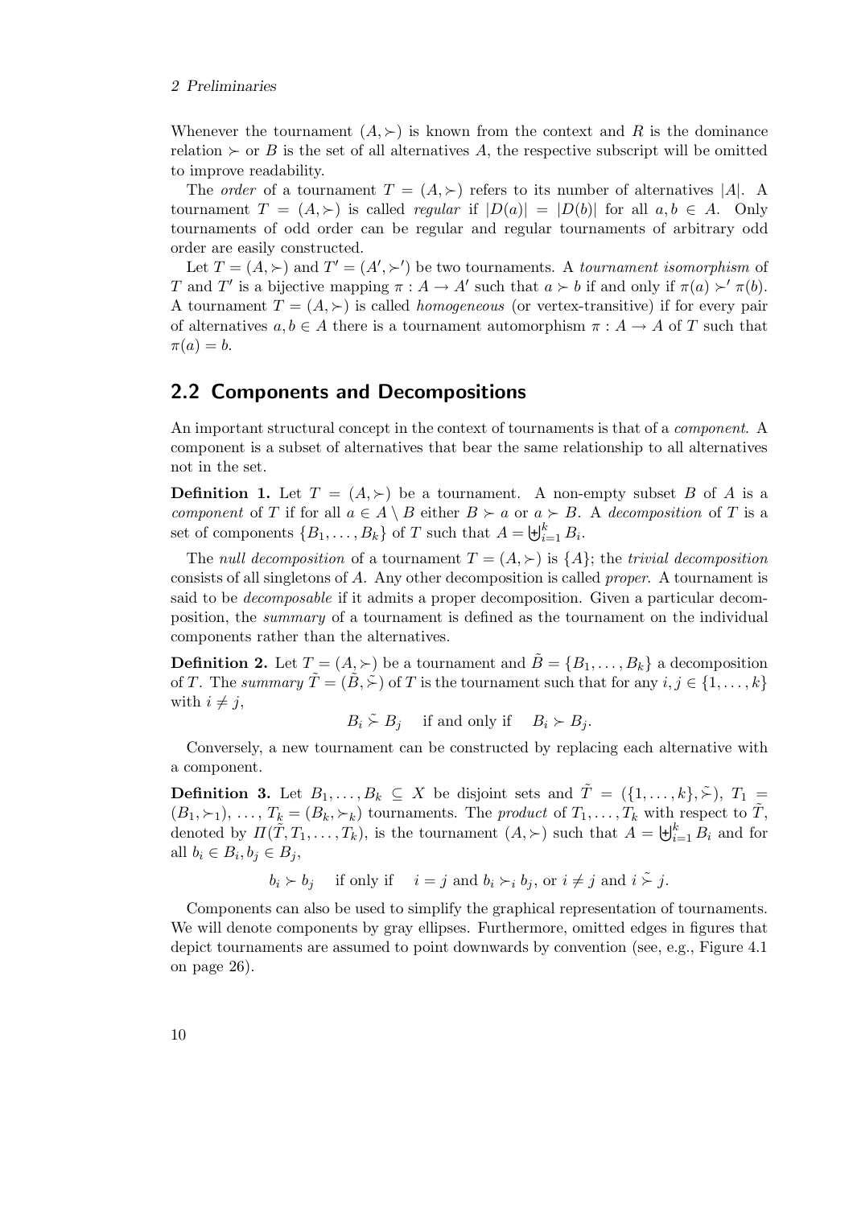Whenever the tournament $(A, \succ)$ is known from the context and $R$ is the dominance relation $\succ$ or $B$ is the set of all alternatives $A$, the respective subscript will be omitted to improve readability.

The *order* of a tournament $T = (A, \succ)$ refers to its number of alternatives $|A|$. A tournament $T = (A, \succ)$ is called *regular* if $|D(a)| = |D(b)|$ for all $a, b \in A$. Only tournaments of odd order can be regular and regular tournaments of arbitrary odd order are easily constructed.

Let $T = (A, \succ)$ and $T' = (A', \succ')$ be two tournaments. A *tournament isomorphism* of $T$ and $T'$ is a bijective mapping $\pi : A \to A'$ such that $a \succ b$ if and only if $\pi(a) \succ' \pi(b)$. A tournament $T = (A, \succ)$ is called *homogeneous* (or vertex-transitive) if for every pair of alternatives $a, b \in A$ there is a tournament automorphism $\pi : A \to A$ of $T$ such that $\pi(a) = b$.

## 2.2 Components and Decompositions

An important structural concept in the context of tournaments is that of a *component*. A component is a subset of alternatives that bear the same relationship to all alternatives not in the set.

**Definition 1.** Let $T = (A, \succ)$ be a tournament. A non-empty subset $B$ of $A$ is a *component* of $T$ if for all $a \in A \setminus B$ either $B \succ a$ or $a \succ B$. A *decomposition* of $T$ is a set of components $\{B_1, \ldots, B_k\}$ of $T$ such that $A = \biguplus_{i=1}^{k} B_i$.

The *null decomposition* of a tournament $T = (A, \succ)$ is $\{A\}$; the *trivial decomposition* consists of all singletons of $A$. Any other decomposition is called *proper*. A tournament is said to be *decomposable* if it admits a proper decomposition. Given a particular decomposition, the *summary* of a tournament is defined as the tournament on the individual components rather than the alternatives.

**Definition 2.** Let $T = (A, \succ)$ be a tournament and $\tilde{B} = \{B_1, \ldots, B_k\}$ a decomposition of $T$. The *summary* $\tilde{T} = (\tilde{B}, \tilde{\succ})$ of $T$ is the tournament such that for any $i, j \in \{1, \ldots, k\}$ with $i \neq j$,

$$B_i \mathrel{\tilde{\succ}} B_j \quad \text{if and only if} \quad B_i \succ B_j.$$

Conversely, a new tournament can be constructed by replacing each alternative with a component.

**Definition 3.** Let $B_1, \ldots, B_k \subseteq X$ be disjoint sets and $\tilde{T} = (\{1, \ldots, k\}, \tilde{\succ})$, $T_1 = (B_1, \succ_1)$, $\ldots$, $T_k = (B_k, \succ_k)$ tournaments. The *product* of $T_1, \ldots, T_k$ with respect to $\tilde{T}$, denoted by $\Pi(\tilde{T}, T_1, \ldots, T_k)$, is the tournament $(A, \succ)$ such that $A = \biguplus_{i=1}^{k} B_i$ and for all $b_i \in B_i, b_j \in B_j$,

$$b_i \succ b_j \quad \text{if only if} \quad i = j \text{ and } b_i \succ_i b_j, \text{ or } i \neq j \text{ and } i \mathrel{\tilde{\succ}} j.$$

Components can also be used to simplify the graphical representation of tournaments. We will denote components by gray ellipses. Furthermore, omitted edges in figures that depict tournaments are assumed to point downwards by convention (see, e.g., Figure 4.1 on page 26).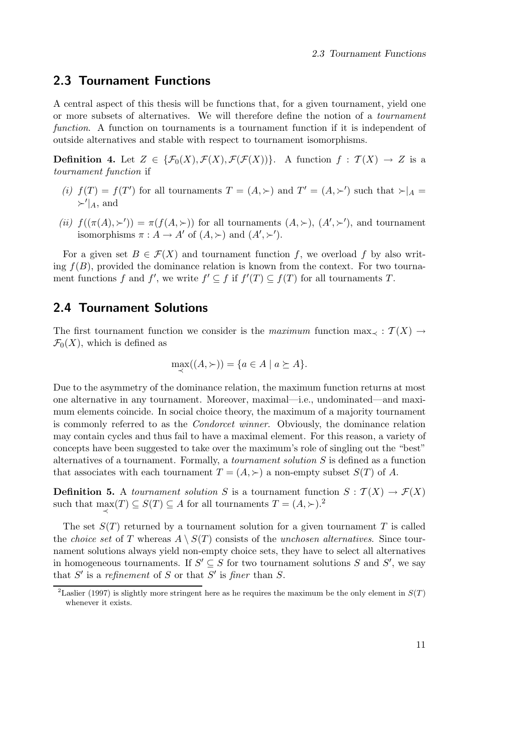## 2.3 Tournament Functions

A central aspect of this thesis will be functions that, for a given tournament, yield one or more subsets of alternatives. We will therefore define the notion of a *tournament function*. A function on tournaments is a tournament function if it is independent of outside alternatives and stable with respect to tournament isomorphisms.

**Definition 4.** Let $Z \in \{\mathcal{F}_0(X), \mathcal{F}(X), \mathcal{F}(\mathcal{F}(X))\}$. A function $f : \mathcal{T}(X) \to Z$ is a *tournament function* if

*(i)* $f(T) = f(T')$ for all tournaments $T = (A, \succ)$ and $T' = (A, \succ')$ such that $\succ|_A = \succ'|_A$, and

*(ii)* $f((\pi(A), \succ')) = \pi(f(A, \succ))$ for all tournaments $(A, \succ)$, $(A', \succ')$, and tournament isomorphisms $\pi : A \to A'$ of $(A, \succ)$ and $(A', \succ')$.

For a given set $B \in \mathcal{F}(X)$ and tournament function $f$, we overload $f$ by also writing $f(B)$, provided the dominance relation is known from the context. For two tournament functions $f$ and $f'$, we write $f' \subseteq f$ if $f'(T) \subseteq f(T)$ for all tournaments $T$.

## 2.4 Tournament Solutions

The first tournament function we consider is the *maximum* function $\max_{\prec} : \mathcal{T}(X) \to \mathcal{F}_0(X)$, which is defined as

$$\max_{\prec}((A, \succ)) = \{a \in A \mid a \succeq A\}.$$

Due to the asymmetry of the dominance relation, the maximum function returns at most one alternative in any tournament. Moreover, maximal—i.e., undominated—and maximum elements coincide. In social choice theory, the maximum of a majority tournament is commonly referred to as the *Condorcet winner*. Obviously, the dominance relation may contain cycles and thus fail to have a maximal element. For this reason, a variety of concepts have been suggested to take over the maximum's role of singling out the "best" alternatives of a tournament. Formally, a *tournament solution* $S$ is defined as a function that associates with each tournament $T = (A, \succ)$ a non-empty subset $S(T)$ of $A$.

**Definition 5.** A *tournament solution* $S$ is a tournament function $S : \mathcal{T}(X) \to \mathcal{F}(X)$ such that $\max_{\prec}(T) \subseteq S(T) \subseteq A$ for all tournaments $T = (A, \succ)$.[2]

The set $S(T)$ returned by a tournament solution for a given tournament $T$ is called the *choice set* of $T$ whereas $A \setminus S(T)$ consists of the *unchosen alternatives*. Since tournament solutions always yield non-empty choice sets, they have to select all alternatives in homogeneous tournaments. If $S' \subseteq S$ for two tournament solutions $S$ and $S'$, we say that $S'$ is a *refinement* of $S$ or that $S'$ is *finer* than $S$.

[2] Laslier (1997) is slightly more stringent here as he requires the maximum be the only element in $S(T)$ whenever it exists.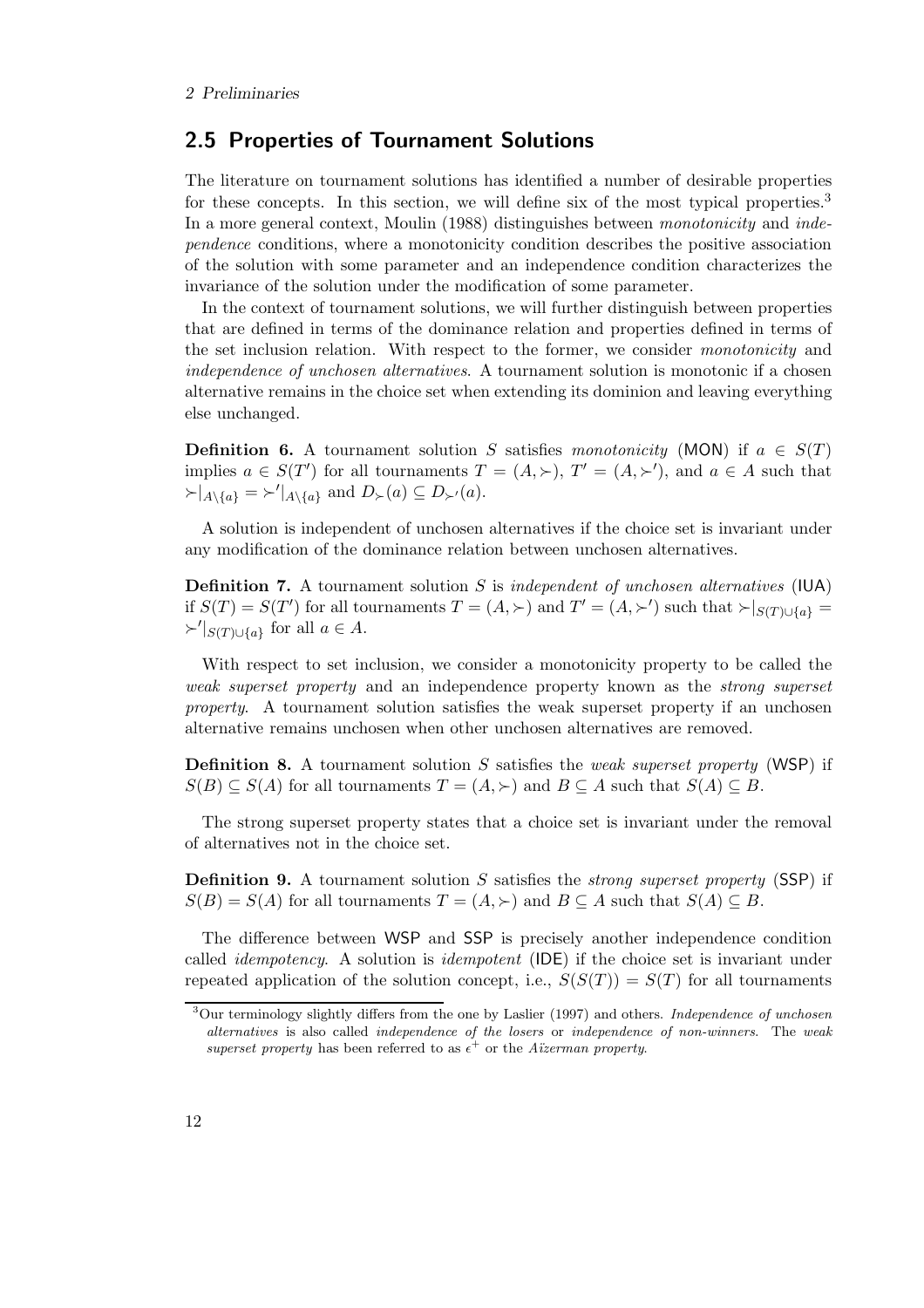## 2.5 Properties of Tournament Solutions

The literature on tournament solutions has identified a number of desirable properties for these concepts. In this section, we will define six of the most typical properties.[3] In a more general context, Moulin (1988) distinguishes between *monotonicity* and *independence* conditions, where a monotonicity condition describes the positive association of the solution with some parameter and an independence condition characterizes the invariance of the solution under the modification of some parameter.

In the context of tournament solutions, we will further distinguish between properties that are defined in terms of the dominance relation and properties defined in terms of the set inclusion relation. With respect to the former, we consider *monotonicity* and *independence of unchosen alternatives*. A tournament solution is monotonic if a chosen alternative remains in the choice set when extending its dominion and leaving everything else unchanged.

**Definition 6.** A tournament solution $S$ satisfies *monotonicity* (MON) if $a \in S(T)$ implies $a \in S(T')$ for all tournaments $T = (A, \succ)$, $T' = (A, \succ')$, and $a \in A$ such that $\succ|_{A\setminus\{a\}} = \succ'|_{A\setminus\{a\}}$ and $D_{\succ}(a) \subseteq D_{\succ'}(a)$.

A solution is independent of unchosen alternatives if the choice set is invariant under any modification of the dominance relation between unchosen alternatives.

**Definition 7.** A tournament solution $S$ is *independent of unchosen alternatives* (IUA) if $S(T) = S(T')$ for all tournaments $T = (A, \succ)$ and $T' = (A, \succ')$ such that $\succ|_{S(T)\cup\{a\}} = \succ'|_{S(T)\cup\{a\}}$ for all $a \in A$.

With respect to set inclusion, we consider a monotonicity property to be called the *weak superset property* and an independence property known as the *strong superset property*. A tournament solution satisfies the weak superset property if an unchosen alternative remains unchosen when other unchosen alternatives are removed.

**Definition 8.** A tournament solution $S$ satisfies the *weak superset property* (WSP) if $S(B) \subseteq S(A)$ for all tournaments $T = (A, \succ)$ and $B \subseteq A$ such that $S(A) \subseteq B$.

The strong superset property states that a choice set is invariant under the removal of alternatives not in the choice set.

**Definition 9.** A tournament solution $S$ satisfies the *strong superset property* (SSP) if $S(B) = S(A)$ for all tournaments $T = (A, \succ)$ and $B \subseteq A$ such that $S(A) \subseteq B$.

The difference between WSP and SSP is precisely another independence condition called *idempotency*. A solution is *idempotent* (IDE) if the choice set is invariant under repeated application of the solution concept, i.e., $S(S(T)) = S(T)$ for all tournaments

[3] Our terminology slightly differs from the one by Laslier (1997) and others. *Independence of unchosen alternatives* is also called *independence of the losers* or *independence of non-winners*. The *weak superset property* has been referred to as $\epsilon^+$ or the *Aïzerman property*.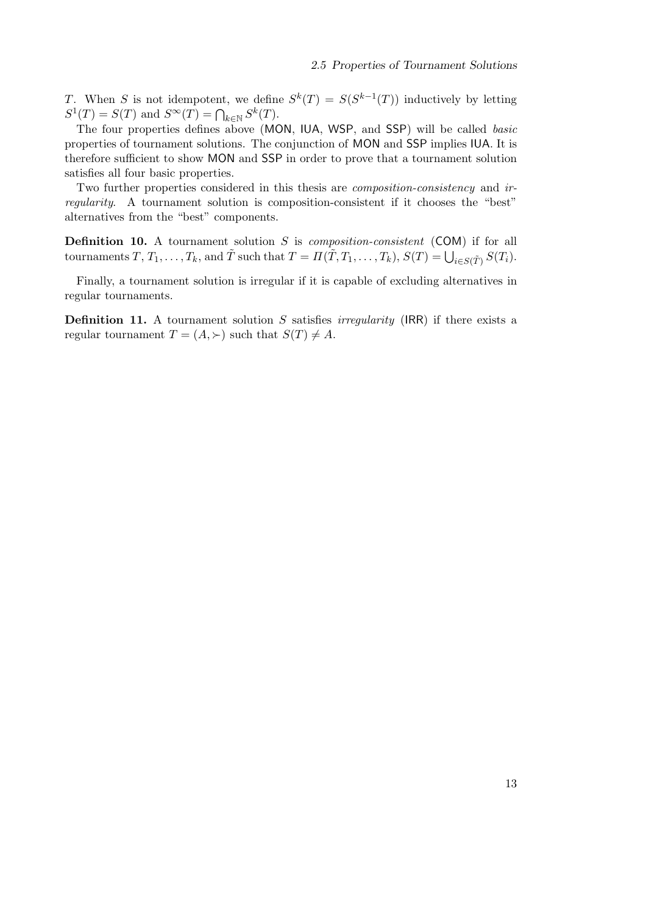$T$. When $S$ is not idempotent, we define $S^k(T) = S(S^{k-1}(T))$ inductively by letting $S^1(T) = S(T)$ and $S^\infty(T) = \bigcap_{k\in\mathbb{N}} S^k(T)$.

The four properties defines above (MON, IUA, WSP, and SSP) will be called *basic* properties of tournament solutions. The conjunction of MON and SSP implies IUA. It is therefore sufficient to show MON and SSP in order to prove that a tournament solution satisfies all four basic properties.

Two further properties considered in this thesis are *composition-consistency* and *irregularity*. A tournament solution is composition-consistent if it chooses the "best" alternatives from the "best" components.

**Definition 10.** A tournament solution $S$ is *composition-consistent* (COM) if for all tournaments $T, T_1, \dots, T_k$, and $\tilde{T}$ such that $T = \Pi(\tilde{T}, T_1, \dots, T_k)$, $S(T) = \bigcup_{i\in S(\tilde{T})} S(T_i)$.

Finally, a tournament solution is irregular if it is capable of excluding alternatives in regular tournaments.

**Definition 11.** A tournament solution $S$ satisfies *irregularity* (IRR) if there exists a regular tournament $T = (A, \succ)$ such that $S(T) \neq A$.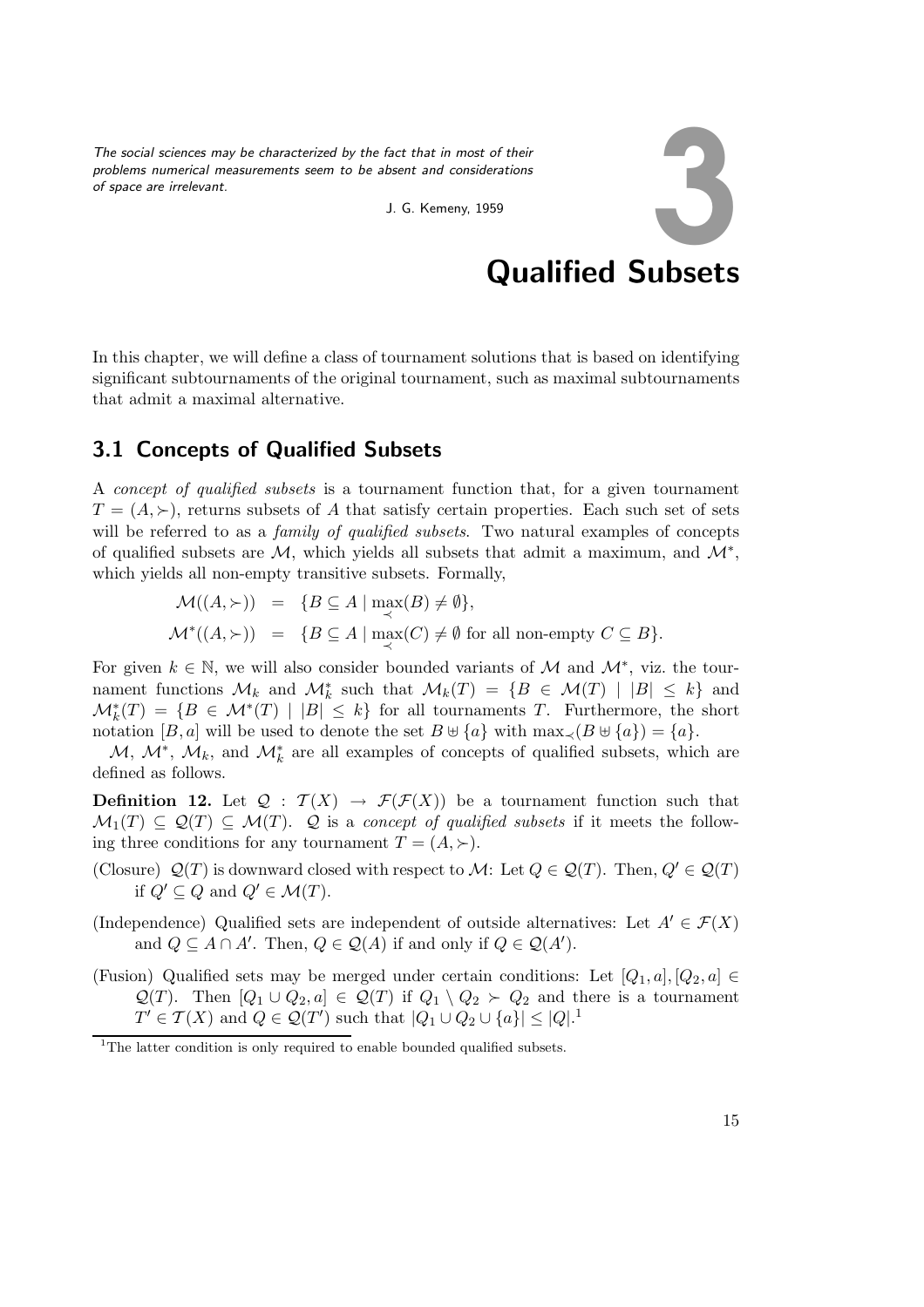*The social sciences may be characterized by the fact that in most of their problems numerical measurements seem to be absent and considerations of space are irrelevant.*

J. G. Kemeny, 1959

# 3 Qualified Subsets

In this chapter, we will define a class of tournament solutions that is based on identifying significant subtournaments of the original tournament, such as maximal subtournaments that admit a maximal alternative.

## 3.1 Concepts of Qualified Subsets

A *concept of qualified subsets* is a tournament function that, for a given tournament $T = (A, \succ)$, returns subsets of $A$ that satisfy certain properties. Each such set of sets will be referred to as a *family of qualified subsets*. Two natural examples of concepts of qualified subsets are $\mathcal{M}$, which yields all subsets that admit a maximum, and $\mathcal{M}^*$, which yields all non-empty transitive subsets. Formally,

$$\mathcal{M}((A,\succ)) \;=\; \{B \subseteq A \mid \max_{\prec}(B) \neq \emptyset\},$$

$$\mathcal{M}^*((A,\succ)) \;=\; \{B \subseteq A \mid \max_{\prec}(C) \neq \emptyset \text{ for all non-empty } C \subseteq B\}.$$

For given $k \in \mathbb{N}$, we will also consider bounded variants of $\mathcal{M}$ and $\mathcal{M}^*$, viz. the tournament functions $\mathcal{M}_k$ and $\mathcal{M}^*_k$ such that $\mathcal{M}_k(T) = \{B \in \mathcal{M}(T) \mid |B| \leq k\}$ and $\mathcal{M}^*_k(T) = \{B \in \mathcal{M}^*(T) \mid |B| \leq k\}$ for all tournaments $T$. Furthermore, the short notation $[B, a]$ will be used to denote the set $B \uplus \{a\}$ with $\max_{\prec}(B \uplus \{a\}) = \{a\}$.

$\mathcal{M}$, $\mathcal{M}^*$, $\mathcal{M}_k$, and $\mathcal{M}^*_k$ are all examples of concepts of qualified subsets, which are defined as follows.

**Definition 12.** Let $\mathcal{Q} : \mathcal{T}(X) \to \mathcal{F}(\mathcal{F}(X))$ be a tournament function such that $\mathcal{M}_1(T) \subseteq \mathcal{Q}(T) \subseteq \mathcal{M}(T)$. $\mathcal{Q}$ is a *concept of qualified subsets* if it meets the following three conditions for any tournament $T = (A, \succ)$.

(Closure) $\mathcal{Q}(T)$ is downward closed with respect to $\mathcal{M}$: Let $Q \in \mathcal{Q}(T)$. Then, $Q' \in \mathcal{Q}(T)$ if $Q' \subseteq Q$ and $Q' \in \mathcal{M}(T)$.

(Independence) Qualified sets are independent of outside alternatives: Let $A' \in \mathcal{F}(X)$ and $Q \subseteq A \cap A'$. Then, $Q \in \mathcal{Q}(A)$ if and only if $Q \in \mathcal{Q}(A')$.

(Fusion) Qualified sets may be merged under certain conditions: Let $[Q_1, a], [Q_2, a] \in \mathcal{Q}(T)$. Then $[Q_1 \cup Q_2, a] \in \mathcal{Q}(T)$ if $Q_1 \setminus Q_2 \succ Q_2$ and there is a tournament $T' \in \mathcal{T}(X)$ and $Q \in \mathcal{Q}(T')$ such that $|Q_1 \cup Q_2 \cup \{a\}| \leq |Q|$.[1]

[1]The latter condition is only required to enable bounded qualified subsets.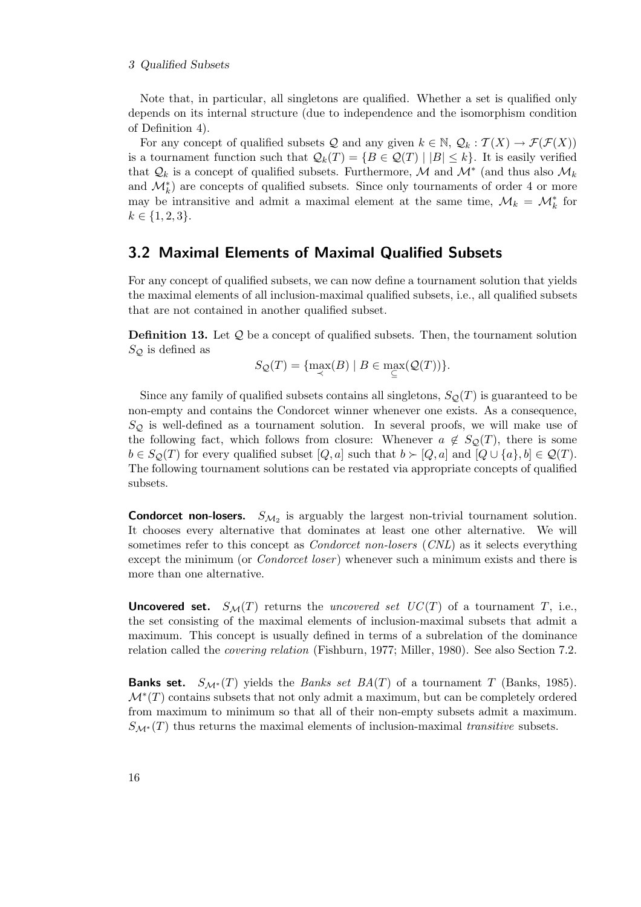Note that, in particular, all singletons are qualified. Whether a set is qualified only depends on its internal structure (due to independence and the isomorphism condition of Definition 4).

For any concept of qualified subsets $\mathcal{Q}$ and any given $k \in \mathbb{N}$, $\mathcal{Q}_k : \mathcal{T}(X) \to \mathcal{F}(\mathcal{F}(X))$ is a tournament function such that $\mathcal{Q}_k(T) = \{B \in \mathcal{Q}(T) \mid |B| \leq k\}$. It is easily verified that $\mathcal{Q}_k$ is a concept of qualified subsets. Furthermore, $\mathcal{M}$ and $\mathcal{M}^*$ (and thus also $\mathcal{M}_k$ and $\mathcal{M}^*_k$) are concepts of qualified subsets. Since only tournaments of order 4 or more may be intransitive and admit a maximal element at the same time, $\mathcal{M}_k = \mathcal{M}^*_k$ for $k \in \{1, 2, 3\}$.

## 3.2 Maximal Elements of Maximal Qualified Subsets

For any concept of qualified subsets, we can now define a tournament solution that yields the maximal elements of all inclusion-maximal qualified subsets, i.e., all qualified subsets that are not contained in another qualified subset.

**Definition 13.** Let $\mathcal{Q}$ be a concept of qualified subsets. Then, the tournament solution $S_\mathcal{Q}$ is defined as

$$S_\mathcal{Q}(T) = \{\max_{\prec}(B) \mid B \in \max_{\subseteq}(\mathcal{Q}(T))\}.$$

Since any family of qualified subsets contains all singletons, $S_\mathcal{Q}(T)$ is guaranteed to be non-empty and contains the Condorcet winner whenever one exists. As a consequence, $S_\mathcal{Q}$ is well-defined as a tournament solution. In several proofs, we will make use of the following fact, which follows from closure: Whenever $a \notin S_\mathcal{Q}(T)$, there is some $b \in S_\mathcal{Q}(T)$ for every qualified subset $[Q, a]$ such that $b \succ [Q, a]$ and $[Q \cup \{a\}, b] \in \mathcal{Q}(T)$. The following tournament solutions can be restated via appropriate concepts of qualified subsets.

**Condorcet non-losers.** $S_{\mathcal{M}_2}$ is arguably the largest non-trivial tournament solution. It chooses every alternative that dominates at least one other alternative. We will sometimes refer to this concept as *Condorcet non-losers* (*CNL*) as it selects everything except the minimum (or *Condorcet loser*) whenever such a minimum exists and there is more than one alternative.

**Uncovered set.** $S_\mathcal{M}(T)$ returns the *uncovered set* $UC(T)$ of a tournament $T$, i.e., the set consisting of the maximal elements of inclusion-maximal subsets that admit a maximum. This concept is usually defined in terms of a subrelation of the dominance relation called the *covering relation* (Fishburn, 1977; Miller, 1980). See also Section 7.2.

**Banks set.** $S_{\mathcal{M}^*}(T)$ yields the *Banks set* $BA(T)$ of a tournament $T$ (Banks, 1985). $\mathcal{M}^*(T)$ contains subsets that not only admit a maximum, but can be completely ordered from maximum to minimum so that all of their non-empty subsets admit a maximum. $S_{\mathcal{M}^*}(T)$ thus returns the maximal elements of inclusion-maximal *transitive* subsets.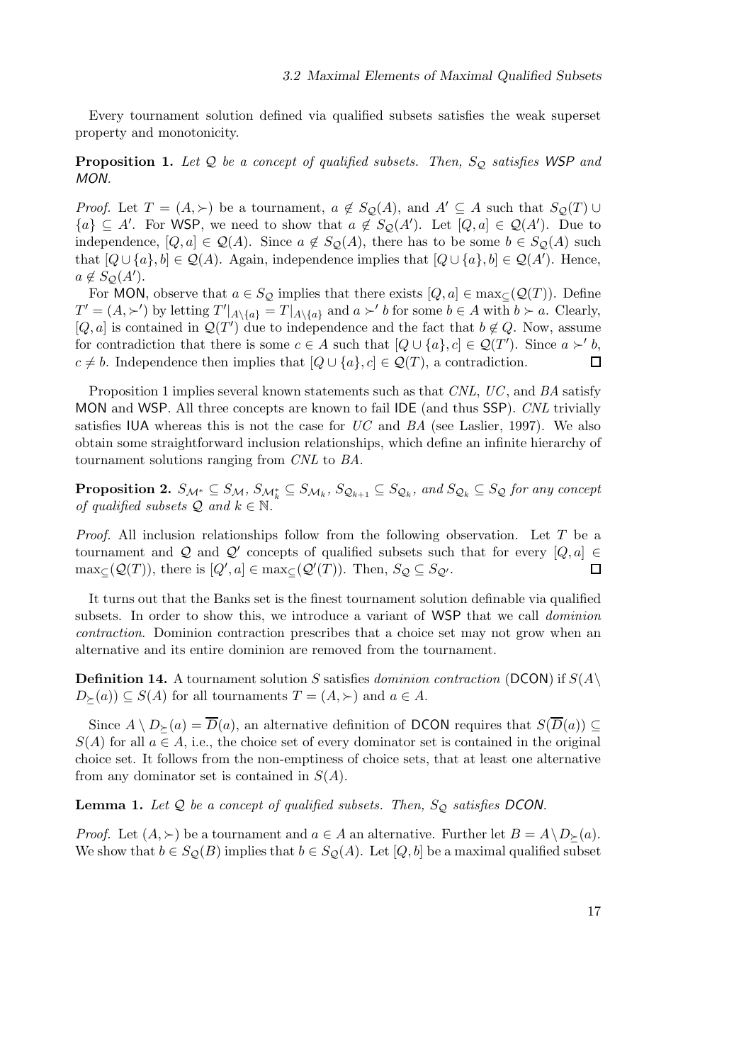Every tournament solution defined via qualified subsets satisfies the weak superset property and monotonicity.

**Proposition 1.** *Let $\mathcal{Q}$ be a concept of qualified subsets. Then, $S_\mathcal{Q}$ satisfies* WSP *and* MON*.*

*Proof.* Let $T = (A, \succ)$ be a tournament, $a \notin S_\mathcal{Q}(A)$, and $A' \subseteq A$ such that $S_\mathcal{Q}(T) \cup \{a\} \subseteq A'$. For WSP, we need to show that $a \notin S_\mathcal{Q}(A')$. Let $[Q, a] \in \mathcal{Q}(A')$. Due to independence, $[Q, a] \in \mathcal{Q}(A)$. Since $a \notin S_\mathcal{Q}(A)$, there has to be some $b \in S_\mathcal{Q}(A)$ such that $[Q \cup \{a\}, b] \in \mathcal{Q}(A)$. Again, independence implies that $[Q \cup \{a\}, b] \in \mathcal{Q}(A')$. Hence, $a \notin S_\mathcal{Q}(A')$.

For MON, observe that $a \in S_\mathcal{Q}$ implies that there exists $[Q, a] \in \max_\subseteq(\mathcal{Q}(T))$. Define $T' = (A, \succ')$ by letting $T'|_{A \setminus \{a\}} = T|_{A \setminus \{a\}}$ and $a \succ' b$ for some $b \in A$ with $b \succ a$. Clearly, $[Q, a]$ is contained in $\mathcal{Q}(T')$ due to independence and the fact that $b \notin Q$. Now, assume for contradiction that there is some $c \in A$ such that $[Q \cup \{a\}, c] \in \mathcal{Q}(T')$. Since $a \succ' b$, $c \neq b$. Independence then implies that $[Q \cup \{a\}, c] \in \mathcal{Q}(T)$, a contradiction. $\square$

Proposition 1 implies several known statements such as that *CNL*, *UC*, and *BA* satisfy MON and WSP. All three concepts are known to fail IDE (and thus SSP). *CNL* trivially satisfies IUA whereas this is not the case for *UC* and *BA* (see Laslier, 1997). We also obtain some straightforward inclusion relationships, which define an infinite hierarchy of tournament solutions ranging from *CNL* to *BA*.

**Proposition 2.** *$S_{\mathcal{M}^*} \subseteq S_\mathcal{M}$, $S_{\mathcal{M}^*_k} \subseteq S_{\mathcal{M}_k}$, $S_{\mathcal{Q}_{k+1}} \subseteq S_{\mathcal{Q}_k}$, and $S_{\mathcal{Q}_k} \subseteq S_\mathcal{Q}$ for any concept of qualified subsets $\mathcal{Q}$ and $k \in \mathbb{N}$.*

*Proof.* All inclusion relationships follow from the following observation. Let $T$ be a tournament and $\mathcal{Q}$ and $\mathcal{Q}'$ concepts of qualified subsets such that for every $[Q, a] \in \max_\subseteq(\mathcal{Q}(T))$, there is $[Q', a] \in \max_\subseteq(\mathcal{Q}'(T))$. Then, $S_\mathcal{Q} \subseteq S_{\mathcal{Q}'}$. $\square$

It turns out that the Banks set is the finest tournament solution definable via qualified subsets. In order to show this, we introduce a variant of WSP that we call *dominion contraction*. Dominion contraction prescribes that a choice set may not grow when an alternative and its entire dominion are removed from the tournament.

**Definition 14.** A tournament solution $S$ satisfies *dominion contraction* (DCON) if $S(A \setminus D_\succeq(a)) \subseteq S(A)$ for all tournaments $T = (A, \succ)$ and $a \in A$.

Since $A \setminus D_\succeq(a) = \overline{D}(a)$, an alternative definition of DCON requires that $S(\overline{D}(a)) \subseteq S(A)$ for all $a \in A$, i.e., the choice set of every dominator set is contained in the original choice set. It follows from the non-emptiness of choice sets, that at least one alternative from any dominator set is contained in $S(A)$.

**Lemma 1.** *Let $\mathcal{Q}$ be a concept of qualified subsets. Then, $S_\mathcal{Q}$ satisfies* DCON*.*

*Proof.* Let $(A, \succ)$ be a tournament and $a \in A$ an alternative. Further let $B = A \setminus D_\succeq(a)$. We show that $b \in S_\mathcal{Q}(B)$ implies that $b \in S_\mathcal{Q}(A)$. Let $[Q, b]$ be a maximal qualified subset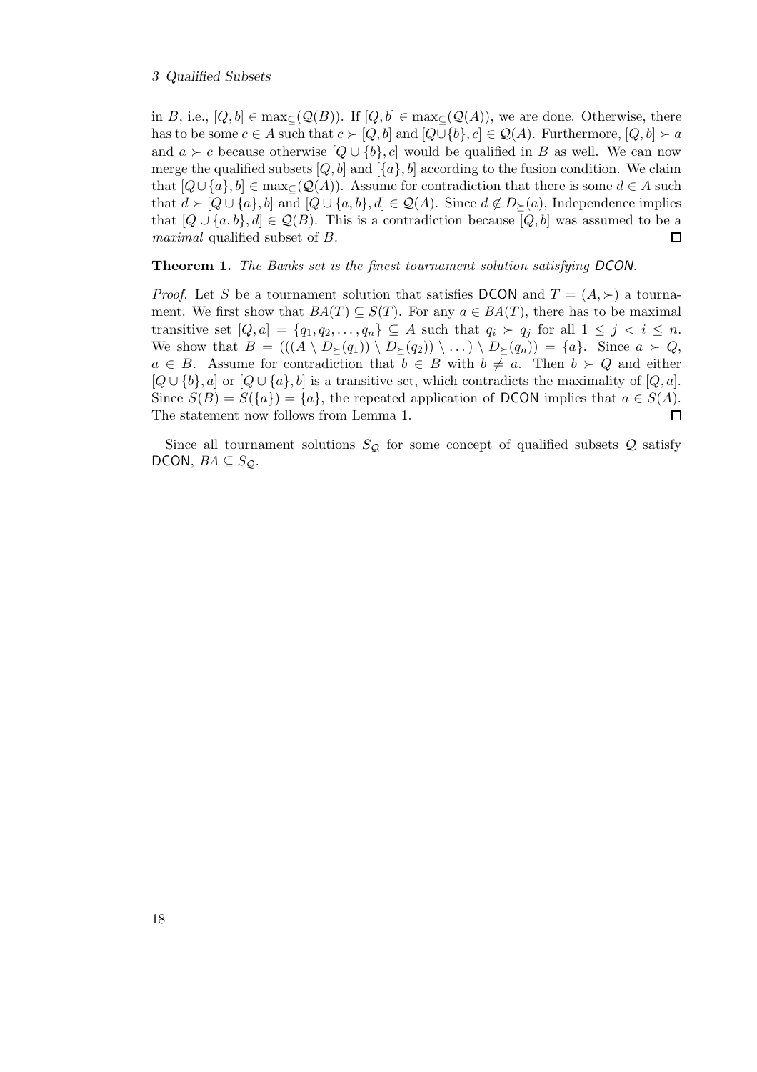in $B$, i.e., $[Q, b] \in \max_{\subseteq}(\mathcal{Q}(B))$. If $[Q, b] \in \max_{\subseteq}(\mathcal{Q}(A))$, we are done. Otherwise, there has to be some $c \in A$ such that $c \succ [Q, b]$ and $[Q \cup \{b\}, c] \in \mathcal{Q}(A)$. Furthermore, $[Q, b] \succ a$ and $a \succ c$ because otherwise $[Q \cup \{b\}, c]$ would be qualified in $B$ as well. We can now merge the qualified subsets $[Q, b]$ and $[\{a\}, b]$ according to the fusion condition. We claim that $[Q \cup \{a\}, b] \in \max_{\subseteq}(\mathcal{Q}(A))$. Assume for contradiction that there is some $d \in A$ such that $d \succ [Q \cup \{a\}, b]$ and $[Q \cup \{a, b\}, d] \in \mathcal{Q}(A)$. Since $d \notin D_{\succeq}(a)$, Independence implies that $[Q \cup \{a, b\}, d] \in \mathcal{Q}(B)$. This is a contradiction because $[Q, b]$ was assumed to be a *maximal* qualified subset of $B$. $\square$

**Theorem 1.** *The Banks set is the finest tournament solution satisfying DCON.*

*Proof.* Let $S$ be a tournament solution that satisfies DCON and $T = (A, \succ)$ a tournament. We first show that $BA(T) \subseteq S(T)$. For any $a \in BA(T)$, there has to be maximal transitive set $[Q, a] = \{q_1, q_2, \ldots, q_n\} \subseteq A$ such that $q_i \succ q_j$ for all $1 \leq j < i \leq n$. We show that $B = (((A \setminus D_{\succeq}(q_1)) \setminus D_{\succeq}(q_2)) \setminus \ldots) \setminus D_{\succeq}(q_n)) = \{a\}$. Since $a \succ Q$, $a \in B$. Assume for contradiction that $b \in B$ with $b \neq a$. Then $b \succ Q$ and either $[Q \cup \{b\}, a]$ or $[Q \cup \{a\}, b]$ is a transitive set, which contradicts the maximality of $[Q, a]$. Since $S(B) = S(\{a\}) = \{a\}$, the repeated application of DCON implies that $a \in S(A)$. The statement now follows from Lemma 1. $\square$

Since all tournament solutions $S_{\mathcal{Q}}$ for some concept of qualified subsets $\mathcal{Q}$ satisfy DCON, $BA \subseteq S_{\mathcal{Q}}$.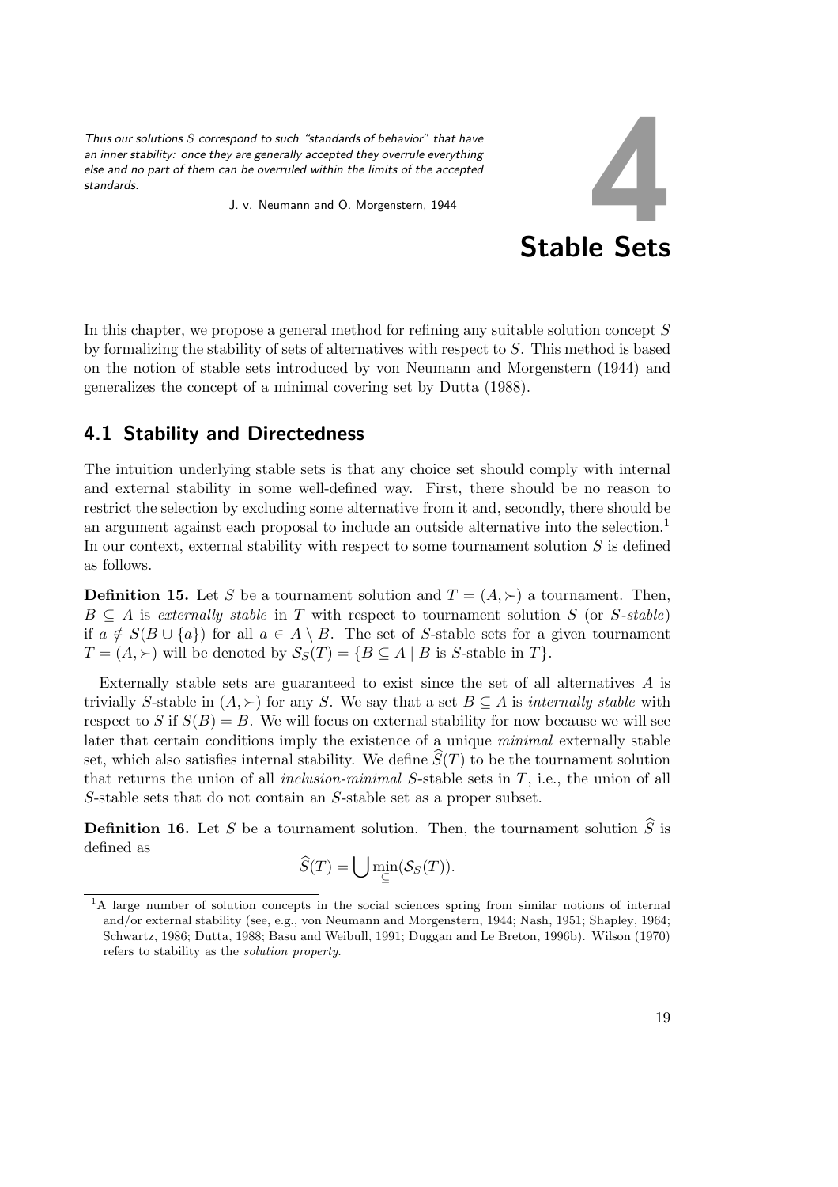*Thus our solutions $S$ correspond to such "standards of behavior" that have an inner stability: once they are generally accepted they overrule everything else and no part of them can be overruled within the limits of the accepted standards.*

J. v. Neumann and O. Morgenstern, 1944

# 4 Stable Sets

In this chapter, we propose a general method for refining any suitable solution concept $S$ by formalizing the stability of sets of alternatives with respect to $S$. This method is based on the notion of stable sets introduced by von Neumann and Morgenstern (1944) and generalizes the concept of a minimal covering set by Dutta (1988).

## 4.1 Stability and Directedness

The intuition underlying stable sets is that any choice set should comply with internal and external stability in some well-defined way. First, there should be no reason to restrict the selection by excluding some alternative from it and, secondly, there should be an argument against each proposal to include an outside alternative into the selection.[1] In our context, external stability with respect to some tournament solution $S$ is defined as follows.

**Definition 15.** Let $S$ be a tournament solution and $T = (A, \succ)$ a tournament. Then, $B \subseteq A$ is *externally stable* in $T$ with respect to tournament solution $S$ (or $S$-*stable*) if $a \notin S(B \cup \{a\})$ for all $a \in A \setminus B$. The set of $S$-stable sets for a given tournament $T = (A, \succ)$ will be denoted by $\mathcal{S}_S(T) = \{B \subseteq A \mid B \text{ is } S\text{-stable in } T\}$.

Externally stable sets are guaranteed to exist since the set of all alternatives $A$ is trivially $S$-stable in $(A, \succ)$ for any $S$. We say that a set $B \subseteq A$ is *internally stable* with respect to $S$ if $S(B) = B$. We will focus on external stability for now because we will see later that certain conditions imply the existence of a unique *minimal* externally stable set, which also satisfies internal stability. We define $\widehat{S}(T)$ to be the tournament solution that returns the union of all *inclusion-minimal* $S$-stable sets in $T$, i.e., the union of all $S$-stable sets that do not contain an $S$-stable set as a proper subset.

**Definition 16.** Let $S$ be a tournament solution. Then, the tournament solution $\widehat{S}$ is defined as

$$\widehat{S}(T) = \bigcup \min_{\subseteq}(\mathcal{S}_S(T)).$$

[1] A large number of solution concepts in the social sciences spring from similar notions of internal and/or external stability (see, e.g., von Neumann and Morgenstern, 1944; Nash, 1951; Shapley, 1964; Schwartz, 1986; Dutta, 1988; Basu and Weibull, 1991; Duggan and Le Breton, 1996b). Wilson (1970) refers to stability as the *solution property*.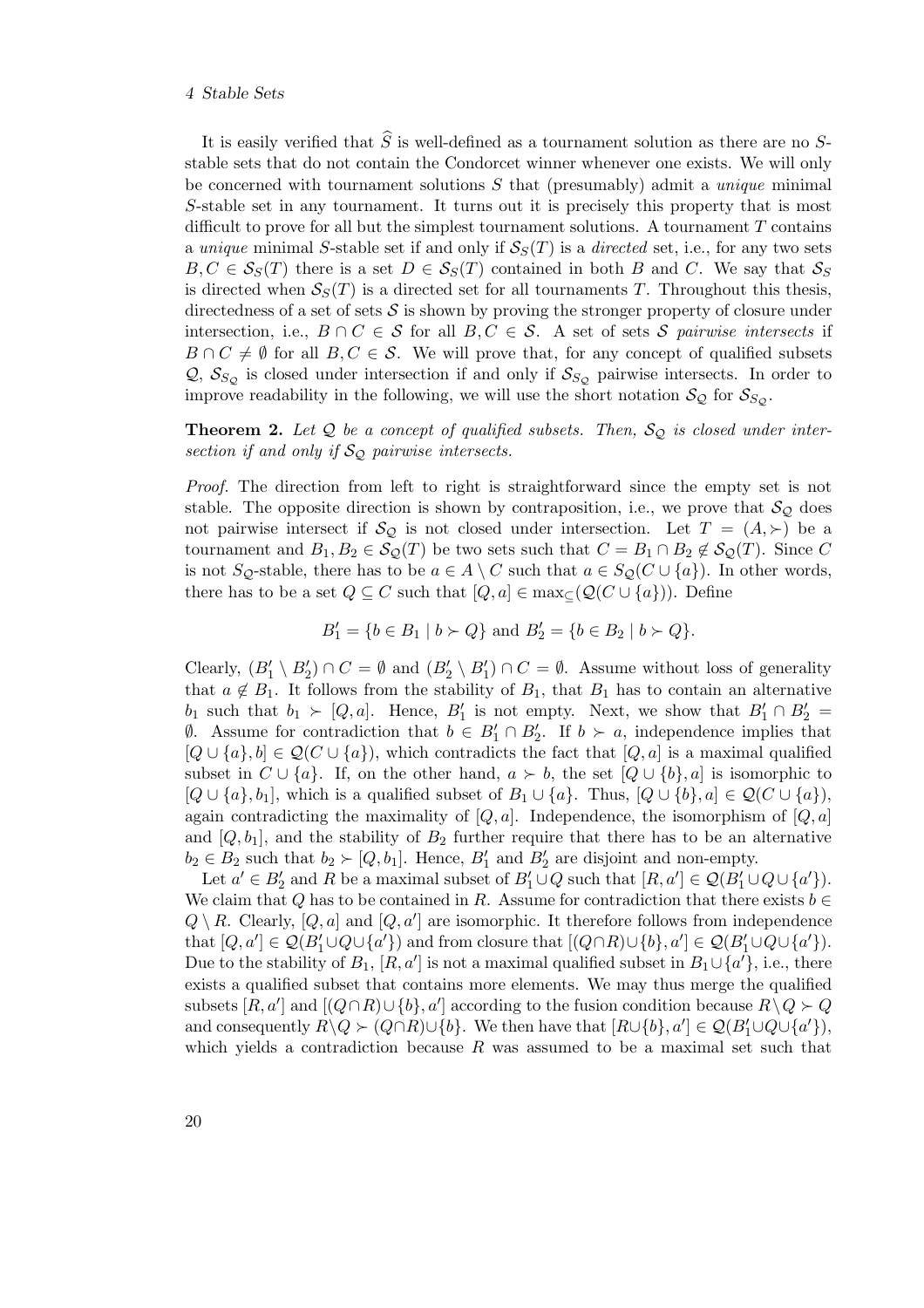It is easily verified that $\widehat{S}$ is well-defined as a tournament solution as there are no $S$-stable sets that do not contain the Condorcet winner whenever one exists. We will only be concerned with tournament solutions $S$ that (presumably) admit a *unique* minimal $S$-stable set in any tournament. It turns out it is precisely this property that is most difficult to prove for all but the simplest tournament solutions. A tournament $T$ contains a *unique* minimal $S$-stable set if and only if $\mathcal{S}_S(T)$ is a *directed* set, i.e., for any two sets $B, C \in \mathcal{S}_S(T)$ there is a set $D \in \mathcal{S}_S(T)$ contained in both $B$ and $C$. We say that $\mathcal{S}_S$ is directed when $\mathcal{S}_S(T)$ is a directed set for all tournaments $T$. Throughout this thesis, directedness of a set of sets $\mathcal{S}$ is shown by proving the stronger property of closure under intersection, i.e., $B \cap C \in \mathcal{S}$ for all $B, C \in \mathcal{S}$. A set of sets $\mathcal{S}$ *pairwise intersects* if $B \cap C \neq \emptyset$ for all $B, C \in \mathcal{S}$. We will prove that, for any concept of qualified subsets $\mathcal{Q}$, $\mathcal{S}_{S_\mathcal{Q}}$ is closed under intersection if and only if $\mathcal{S}_{S_\mathcal{Q}}$ pairwise intersects. In order to improve readability in the following, we will use the short notation $\mathcal{S}_\mathcal{Q}$ for $\mathcal{S}_{S_\mathcal{Q}}$.

**Theorem 2.** *Let $\mathcal{Q}$ be a concept of qualified subsets. Then, $\mathcal{S}_\mathcal{Q}$ is closed under intersection if and only if $\mathcal{S}_\mathcal{Q}$ pairwise intersects.*

*Proof.* The direction from left to right is straightforward since the empty set is not stable. The opposite direction is shown by contraposition, i.e., we prove that $\mathcal{S}_\mathcal{Q}$ does not pairwise intersect if $\mathcal{S}_\mathcal{Q}$ is not closed under intersection. Let $T = (A, \succ)$ be a tournament and $B_1, B_2 \in \mathcal{S}_\mathcal{Q}(T)$ be two sets such that $C = B_1 \cap B_2 \notin \mathcal{S}_\mathcal{Q}(T)$. Since $C$ is not $S_\mathcal{Q}$-stable, there has to be $a \in A \setminus C$ such that $a \in S_\mathcal{Q}(C \cup \{a\})$. In other words, there has to be a set $Q \subseteq C$ such that $[Q, a] \in \max_\subseteq(\mathcal{Q}(C \cup \{a\}))$. Define

$$B_1' = \{b \in B_1 \mid b \succ Q\} \text{ and } B_2' = \{b \in B_2 \mid b \succ Q\}.$$

Clearly, $(B_1' \setminus B_2') \cap C = \emptyset$ and $(B_2' \setminus B_1') \cap C = \emptyset$. Assume without loss of generality that $a \notin B_1$. It follows from the stability of $B_1$, that $B_1$ has to contain an alternative $b_1$ such that $b_1 \succ [Q, a]$. Hence, $B_1'$ is not empty. Next, we show that $B_1' \cap B_2' = \emptyset$. Assume for contradiction that $b \in B_1' \cap B_2'$. If $b \succ a$, independence implies that $[Q \cup \{a\}, b] \in \mathcal{Q}(C \cup \{a\})$, which contradicts the fact that $[Q, a]$ is a maximal qualified subset in $C \cup \{a\}$. If, on the other hand, $a \succ b$, the set $[Q \cup \{b\}, a]$ is isomorphic to $[Q \cup \{a\}, b_1]$, which is a qualified subset of $B_1 \cup \{a\}$. Thus, $[Q \cup \{b\}, a] \in \mathcal{Q}(C \cup \{a\})$, again contradicting the maximality of $[Q, a]$. Independence, the isomorphism of $[Q, a]$ and $[Q, b_1]$, and the stability of $B_2$ further require that there has to be an alternative $b_2 \in B_2$ such that $b_2 \succ [Q, b_1]$. Hence, $B_1'$ and $B_2'$ are disjoint and non-empty.

Let $a' \in B_2'$ and $R$ be a maximal subset of $B_1' \cup Q$ such that $[R, a'] \in \mathcal{Q}(B_1' \cup Q \cup \{a'\})$. We claim that $Q$ has to be contained in $R$. Assume for contradiction that there exists $b \in Q \setminus R$. Clearly, $[Q, a]$ and $[Q, a']$ are isomorphic. It therefore follows from independence that $[Q, a'] \in \mathcal{Q}(B_1' \cup Q \cup \{a'\})$ and from closure that $[(Q \cap R) \cup \{b\}, a'] \in \mathcal{Q}(B_1' \cup Q \cup \{a'\})$. Due to the stability of $B_1$, $[R, a']$ is not a maximal qualified subset in $B_1 \cup \{a'\}$, i.e., there exists a qualified subset that contains more elements. We may thus merge the qualified subsets $[R, a']$ and $[(Q \cap R) \cup \{b\}, a']$ according to the fusion condition because $R \setminus Q \succ Q$ and consequently $R \setminus Q \succ (Q \cap R) \cup \{b\}$. We then have that $[R \cup \{b\}, a'] \in \mathcal{Q}(B_1' \cup Q \cup \{a'\})$, which yields a contradiction because $R$ was assumed to be a maximal set such that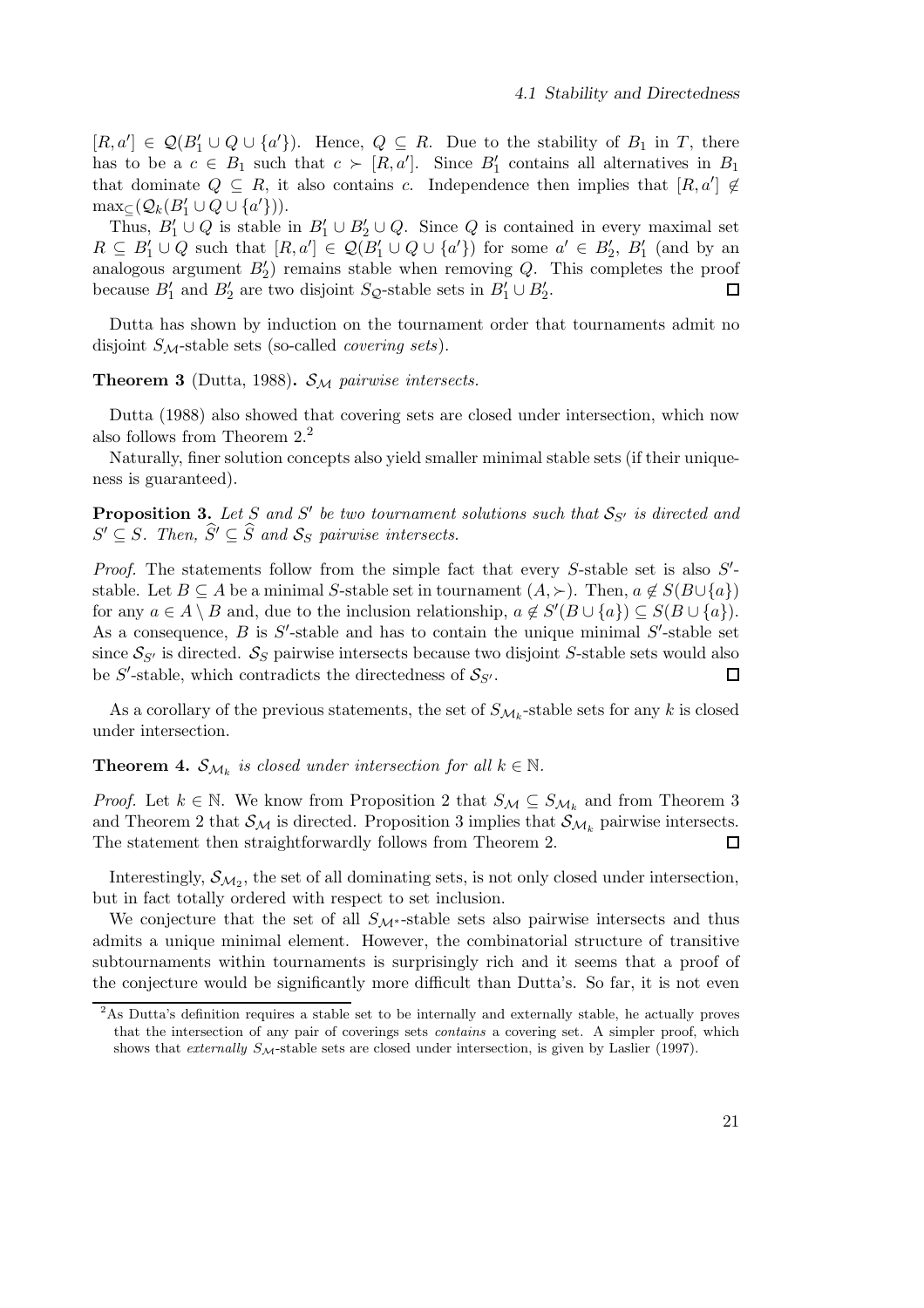$[R, a'] \in \mathcal{Q}(B'_1 \cup Q \cup \{a'\})$. Hence, $Q \subseteq R$. Due to the stability of $B_1$ in $T$, there has to be a $c \in B_1$ such that $c \succ [R, a']$. Since $B'_1$ contains all alternatives in $B_1$ that dominate $Q \subseteq R$, it also contains $c$. Independence then implies that $[R, a'] \notin \max_{\subseteq}(\mathcal{Q}_k(B'_1 \cup Q \cup \{a'\}))$.

Thus, $B'_1 \cup Q$ is stable in $B'_1 \cup B'_2 \cup Q$. Since $Q$ is contained in every maximal set $R \subseteq B'_1 \cup Q$ such that $[R, a'] \in \mathcal{Q}(B'_1 \cup Q \cup \{a'\})$ for some $a' \in B'_2$, $B'_1$ (and by an analogous argument $B'_2$) remains stable when removing $Q$. This completes the proof because $B'_1$ and $B'_2$ are two disjoint $S_{\mathcal{Q}}$-stable sets in $B'_1 \cup B'_2$. ∎

Dutta has shown by induction on the tournament order that tournaments admit no disjoint $S_{\mathcal{M}}$-stable sets (so-called *covering sets*).

**Theorem 3** (Dutta, 1988). *$\mathcal{S}_{\mathcal{M}}$ pairwise intersects.*

Dutta (1988) also showed that covering sets are closed under intersection, which now also follows from Theorem 2.[2]

Naturally, finer solution concepts also yield smaller minimal stable sets (if their uniqueness is guaranteed).

**Proposition 3.** *Let $S$ and $S'$ be two tournament solutions such that $\mathcal{S}_{S'}$ is directed and $S' \subseteq S$. Then, $\widehat{S}' \subseteq \widehat{S}$ and $\mathcal{S}_S$ pairwise intersects.*

*Proof.* The statements follow from the simple fact that every $S$-stable set is also $S'$-stable. Let $B \subseteq A$ be a minimal $S$-stable set in tournament $(A, \succ)$. Then, $a \notin S(B \cup \{a\})$ for any $a \in A \setminus B$ and, due to the inclusion relationship, $a \notin S'(B \cup \{a\}) \subseteq S(B \cup \{a\})$. As a consequence, $B$ is $S'$-stable and has to contain the unique minimal $S'$-stable set since $\mathcal{S}_{S'}$ is directed. $\mathcal{S}_S$ pairwise intersects because two disjoint $S$-stable sets would also be $S'$-stable, which contradicts the directedness of $\mathcal{S}_{S'}$. ∎

As a corollary of the previous statements, the set of $S_{\mathcal{M}_k}$-stable sets for any $k$ is closed under intersection.

**Theorem 4.** *$\mathcal{S}_{\mathcal{M}_k}$ is closed under intersection for all $k \in \mathbb{N}$.*

*Proof.* Let $k \in \mathbb{N}$. We know from Proposition 2 that $S_{\mathcal{M}} \subseteq S_{\mathcal{M}_k}$ and from Theorem 3 and Theorem 2 that $\mathcal{S}_{\mathcal{M}}$ is directed. Proposition 3 implies that $\mathcal{S}_{\mathcal{M}_k}$ pairwise intersects. The statement then straightforwardly follows from Theorem 2. ∎

Interestingly, $\mathcal{S}_{\mathcal{M}_2}$, the set of all dominating sets, is not only closed under intersection, but in fact totally ordered with respect to set inclusion.

We conjecture that the set of all $S_{\mathcal{M}^*}$-stable sets also pairwise intersects and thus admits a unique minimal element. However, the combinatorial structure of transitive subtournaments within tournaments is surprisingly rich and it seems that a proof of the conjecture would be significantly more difficult than Dutta's. So far, it is not even

[2] As Dutta's definition requires a stable set to be internally and externally stable, he actually proves that the intersection of any pair of coverings sets *contains* a covering set. A simpler proof, which shows that *externally* $S_{\mathcal{M}}$-stable sets are closed under intersection, is given by Laslier (1997).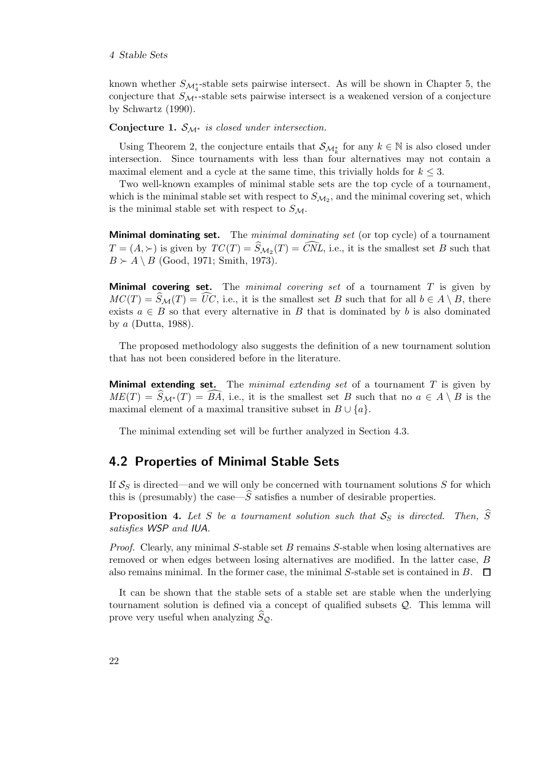known whether $S_{\mathcal{M}_4^*}$-stable sets pairwise intersect. As will be shown in Chapter 5, the conjecture that $S_{\mathcal{M}^*}$-stable sets pairwise intersect is a weakened version of a conjecture by Schwartz (1990).

**Conjecture 1.** *$\mathcal{S}_{\mathcal{M}^*}$ is closed under intersection.*

Using Theorem 2, the conjecture entails that $\mathcal{S}_{\mathcal{M}_k^*}$ for any $k \in \mathbb{N}$ is also closed under intersection. Since tournaments with less than four alternatives may not contain a maximal element and a cycle at the same time, this trivially holds for $k \leq 3$.

Two well-known examples of minimal stable sets are the top cycle of a tournament, which is the minimal stable set with respect to $S_{\mathcal{M}_2}$, and the minimal covering set, which is the minimal stable set with respect to $S_{\mathcal{M}}$.

**Minimal dominating set.** The *minimal dominating set* (or top cycle) of a tournament $T = (A, \succ)$ is given by $TC(T) = \widehat{S}_{\mathcal{M}_2}(T) = \widehat{CNL}$, i.e., it is the smallest set $B$ such that $B \succ A \setminus B$ (Good, 1971; Smith, 1973).

**Minimal covering set.** The *minimal covering set* of a tournament $T$ is given by $MC(T) = \widehat{S}_{\mathcal{M}}(T) = \widehat{UC}$, i.e., it is the smallest set $B$ such that for all $b \in A \setminus B$, there exists $a \in B$ so that every alternative in $B$ that is dominated by $b$ is also dominated by $a$ (Dutta, 1988).

The proposed methodology also suggests the definition of a new tournament solution that has not been considered before in the literature.

**Minimal extending set.** The *minimal extending set* of a tournament $T$ is given by $ME(T) = \widehat{S}_{\mathcal{M}^*}(T) = \widehat{BA}$, i.e., it is the smallest set $B$ such that no $a \in A \setminus B$ is the maximal element of a maximal transitive subset in $B \cup \{a\}$.

The minimal extending set will be further analyzed in Section 4.3.

## 4.2 Properties of Minimal Stable Sets

If $\mathcal{S}_S$ is directed—and we will only be concerned with tournament solutions $S$ for which this is (presumably) the case—$\widehat{S}$ satisfies a number of desirable properties.

**Proposition 4.** *Let $S$ be a tournament solution such that $\mathcal{S}_S$ is directed. Then, $\widehat{S}$ satisfies WSP and IUA.*

*Proof.* Clearly, any minimal $S$-stable set $B$ remains $S$-stable when losing alternatives are removed or when edges between losing alternatives are modified. In the latter case, $B$ also remains minimal. In the former case, the minimal $S$-stable set is contained in $B$. □

It can be shown that the stable sets of a stable set are stable when the underlying tournament solution is defined via a concept of qualified subsets $\mathcal{Q}$. This lemma will prove very useful when analyzing $\widehat{S}_{\mathcal{Q}}$.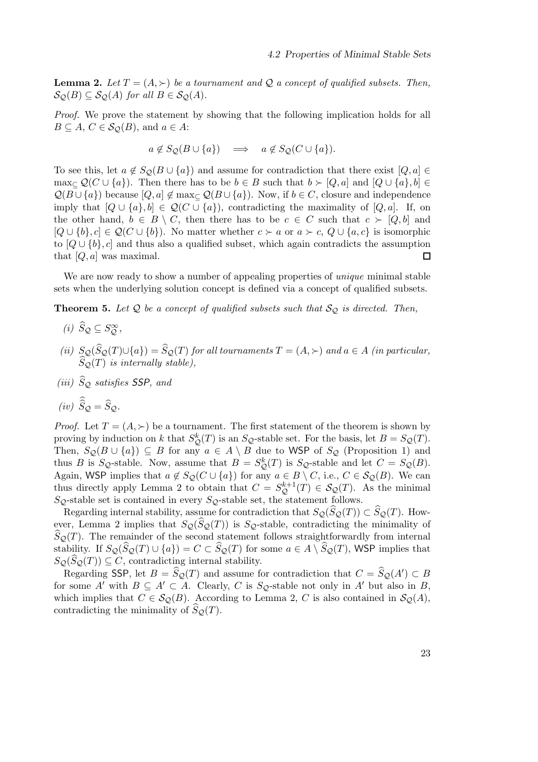**Lemma 2.** *Let $T = (A, \succ)$ be a tournament and $\mathcal{Q}$ a concept of qualified subsets. Then, $\mathcal{S}_{\mathcal{Q}}(B) \subseteq \mathcal{S}_{\mathcal{Q}}(A)$ for all $B \in \mathcal{S}_{\mathcal{Q}}(A)$.*

*Proof.* We prove the statement by showing that the following implication holds for all $B \subseteq A$, $C \in \mathcal{S}_{\mathcal{Q}}(B)$, and $a \in A$:

$$a \notin S_{\mathcal{Q}}(B \cup \{a\}) \quad \Longrightarrow \quad a \notin S_{\mathcal{Q}}(C \cup \{a\}).$$

To see this, let $a \notin S_{\mathcal{Q}}(B \cup \{a\})$ and assume for contradiction that there exist $[Q, a] \in \max_{\subseteq} \mathcal{Q}(C \cup \{a\})$. Then there has to be $b \in B$ such that $b \succ [Q, a]$ and $[Q \cup \{a\}, b] \in \mathcal{Q}(B \cup \{a\})$ because $[Q, a] \notin \max_{\subseteq} \mathcal{Q}(B \cup \{a\})$. Now, if $b \in C$, closure and independence imply that $[Q \cup \{a\}, b] \in \mathcal{Q}(C \cup \{a\})$, contradicting the maximality of $[Q, a]$. If, on the other hand, $b \in B \setminus C$, then there has to be $c \in C$ such that $c \succ [Q, b]$ and $[Q \cup \{b\}, c] \in \mathcal{Q}(C \cup \{b\})$. No matter whether $c \succ a$ or $a \succ c$, $Q \cup \{a, c\}$ is isomorphic to $[Q \cup \{b\}, c]$ and thus also a qualified subset, which again contradicts the assumption that $[Q, a]$ was maximal. $\square$

We are now ready to show a number of appealing properties of *unique* minimal stable sets when the underlying solution concept is defined via a concept of qualified subsets.

**Theorem 5.** *Let $\mathcal{Q}$ be a concept of qualified subsets such that $\mathcal{S}_{\mathcal{Q}}$ is directed. Then,*

*(i)* $\widehat{S}_{\mathcal{Q}} \subseteq S_{\mathcal{Q}}^{\infty}$,

*(ii)* $S_{\mathcal{Q}}(\widehat{S}_{\mathcal{Q}}(T) \cup \{a\}) = \widehat{S}_{\mathcal{Q}}(T)$ *for all tournaments $T = (A, \succ)$ and $a \in A$ (in particular, $\widehat{S}_{\mathcal{Q}}(T)$ is internally stable),*

*(iii)* $\widehat{S}_{\mathcal{Q}}$ *satisfies* SSP, *and*

*(iv)* $\widehat{\widehat{S}}_{\mathcal{Q}} = \widehat{S}_{\mathcal{Q}}$.

*Proof.* Let $T = (A, \succ)$ be a tournament. The first statement of the theorem is shown by proving by induction on $k$ that $S_{\mathcal{Q}}^{k}(T)$ is an $S_{\mathcal{Q}}$-stable set. For the basis, let $B = S_{\mathcal{Q}}(T)$. Then, $S_{\mathcal{Q}}(B \cup \{a\}) \subseteq B$ for any $a \in A \setminus B$ due to WSP of $S_{\mathcal{Q}}$ (Proposition 1) and thus $B$ is $S_{\mathcal{Q}}$-stable. Now, assume that $B = S_{\mathcal{Q}}^{k}(T)$ is $S_{\mathcal{Q}}$-stable and let $C = S_{\mathcal{Q}}(B)$. Again, WSP implies that $a \notin S_{\mathcal{Q}}(C \cup \{a\})$ for any $a \in B \setminus C$, i.e., $C \in \mathcal{S}_{\mathcal{Q}}(B)$. We can thus directly apply Lemma 2 to obtain that $C = S_{\mathcal{Q}}^{k+1}(T) \in \mathcal{S}_{\mathcal{Q}}(T)$. As the minimal $S_{\mathcal{Q}}$-stable set is contained in every $S_{\mathcal{Q}}$-stable set, the statement follows.

Regarding internal stability, assume for contradiction that $S_{\mathcal{Q}}(\widehat{S}_{\mathcal{Q}}(T)) \subset \widehat{S}_{\mathcal{Q}}(T)$. However, Lemma 2 implies that $S_{\mathcal{Q}}(\widehat{S}_{\mathcal{Q}}(T))$ is $S_{\mathcal{Q}}$-stable, contradicting the minimality of $\widehat{S}_{\mathcal{Q}}(T)$. The remainder of the second statement follows straightforwardly from internal stability. If $S_{\mathcal{Q}}(\widehat{S}_{\mathcal{Q}}(T) \cup \{a\}) = C \subset \widehat{S}_{\mathcal{Q}}(T)$ for some $a \in A \setminus \widehat{S}_{\mathcal{Q}}(T)$, WSP implies that $S_{\mathcal{Q}}(\widehat{S}_{\mathcal{Q}}(T)) \subseteq C$, contradicting internal stability.

Regarding SSP, let $B = \widehat{S}_{\mathcal{Q}}(T)$ and assume for contradiction that $C = \widehat{S}_{\mathcal{Q}}(A') \subset B$ for some $A'$ with $B \subseteq A' \subset A$. Clearly, $C$ is $S_{\mathcal{Q}}$-stable not only in $A'$ but also in $B$, which implies that $C \in \mathcal{S}_{\mathcal{Q}}(B)$. According to Lemma 2, $C$ is also contained in $\mathcal{S}_{\mathcal{Q}}(A)$, contradicting the minimality of $\widehat{S}_{\mathcal{Q}}(T)$.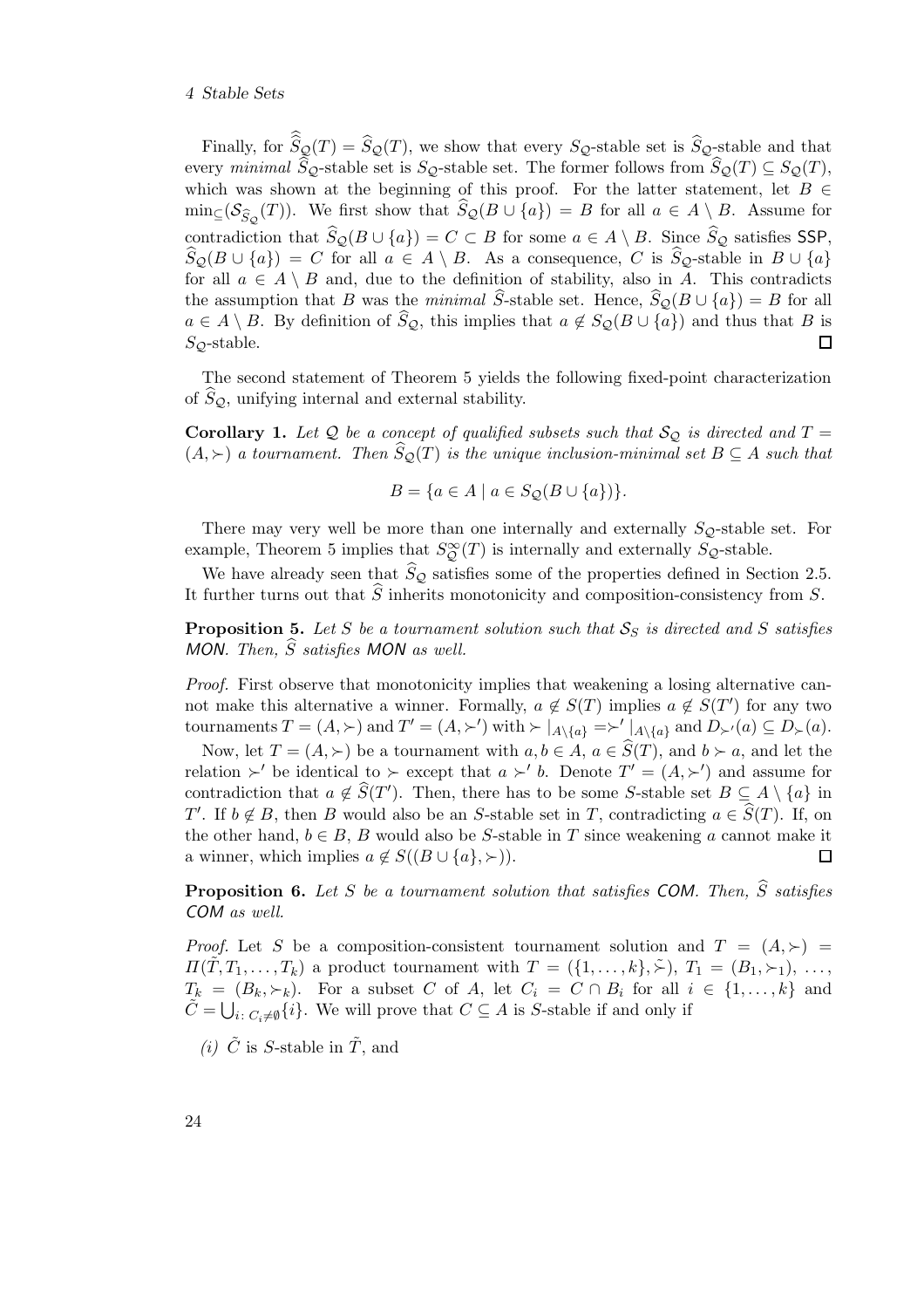Finally, for $\widehat{\widehat{S}}_{\mathcal{Q}}(T) = \widehat{S}_{\mathcal{Q}}(T)$, we show that every $S_{\mathcal{Q}}$-stable set is $\widehat{S}_{\mathcal{Q}}$-stable and that every *minimal* $\widehat{S}_{\mathcal{Q}}$-stable set is $S_{\mathcal{Q}}$-stable set. The former follows from $\widehat{S}_{\mathcal{Q}}(T) \subseteq S_{\mathcal{Q}}(T)$, which was shown at the beginning of this proof. For the latter statement, let $B \in \min_{\subseteq}(\mathcal{S}_{\widehat{S}_{\mathcal{Q}}}(T))$. We first show that $\widehat{S}_{\mathcal{Q}}(B \cup \{a\}) = B$ for all $a \in A \setminus B$. Assume for contradiction that $\widehat{S}_{\mathcal{Q}}(B \cup \{a\}) = C \subset B$ for some $a \in A \setminus B$. Since $\widehat{S}_{\mathcal{Q}}$ satisfies SSP, $\widehat{S}_{\mathcal{Q}}(B \cup \{a\}) = C$ for all $a \in A \setminus B$. As a consequence, $C$ is $\widehat{S}_{\mathcal{Q}}$-stable in $B \cup \{a\}$ for all $a \in A \setminus B$ and, due to the definition of stability, also in $A$. This contradicts the assumption that $B$ was the *minimal* $\widehat{S}$-stable set. Hence, $\widehat{S}_{\mathcal{Q}}(B \cup \{a\}) = B$ for all $a \in A \setminus B$. By definition of $\widehat{S}_{\mathcal{Q}}$, this implies that $a \notin S_{\mathcal{Q}}(B \cup \{a\})$ and thus that $B$ is $S_{\mathcal{Q}}$-stable. $\square$

The second statement of Theorem 5 yields the following fixed-point characterization of $\widehat{S}_{\mathcal{Q}}$, unifying internal and external stability.

**Corollary 1.** *Let $\mathcal{Q}$ be a concept of qualified subsets such that $\mathcal{S}_{\mathcal{Q}}$ is directed and $T = (A, \succ)$ a tournament. Then $\widehat{S}_{\mathcal{Q}}(T)$ is the unique inclusion-minimal set $B \subseteq A$ such that*

$$B = \{a \in A \mid a \in S_{\mathcal{Q}}(B \cup \{a\})\}.$$

There may very well be more than one internally and externally $S_{\mathcal{Q}}$-stable set. For example, Theorem 5 implies that $S_{\mathcal{Q}}^{\infty}(T)$ is internally and externally $S_{\mathcal{Q}}$-stable.

We have already seen that $\widehat{S}_{\mathcal{Q}}$ satisfies some of the properties defined in Section 2.5. It further turns out that $\widehat{S}$ inherits monotonicity and composition-consistency from $S$.

**Proposition 5.** *Let $S$ be a tournament solution such that $\mathcal{S}_S$ is directed and $S$ satisfies MON. Then, $\widehat{S}$ satisfies MON as well.*

*Proof.* First observe that monotonicity implies that weakening a losing alternative cannot make this alternative a winner. Formally, $a \notin S(T)$ implies $a \notin S(T')$ for any two tournaments $T = (A, \succ)$ and $T' = (A, \succ')$ with $\succ|_{A\setminus\{a\}} = \succ'|_{A\setminus\{a\}}$ and $D_{\succ'}(a) \subseteq D_{\succ}(a)$.

Now, let $T = (A, \succ)$ be a tournament with $a, b \in A$, $a \in \widehat{S}(T)$, and $b \succ a$, and let the relation $\succ'$ be identical to $\succ$ except that $a \succ' b$. Denote $T' = (A, \succ')$ and assume for contradiction that $a \notin \widehat{S}(T')$. Then, there has to be some $S$-stable set $B \subseteq A \setminus \{a\}$ in $T'$. If $b \notin B$, then $B$ would also be an $S$-stable set in $T$, contradicting $a \in \widehat{S}(T)$. If, on the other hand, $b \in B$, $B$ would also be $S$-stable in $T$ since weakening $a$ cannot make it a winner, which implies $a \notin S((B \cup \{a\}, \succ))$. $\square$

**Proposition 6.** *Let $S$ be a tournament solution that satisfies COM. Then, $\widehat{S}$ satisfies COM as well.*

*Proof.* Let $S$ be a composition-consistent tournament solution and $T = (A, \succ) = \Pi(\tilde{T}, T_1, \ldots, T_k)$ a product tournament with $T = (\{1, \ldots, k\}, \tilde{\succ})$, $T_1 = (B_1, \succ_1)$, $\ldots$, $T_k = (B_k, \succ_k)$. For a subset $C$ of $A$, let $C_i = C \cap B_i$ for all $i \in \{1, \ldots, k\}$ and $\tilde{C} = \bigcup_{i\colon C_i \neq \emptyset} \{i\}$. We will prove that $C \subseteq A$ is $S$-stable if and only if

*(i)* $\tilde{C}$ is $S$-stable in $\tilde{T}$, and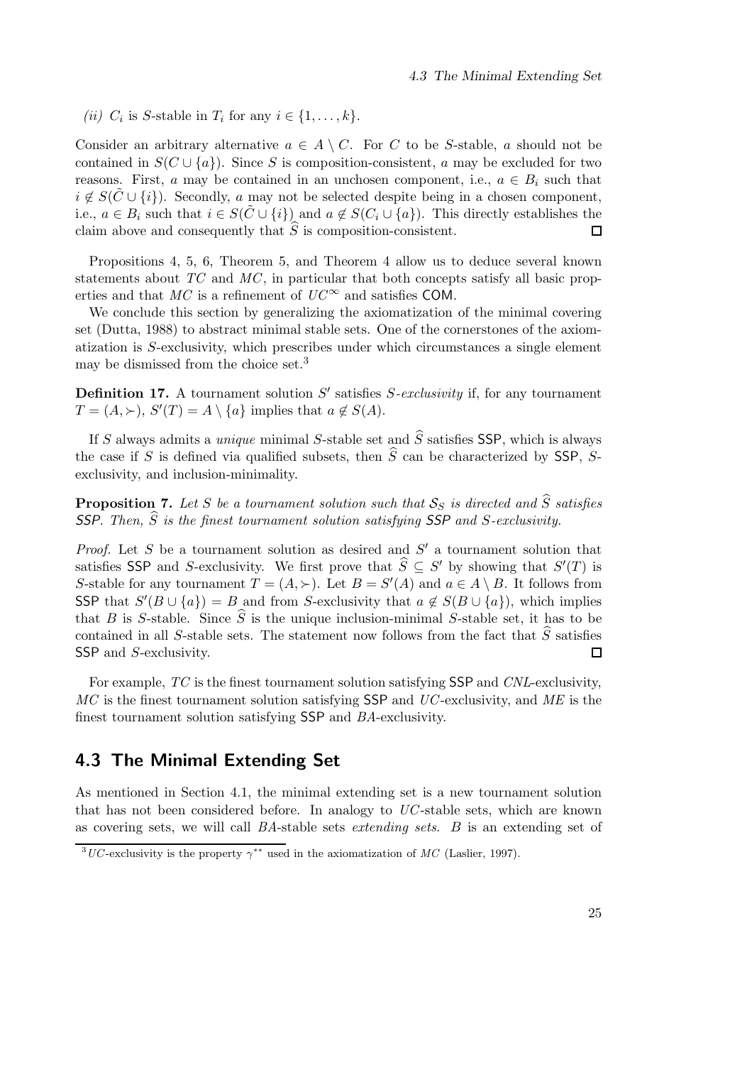*(ii)* $C_i$ is $S$-stable in $T_i$ for any $i \in \{1, \ldots, k\}$.

Consider an arbitrary alternative $a \in A \setminus C$. For $C$ to be $S$-stable, $a$ should not be contained in $S(C \cup \{a\})$. Since $S$ is composition-consistent, $a$ may be excluded for two reasons. First, $a$ may be contained in an unchosen component, i.e., $a \in B_i$ such that $i \notin S(\tilde{C} \cup \{i\})$. Secondly, $a$ may not be selected despite being in a chosen component, i.e., $a \in B_i$ such that $i \in S(\tilde{C} \cup \{i\})$ and $a \notin S(C_i \cup \{a\})$. This directly establishes the claim above and consequently that $\widehat{S}$ is composition-consistent. ☐

Propositions 4, 5, 6, Theorem 5, and Theorem 4 allow us to deduce several known statements about $TC$ and $MC$, in particular that both concepts satisfy all basic properties and that $MC$ is a refinement of $UC^\infty$ and satisfies COM.

We conclude this section by generalizing the axiomatization of the minimal covering set (Dutta, 1988) to abstract minimal stable sets. One of the cornerstones of the axiomatization is $S$-exclusivity, which prescribes under which circumstances a single element may be dismissed from the choice set.[3]

**Definition 17.** A tournament solution $S'$ satisfies *$S$-exclusivity* if, for any tournament $T = (A, \succ)$, $S'(T) = A \setminus \{a\}$ implies that $a \notin S(A)$.

If $S$ always admits a *unique* minimal $S$-stable set and $\widehat{S}$ satisfies SSP, which is always the case if $S$ is defined via qualified subsets, then $\widehat{S}$ can be characterized by SSP, $S$-exclusivity, and inclusion-minimality.

**Proposition 7.** *Let $S$ be a tournament solution such that $\mathcal{S}_S$ is directed and $\widehat{S}$ satisfies SSP. Then, $\widehat{S}$ is the finest tournament solution satisfying SSP and $S$-exclusivity.*

*Proof.* Let $S$ be a tournament solution as desired and $S'$ a tournament solution that satisfies SSP and $S$-exclusivity. We first prove that $\widehat{S} \subseteq S'$ by showing that $S'(T)$ is $S$-stable for any tournament $T = (A, \succ)$. Let $B = S'(A)$ and $a \in A \setminus B$. It follows from SSP that $S'(B \cup \{a\}) = B$ and from $S$-exclusivity that $a \notin S(B \cup \{a\})$, which implies that $B$ is $S$-stable. Since $\widehat{S}$ is the unique inclusion-minimal $S$-stable set, it has to be contained in all $S$-stable sets. The statement now follows from the fact that $\widehat{S}$ satisfies SSP and $S$-exclusivity. ☐

For example, $TC$ is the finest tournament solution satisfying SSP and $CNL$-exclusivity, $MC$ is the finest tournament solution satisfying SSP and $UC$-exclusivity, and $ME$ is the finest tournament solution satisfying SSP and $BA$-exclusivity.

## 4.3 The Minimal Extending Set

As mentioned in Section 4.1, the minimal extending set is a new tournament solution that has not been considered before. In analogy to $UC$-stable sets, which are known as covering sets, we will call $BA$-stable sets *extending sets*. $B$ is an extending set of

[3] $UC$-exclusivity is the property $\gamma^{**}$ used in the axiomatization of $MC$ (Laslier, 1997).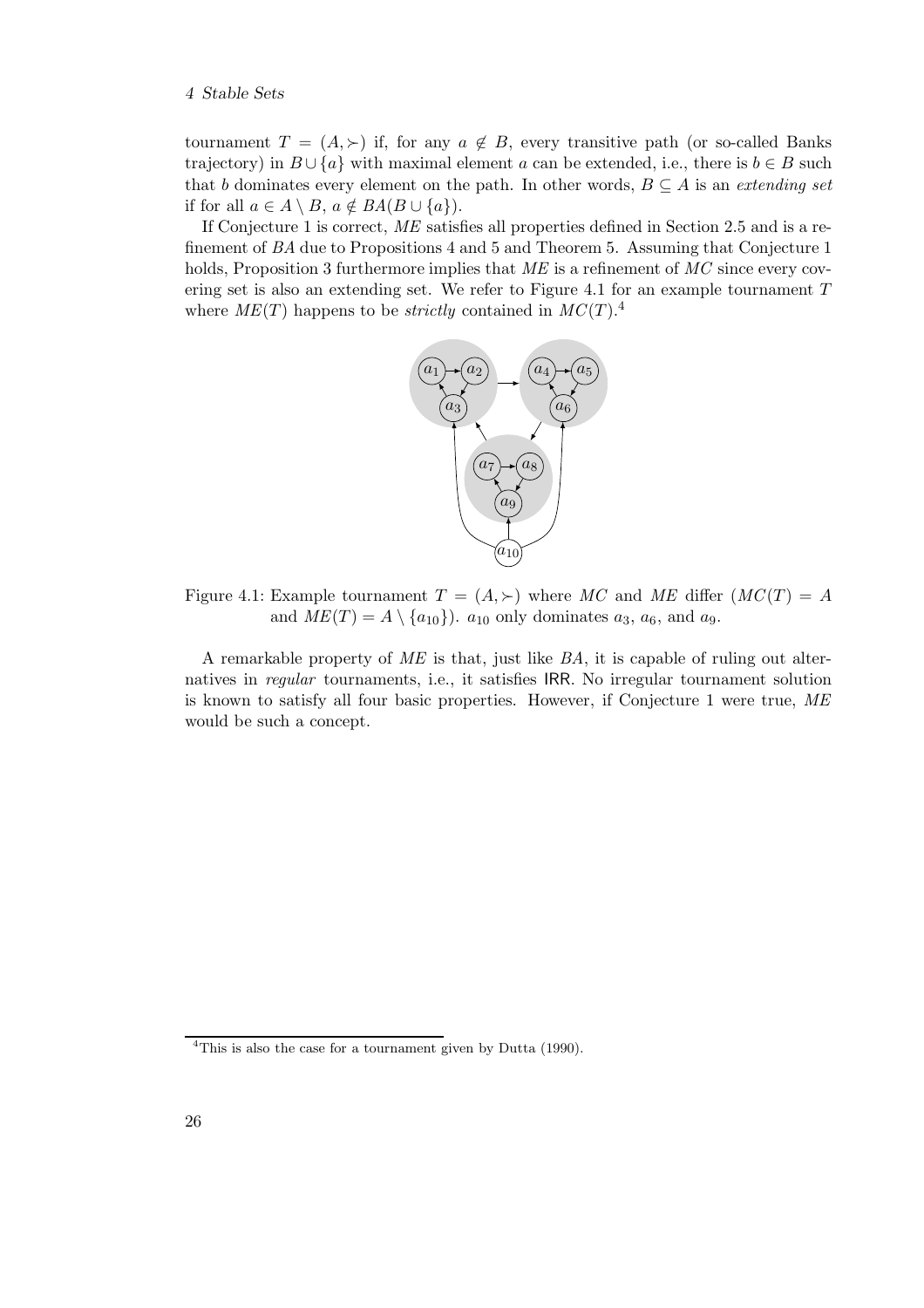tournament $T = (A, \succ)$ if, for any $a \notin B$, every transitive path (or so-called Banks trajectory) in $B \cup \{a\}$ with maximal element $a$ can be extended, i.e., there is $b \in B$ such that $b$ dominates every element on the path. In other words, $B \subseteq A$ is an *extending set* if for all $a \in A \setminus B$, $a \notin BA(B \cup \{a\})$.

If Conjecture 1 is correct, *ME* satisfies all properties defined in Section 2.5 and is a refinement of *BA* due to Propositions 4 and 5 and Theorem 5. Assuming that Conjecture 1 holds, Proposition 3 furthermore implies that *ME* is a refinement of *MC* since every covering set is also an extending set. We refer to Figure 4.1 for an example tournament $T$ where $ME(T)$ happens to be *strictly* contained in $MC(T)$.[4]

Figure 4.1: Example tournament $T = (A, \succ)$ where *MC* and *ME* differ ($MC(T) = A$ and $ME(T) = A \setminus \{a_{10}\}$). $a_{10}$ only dominates $a_3$, $a_6$, and $a_9$.

A remarkable property of *ME* is that, just like *BA*, it is capable of ruling out alternatives in *regular* tournaments, i.e., it satisfies IRR. No irregular tournament solution is known to satisfy all four basic properties. However, if Conjecture 1 were true, *ME* would be such a concept.

[4] This is also the case for a tournament given by Dutta (1990).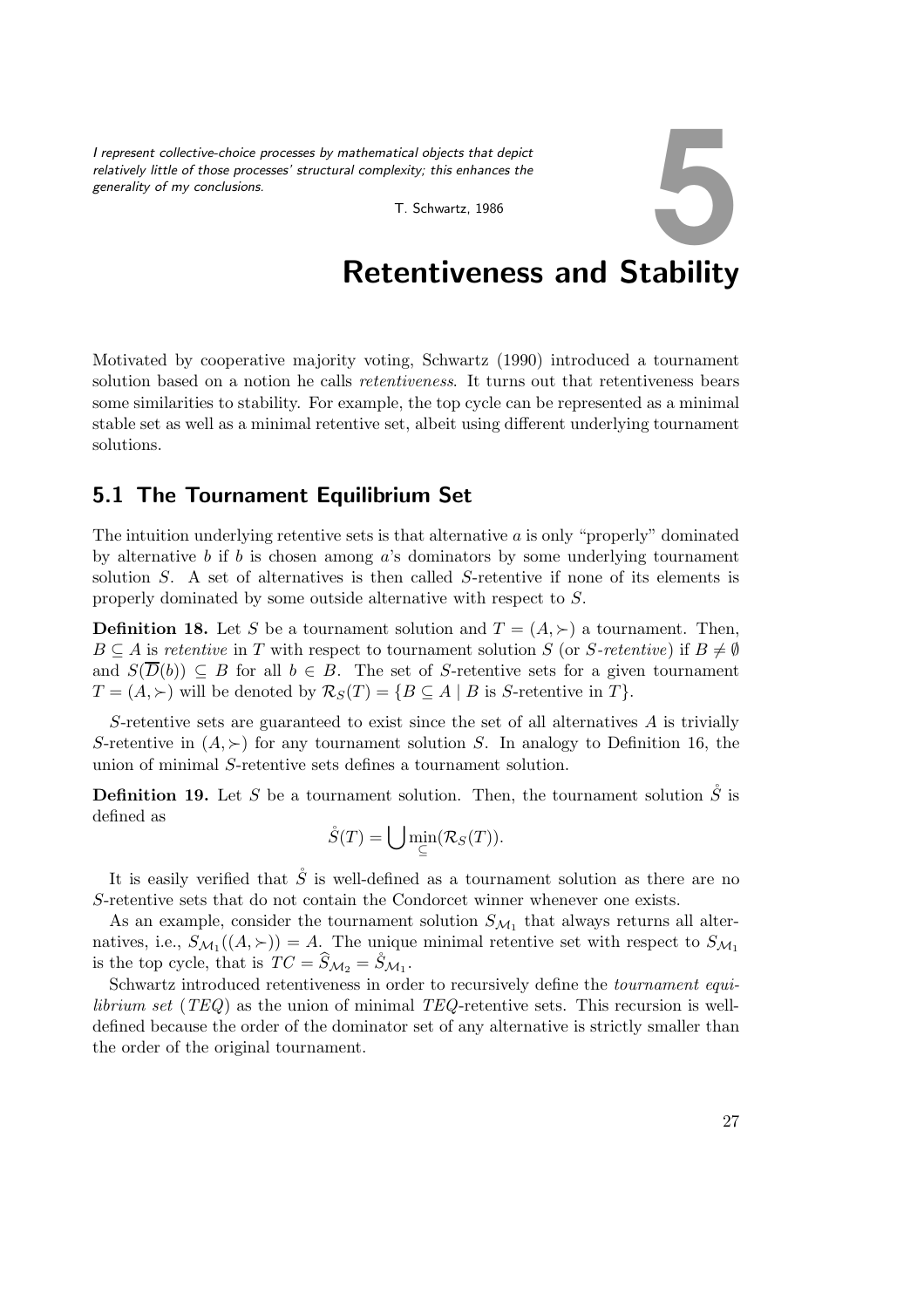*I represent collective-choice processes by mathematical objects that depict relatively little of those processes' structural complexity; this enhances the generality of my conclusions.*

T. Schwartz, 1986

# 5 Retentiveness and Stability

Motivated by cooperative majority voting, Schwartz (1990) introduced a tournament solution based on a notion he calls *retentiveness*. It turns out that retentiveness bears some similarities to stability. For example, the top cycle can be represented as a minimal stable set as well as a minimal retentive set, albeit using different underlying tournament solutions.

## 5.1 The Tournament Equilibrium Set

The intuition underlying retentive sets is that alternative $a$ is only "properly" dominated by alternative $b$ if $b$ is chosen among $a$'s dominators by some underlying tournament solution $S$. A set of alternatives is then called $S$-retentive if none of its elements is properly dominated by some outside alternative with respect to $S$.

**Definition 18.** Let $S$ be a tournament solution and $T = (A, \succ)$ a tournament. Then, $B \subseteq A$ is *retentive* in $T$ with respect to tournament solution $S$ (or *$S$-retentive*) if $B \neq \emptyset$ and $S(\overline{D}(b)) \subseteq B$ for all $b \in B$. The set of $S$-retentive sets for a given tournament $T = (A, \succ)$ will be denoted by $\mathcal{R}_S(T) = \{B \subseteq A \mid B \text{ is } S\text{-retentive in } T\}$.

$S$-retentive sets are guaranteed to exist since the set of all alternatives $A$ is trivially $S$-retentive in $(A, \succ)$ for any tournament solution $S$. In analogy to Definition 16, the union of minimal $S$-retentive sets defines a tournament solution.

**Definition 19.** Let $S$ be a tournament solution. Then, the tournament solution $\mathring{S}$ is defined as

$$\mathring{S}(T) = \bigcup \min_{\subseteq}(\mathcal{R}_S(T)).$$

It is easily verified that $\mathring{S}$ is well-defined as a tournament solution as there are no $S$-retentive sets that do not contain the Condorcet winner whenever one exists.

As an example, consider the tournament solution $S_{\mathcal{M}_1}$ that always returns all alternatives, i.e., $S_{\mathcal{M}_1}((A, \succ)) = A$. The unique minimal retentive set with respect to $S_{\mathcal{M}_1}$ is the top cycle, that is $TC = \widehat{S}_{\mathcal{M}_2} = \mathring{S}_{\mathcal{M}_1}$.

Schwartz introduced retentiveness in order to recursively define the *tournament equilibrium set* (*TEQ*) as the union of minimal *TEQ*-retentive sets. This recursion is well-defined because the order of the dominator set of any alternative is strictly smaller than the order of the original tournament.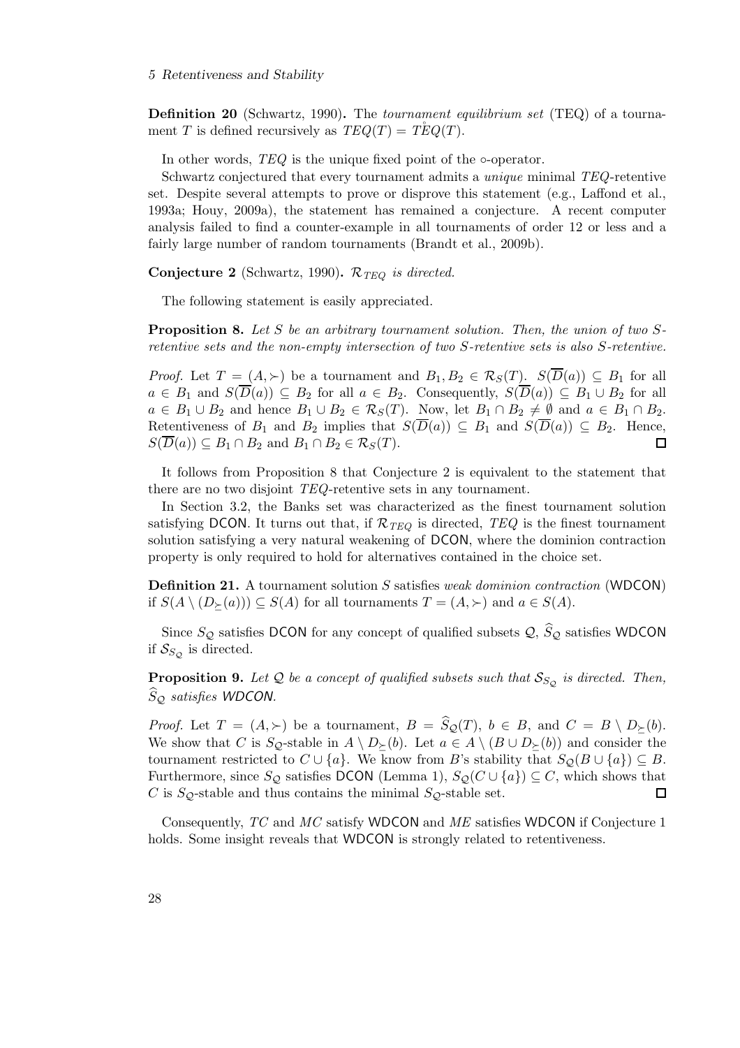**Definition 20** (Schwartz, 1990)**.** The *tournament equilibrium set* (TEQ) of a tournament $T$ is defined recursively as $TEQ(T) = \mathring{TEQ}(T)$.

In other words, *TEQ* is the unique fixed point of the $\circ$-operator.

Schwartz conjectured that every tournament admits a *unique* minimal *TEQ*-retentive set. Despite several attempts to prove or disprove this statement (e.g., Laffond et al., 1993a; Houy, 2009a), the statement has remained a conjecture. A recent computer analysis failed to find a counter-example in all tournaments of order 12 or less and a fairly large number of random tournaments (Brandt et al., 2009b).

**Conjecture 2** (Schwartz, 1990)**.** *$\mathcal{R}_{TEQ}$ is directed.*

The following statement is easily appreciated.

**Proposition 8.** *Let $S$ be an arbitrary tournament solution. Then, the union of two $S$-retentive sets and the non-empty intersection of two $S$-retentive sets is also $S$-retentive.*

*Proof.* Let $T = (A, \succ)$ be a tournament and $B_1, B_2 \in \mathcal{R}_S(T)$. $S(\overline{D}(a)) \subseteq B_1$ for all $a \in B_1$ and $S(\overline{D}(a)) \subseteq B_2$ for all $a \in B_2$. Consequently, $S(\overline{D}(a)) \subseteq B_1 \cup B_2$ for all $a \in B_1 \cup B_2$ and hence $B_1 \cup B_2 \in \mathcal{R}_S(T)$. Now, let $B_1 \cap B_2 \neq \emptyset$ and $a \in B_1 \cap B_2$. Retentiveness of $B_1$ and $B_2$ implies that $S(\overline{D}(a)) \subseteq B_1$ and $S(\overline{D}(a)) \subseteq B_2$. Hence, $S(\overline{D}(a)) \subseteq B_1 \cap B_2$ and $B_1 \cap B_2 \in \mathcal{R}_S(T)$. $\square$

It follows from Proposition 8 that Conjecture 2 is equivalent to the statement that there are no two disjoint *TEQ*-retentive sets in any tournament.

In Section 3.2, the Banks set was characterized as the finest tournament solution satisfying DCON. It turns out that, if $\mathcal{R}_{TEQ}$ is directed, *TEQ* is the finest tournament solution satisfying a very natural weakening of DCON, where the dominion contraction property is only required to hold for alternatives contained in the choice set.

**Definition 21.** A tournament solution $S$ satisfies *weak dominion contraction* (WDCON) if $S(A \setminus (D_{\succeq}(a))) \subseteq S(A)$ for all tournaments $T = (A, \succ)$ and $a \in S(A)$.

Since $S_{\mathcal{Q}}$ satisfies DCON for any concept of qualified subsets $\mathcal{Q}$, $\widehat{S}_{\mathcal{Q}}$ satisfies WDCON if $\mathcal{S}_{S_{\mathcal{Q}}}$ is directed.

**Proposition 9.** *Let $\mathcal{Q}$ be a concept of qualified subsets such that $\mathcal{S}_{S_{\mathcal{Q}}}$ is directed. Then, $\widehat{S}_{\mathcal{Q}}$ satisfies WDCON.*

*Proof.* Let $T = (A, \succ)$ be a tournament, $B = \widehat{S}_{\mathcal{Q}}(T)$, $b \in B$, and $C = B \setminus D_{\succeq}(b)$. We show that $C$ is $S_{\mathcal{Q}}$-stable in $A \setminus D_{\succeq}(b)$. Let $a \in A \setminus (B \cup D_{\succeq}(b))$ and consider the tournament restricted to $C \cup \{a\}$. We know from $B$'s stability that $S_{\mathcal{Q}}(B \cup \{a\}) \subseteq B$. Furthermore, since $S_{\mathcal{Q}}$ satisfies DCON (Lemma 1), $S_{\mathcal{Q}}(C \cup \{a\}) \subseteq C$, which shows that $C$ is $S_{\mathcal{Q}}$-stable and thus contains the minimal $S_{\mathcal{Q}}$-stable set. $\square$

Consequently, *TC* and *MC* satisfy WDCON and *ME* satisfies WDCON if Conjecture 1 holds. Some insight reveals that WDCON is strongly related to retentiveness.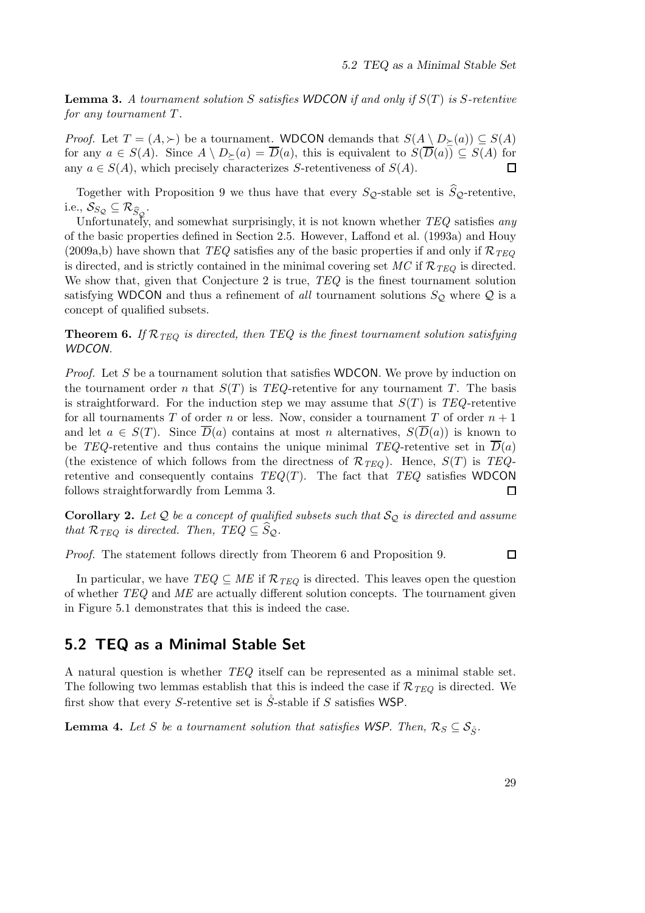**Lemma 3.** *A tournament solution $S$ satisfies WDCON if and only if $S(T)$ is $S$-retentive for any tournament $T$.*

*Proof.* Let $T = (A, \succ)$ be a tournament. WDCON demands that $S(A \setminus D_{\succeq}(a)) \subseteq S(A)$ for any $a \in S(A)$. Since $A \setminus D_{\succeq}(a) = \overline{D}(a)$, this is equivalent to $S(\overline{D}(a)) \subseteq S(A)$ for any $a \in S(A)$, which precisely characterizes $S$-retentiveness of $S(A)$. ☐

Together with Proposition 9 we thus have that every $S_{\mathcal{Q}}$-stable set is $\widehat{S}_{\mathcal{Q}}$-retentive, i.e., $\mathcal{S}_{S_{\mathcal{Q}}} \subseteq \mathcal{R}_{\widehat{S}_{\mathcal{Q}}}$.

Unfortunately, and somewhat surprisingly, it is not known whether $TEQ$ satisfies *any* of the basic properties defined in Section 2.5. However, Laffond et al. (1993a) and Houy (2009a,b) have shown that $TEQ$ satisfies any of the basic properties if and only if $\mathcal{R}_{TEQ}$ is directed, and is strictly contained in the minimal covering set $MC$ if $\mathcal{R}_{TEQ}$ is directed. We show that, given that Conjecture 2 is true, $TEQ$ is the finest tournament solution satisfying WDCON and thus a refinement of *all* tournament solutions $S_{\mathcal{Q}}$ where $\mathcal{Q}$ is a concept of qualified subsets.

**Theorem 6.** *If $\mathcal{R}_{TEQ}$ is directed, then $TEQ$ is the finest tournament solution satisfying WDCON.*

*Proof.* Let $S$ be a tournament solution that satisfies WDCON. We prove by induction on the tournament order $n$ that $S(T)$ is $TEQ$-retentive for any tournament $T$. The basis is straightforward. For the induction step we may assume that $S(T)$ is $TEQ$-retentive for all tournaments $T$ of order $n$ or less. Now, consider a tournament $T$ of order $n+1$ and let $a \in S(T)$. Since $\overline{D}(a)$ contains at most $n$ alternatives, $S(\overline{D}(a))$ is known to be $TEQ$-retentive and thus contains the unique minimal $TEQ$-retentive set in $\overline{D}(a)$ (the existence of which follows from the directness of $\mathcal{R}_{TEQ}$). Hence, $S(T)$ is $TEQ$-retentive and consequently contains $TEQ(T)$. The fact that $TEQ$ satisfies WDCON follows straightforwardly from Lemma 3. ☐

**Corollary 2.** *Let $\mathcal{Q}$ be a concept of qualified subsets such that $\mathcal{S}_{\mathcal{Q}}$ is directed and assume that $\mathcal{R}_{TEQ}$ is directed. Then, $TEQ \subseteq \widehat{S}_{\mathcal{Q}}$.*

*Proof.* The statement follows directly from Theorem 6 and Proposition 9. ☐

In particular, we have $TEQ \subseteq ME$ if $\mathcal{R}_{TEQ}$ is directed. This leaves open the question of whether $TEQ$ and $ME$ are actually different solution concepts. The tournament given in Figure 5.1 demonstrates that this is indeed the case.

## 5.2 TEQ as a Minimal Stable Set

A natural question is whether $TEQ$ itself can be represented as a minimal stable set. The following two lemmas establish that this is indeed the case if $\mathcal{R}_{TEQ}$ is directed. We first show that every $S$-retentive set is $\mathring{S}$-stable if $S$ satisfies WSP.

**Lemma 4.** *Let $S$ be a tournament solution that satisfies WSP. Then, $\mathcal{R}_S \subseteq \mathcal{S}_{\mathring{S}}$.*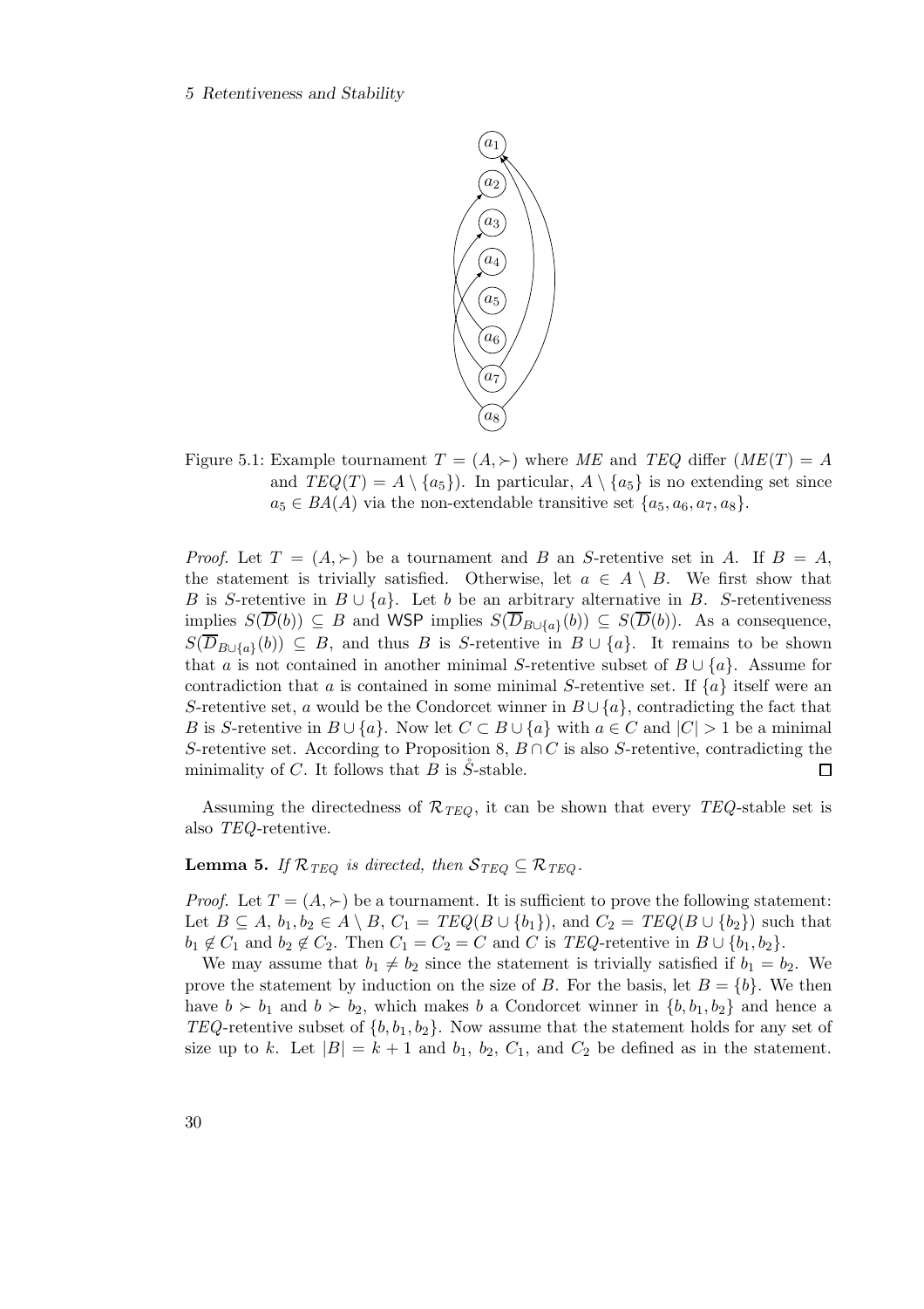Figure 5.1: Example tournament $T = (A, \succ)$ where $ME$ and $TEQ$ differ ($ME(T) = A$ and $TEQ(T) = A \setminus \{a_5\}$). In particular, $A \setminus \{a_5\}$ is no extending set since $a_5 \in BA(A)$ via the non-extendable transitive set $\{a_5, a_6, a_7, a_8\}$.

*Proof.* Let $T = (A, \succ)$ be a tournament and $B$ an $S$-retentive set in $A$. If $B = A$, the statement is trivially satisfied. Otherwise, let $a \in A \setminus B$. We first show that $B$ is $S$-retentive in $B \cup \{a\}$. Let $b$ be an arbitrary alternative in $B$. $S$-retentiveness implies $S(\overline{D}(b)) \subseteq B$ and WSP implies $S(\overline{D}_{B\cup\{a\}}(b)) \subseteq S(\overline{D}(b))$. As a consequence, $S(\overline{D}_{B\cup\{a\}}(b)) \subseteq B$, and thus $B$ is $S$-retentive in $B \cup \{a\}$. It remains to be shown that $a$ is not contained in another minimal $S$-retentive subset of $B \cup \{a\}$. Assume for contradiction that $a$ is contained in some minimal $S$-retentive set. If $\{a\}$ itself were an $S$-retentive set, $a$ would be the Condorcet winner in $B \cup \{a\}$, contradicting the fact that $B$ is $S$-retentive in $B \cup \{a\}$. Now let $C \subset B \cup \{a\}$ with $a \in C$ and $|C| > 1$ be a minimal $S$-retentive set. According to Proposition 8, $B \cap C$ is also $S$-retentive, contradicting the minimality of $C$. It follows that $B$ is $\mathring{S}$-stable. ◻

Assuming the directedness of $\mathcal{R}_{TEQ}$, it can be shown that every $TEQ$-stable set is also $TEQ$-retentive.

**Lemma 5.** *If $\mathcal{R}_{TEQ}$ is directed, then $\mathcal{S}_{TEQ} \subseteq \mathcal{R}_{TEQ}$.*

*Proof.* Let $T = (A, \succ)$ be a tournament. It is sufficient to prove the following statement: Let $B \subseteq A$, $b_1, b_2 \in A \setminus B$, $C_1 = TEQ(B \cup \{b_1\})$, and $C_2 = TEQ(B \cup \{b_2\})$ such that $b_1 \notin C_1$ and $b_2 \notin C_2$. Then $C_1 = C_2 = C$ and $C$ is $TEQ$-retentive in $B \cup \{b_1, b_2\}$.

We may assume that $b_1 \neq b_2$ since the statement is trivially satisfied if $b_1 = b_2$. We prove the statement by induction on the size of $B$. For the basis, let $B = \{b\}$. We then have $b \succ b_1$ and $b \succ b_2$, which makes $b$ a Condorcet winner in $\{b, b_1, b_2\}$ and hence a $TEQ$-retentive subset of $\{b, b_1, b_2\}$. Now assume that the statement holds for any set of size up to $k$. Let $|B| = k + 1$ and $b_1$, $b_2$, $C_1$, and $C_2$ be defined as in the statement.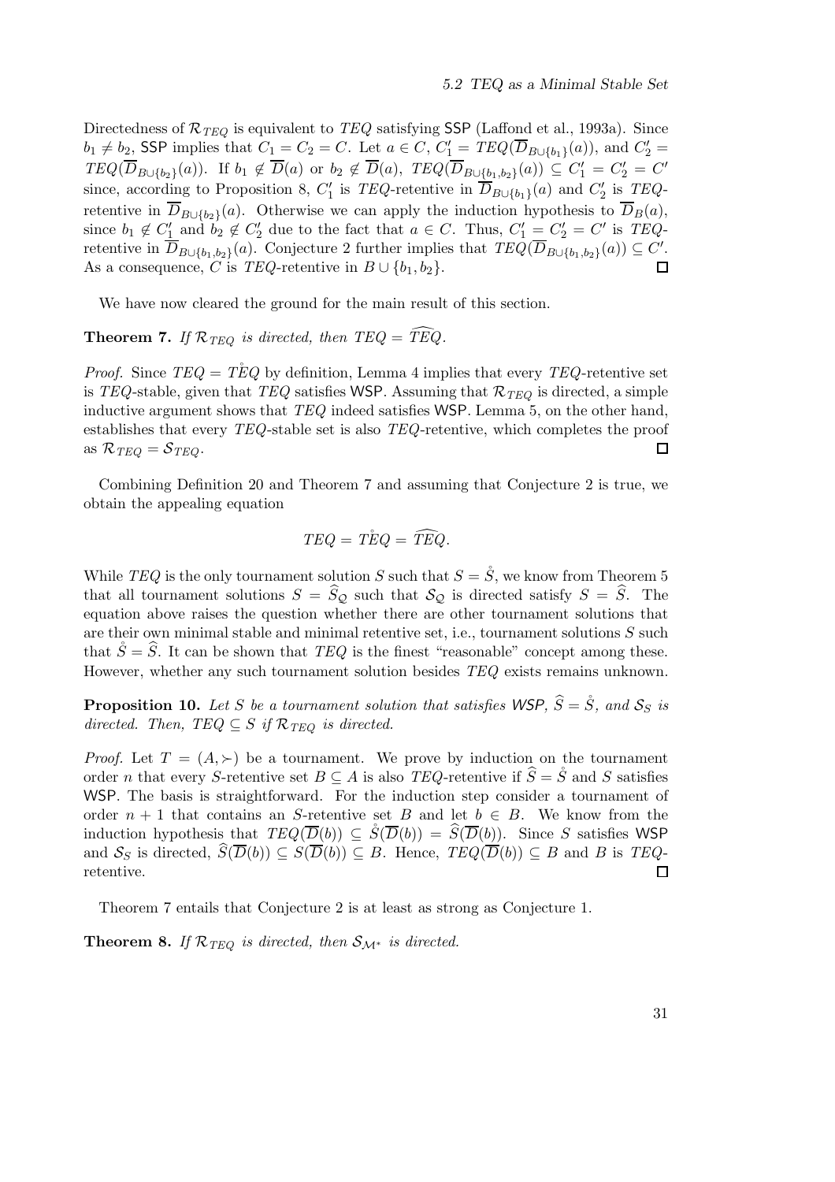Directedness of $\mathcal{R}_{TEQ}$ is equivalent to $TEQ$ satisfying SSP (Laffond et al., 1993a). Since $b_1 \neq b_2$, SSP implies that $C_1 = C_2 = C$. Let $a \in C$, $C_1' = TEQ(\overline{D}_{B\cup\{b_1\}}(a))$, and $C_2' = TEQ(\overline{D}_{B\cup\{b_2\}}(a))$. If $b_1 \notin \overline{D}(a)$ or $b_2 \notin \overline{D}(a)$, $TEQ(\overline{D}_{B\cup\{b_1,b_2\}}(a)) \subseteq C_1' = C_2' = C'$ since, according to Proposition 8, $C_1'$ is $TEQ$-retentive in $\overline{D}_{B\cup\{b_1\}}(a)$ and $C_2'$ is $TEQ$-retentive in $\overline{D}_{B\cup\{b_2\}}(a)$. Otherwise we can apply the induction hypothesis to $\overline{D}_B(a)$, since $b_1 \notin C_1'$ and $b_2 \notin C_2'$ due to the fact that $a \in C$. Thus, $C_1' = C_2' = C'$ is $TEQ$-retentive in $\overline{D}_{B\cup\{b_1,b_2\}}(a)$. Conjecture 2 further implies that $TEQ(\overline{D}_{B\cup\{b_1,b_2\}}(a)) \subseteq C'$. As a consequence, $C$ is $TEQ$-retentive in $B \cup \{b_1, b_2\}$. □

We have now cleared the ground for the main result of this section.

**Theorem 7.** *If $\mathcal{R}_{TEQ}$ is directed, then $TEQ = \widehat{TEQ}$.*

*Proof.* Since $TEQ = \mathring{TEQ}$ by definition, Lemma 4 implies that every $TEQ$-retentive set is $TEQ$-stable, given that $TEQ$ satisfies WSP. Assuming that $\mathcal{R}_{TEQ}$ is directed, a simple inductive argument shows that $TEQ$ indeed satisfies WSP. Lemma 5, on the other hand, establishes that every $TEQ$-stable set is also $TEQ$-retentive, which completes the proof as $\mathcal{R}_{TEQ} = \mathcal{S}_{TEQ}$. □

Combining Definition 20 and Theorem 7 and assuming that Conjecture 2 is true, we obtain the appealing equation

$$TEQ = \mathring{TEQ} = \widehat{TEQ}.$$

While $TEQ$ is the only tournament solution $S$ such that $S = \mathring{S}$, we know from Theorem 5 that all tournament solutions $S = \widehat{S}_{\mathcal{Q}}$ such that $\mathcal{S}_{\mathcal{Q}}$ is directed satisfy $S = \widehat{S}$. The equation above raises the question whether there are other tournament solutions that are their own minimal stable and minimal retentive set, i.e., tournament solutions $S$ such that $\mathring{S} = \widehat{S}$. It can be shown that $TEQ$ is the finest "reasonable" concept among these. However, whether any such tournament solution besides $TEQ$ exists remains unknown.

**Proposition 10.** *Let $S$ be a tournament solution that satisfies WSP, $\widehat{S} = \mathring{S}$, and $\mathcal{S}_S$ is directed. Then, $TEQ \subseteq S$ if $\mathcal{R}_{TEQ}$ is directed.*

*Proof.* Let $T = (A, \succ)$ be a tournament. We prove by induction on the tournament order $n$ that every $S$-retentive set $B \subseteq A$ is also $TEQ$-retentive if $\widehat{S} = \mathring{S}$ and $S$ satisfies WSP. The basis is straightforward. For the induction step consider a tournament of order $n + 1$ that contains an $S$-retentive set $B$ and let $b \in B$. We know from the induction hypothesis that $TEQ(\overline{D}(b)) \subseteq \mathring{S}(\overline{D}(b)) = \widehat{S}(\overline{D}(b))$. Since $S$ satisfies WSP and $\mathcal{S}_S$ is directed, $\widehat{S}(\overline{D}(b)) \subseteq S(\overline{D}(b)) \subseteq B$. Hence, $TEQ(\overline{D}(b)) \subseteq B$ and $B$ is $TEQ$-retentive. □

Theorem 7 entails that Conjecture 2 is at least as strong as Conjecture 1.

**Theorem 8.** *If $\mathcal{R}_{TEQ}$ is directed, then $\mathcal{S}_{\mathcal{M}^*}$ is directed.*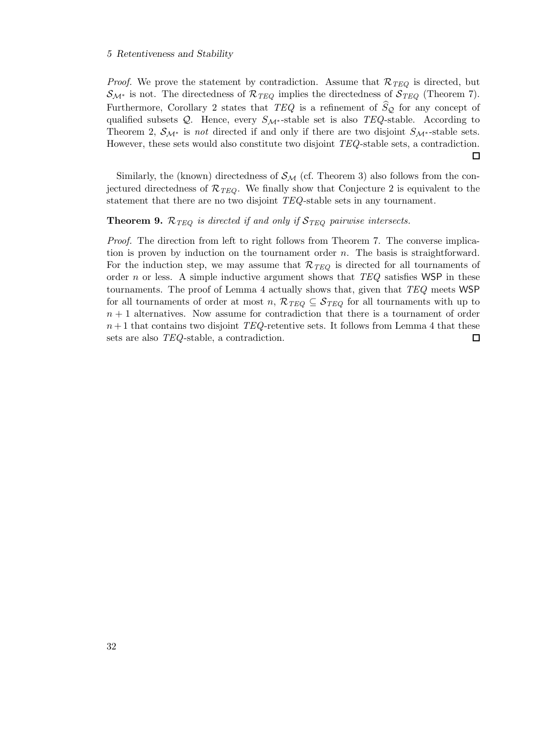*Proof.* We prove the statement by contradiction. Assume that $\mathcal{R}_{TEQ}$ is directed, but $\mathcal{S}_{\mathcal{M}^*}$ is not. The directedness of $\mathcal{R}_{TEQ}$ implies the directedness of $\mathcal{S}_{TEQ}$ (Theorem 7). Furthermore, Corollary 2 states that *TEQ* is a refinement of $\widehat{S}_{\mathcal{Q}}$ for any concept of qualified subsets $\mathcal{Q}$. Hence, every $S_{\mathcal{M}^*}$-stable set is also *TEQ*-stable. According to Theorem 2, $\mathcal{S}_{\mathcal{M}^*}$ is *not* directed if and only if there are two disjoint $S_{\mathcal{M}^*}$-stable sets. However, these sets would also constitute two disjoint *TEQ*-stable sets, a contradiction. □

Similarly, the (known) directedness of $\mathcal{S}_{\mathcal{M}}$ (cf. Theorem 3) also follows from the conjectured directedness of $\mathcal{R}_{TEQ}$. We finally show that Conjecture 2 is equivalent to the statement that there are no two disjoint *TEQ*-stable sets in any tournament.

**Theorem 9.** *$\mathcal{R}_{TEQ}$ is directed if and only if $\mathcal{S}_{TEQ}$ pairwise intersects.*

*Proof.* The direction from left to right follows from Theorem 7. The converse implication is proven by induction on the tournament order $n$. The basis is straightforward. For the induction step, we may assume that $\mathcal{R}_{TEQ}$ is directed for all tournaments of order $n$ or less. A simple inductive argument shows that *TEQ* satisfies WSP in these tournaments. The proof of Lemma 4 actually shows that, given that *TEQ* meets WSP for all tournaments of order at most $n$, $\mathcal{R}_{TEQ} \subseteq \mathcal{S}_{TEQ}$ for all tournaments with up to $n+1$ alternatives. Now assume for contradiction that there is a tournament of order $n+1$ that contains two disjoint *TEQ*-retentive sets. It follows from Lemma 4 that these sets are also *TEQ*-stable, a contradiction. □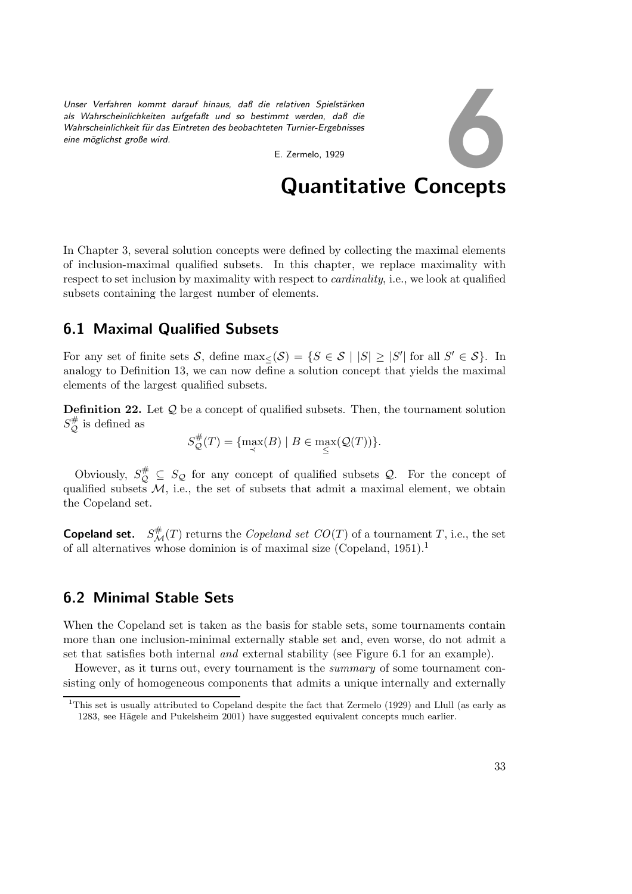*Unser Verfahren kommt darauf hinaus, daß die relativen Spielstärken als Wahrscheinlichkeiten aufgefaßt und so bestimmt werden, daß die Wahrscheinlichkeit für das Eintreten des beobachteten Turnier-Ergebnisses eine möglichst große wird.*

E. Zermelo, 1929

# 6 Quantitative Concepts

In Chapter 3, several solution concepts were defined by collecting the maximal elements of inclusion-maximal qualified subsets. In this chapter, we replace maximality with respect to set inclusion by maximality with respect to *cardinality*, i.e., we look at qualified subsets containing the largest number of elements.

## 6.1 Maximal Qualified Subsets

For any set of finite sets $\mathcal{S}$, define $\max_{\leq}(\mathcal{S}) = \{S \in \mathcal{S} \mid |S| \geq |S'| \text{ for all } S' \in \mathcal{S}\}$. In analogy to Definition 13, we can now define a solution concept that yields the maximal elements of the largest qualified subsets.

**Definition 22.** Let $\mathcal{Q}$ be a concept of qualified subsets. Then, the tournament solution $S^{\#}_{\mathcal{Q}}$ is defined as

$$S^{\#}_{\mathcal{Q}}(T) = \{\max_{\prec}(B) \mid B \in \max_{\leq}(\mathcal{Q}(T))\}.$$

Obviously, $S^{\#}_{\mathcal{Q}} \subseteq S_{\mathcal{Q}}$ for any concept of qualified subsets $\mathcal{Q}$. For the concept of qualified subsets $\mathcal{M}$, i.e., the set of subsets that admit a maximal element, we obtain the Copeland set.

**Copeland set.** $S^{\#}_{\mathcal{M}}(T)$ returns the *Copeland set* $CO(T)$ of a tournament $T$, i.e., the set of all alternatives whose dominion is of maximal size (Copeland, 1951).[1]

## 6.2 Minimal Stable Sets

When the Copeland set is taken as the basis for stable sets, some tournaments contain more than one inclusion-minimal externally stable set and, even worse, do not admit a set that satisfies both internal *and* external stability (see Figure 6.1 for an example).

However, as it turns out, every tournament is the *summary* of some tournament consisting only of homogeneous components that admits a unique internally and externally

[1] This set is usually attributed to Copeland despite the fact that Zermelo (1929) and Llull (as early as 1283, see Hägele and Pukelsheim 2001) have suggested equivalent concepts much earlier.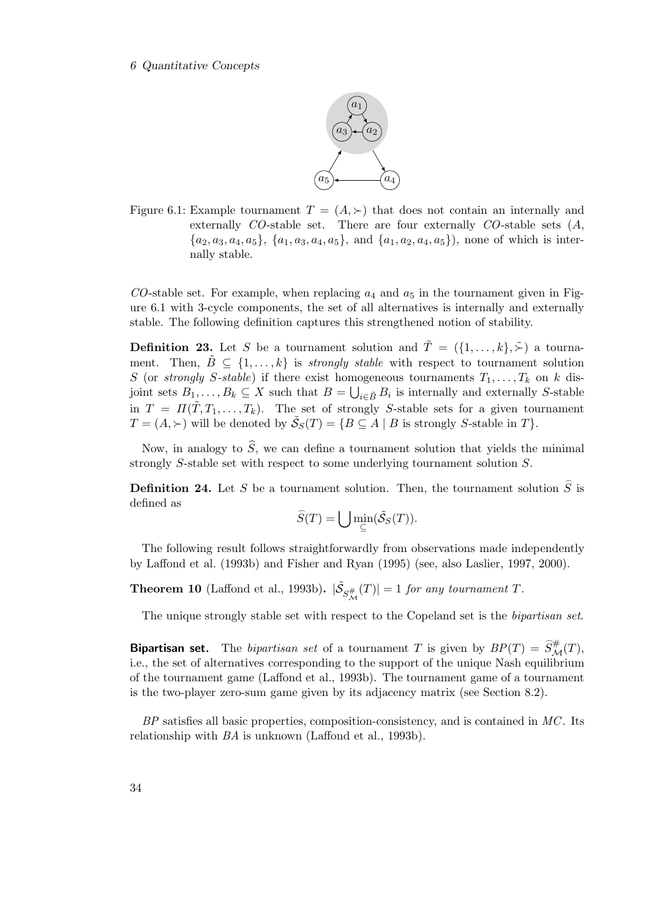Figure 6.1: Example tournament $T = (A, \succ)$ that does not contain an internally and externally *CO*-stable set. There are four externally *CO*-stable sets ($A$, $\{a_2, a_3, a_4, a_5\}$, $\{a_1, a_3, a_4, a_5\}$, and $\{a_1, a_2, a_4, a_5\}$), none of which is internally stable.

*CO*-stable set. For example, when replacing $a_4$ and $a_5$ in the tournament given in Figure 6.1 with 3-cycle components, the set of all alternatives is internally and externally stable. The following definition captures this strengthened notion of stability.

**Definition 23.** Let $S$ be a tournament solution and $\tilde{T} = (\{1, \ldots, k\}, \tilde{\succ})$ a tournament. Then, $\tilde{B} \subseteq \{1, \ldots, k\}$ is *strongly stable* with respect to tournament solution $S$ (or *strongly $S$-stable*) if there exist homogeneous tournaments $T_1, \ldots, T_k$ on $k$ disjoint sets $B_1, \ldots, B_k \subseteq X$ such that $B = \bigcup_{i \in \tilde{B}} B_i$ is internally and externally $S$-stable in $T = \Pi(\tilde{T}, T_1, \ldots, T_k)$. The set of strongly $S$-stable sets for a given tournament $T = (A, \succ)$ will be denoted by $\tilde{\mathcal{S}}_S(T) = \{B \subseteq A \mid B \text{ is strongly } S\text{-stable in } T\}$.

Now, in analogy to $\widehat{S}$, we can define a tournament solution that yields the minimal strongly $S$-stable set with respect to some underlying tournament solution $S$.

**Definition 24.** Let $S$ be a tournament solution. Then, the tournament solution $\widehat{S}$ is defined as

$$\widehat{S}(T) = \bigcup \min_{\subseteq}(\tilde{\mathcal{S}}_S(T)).$$

The following result follows straightforwardly from observations made independently by Laffond et al. (1993b) and Fisher and Ryan (1995) (see, also Laslier, 1997, 2000).

**Theorem 10** (Laffond et al., 1993b). $|\tilde{\mathcal{S}}_{S^{\#}_{\mathcal{M}}}(T)| = 1$ *for any tournament $T$.*

The unique strongly stable set with respect to the Copeland set is the *bipartisan set*.

**Bipartisan set.** The *bipartisan set* of a tournament $T$ is given by $BP(T) = \widehat{S}^{\#}_{\mathcal{M}}(T)$, i.e., the set of alternatives corresponding to the support of the unique Nash equilibrium of the tournament game (Laffond et al., 1993b). The tournament game of a tournament is the two-player zero-sum game given by its adjacency matrix (see Section 8.2).

*BP* satisfies all basic properties, composition-consistency, and is contained in *MC*. Its relationship with *BA* is unknown (Laffond et al., 1993b).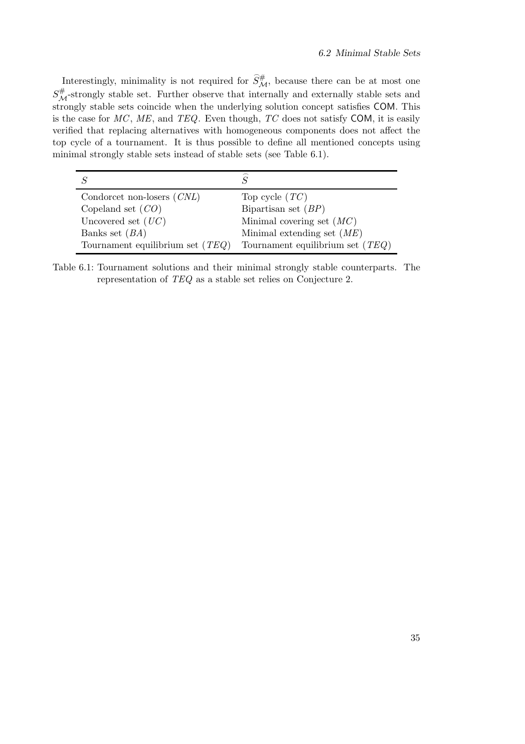Interestingly, minimality is not required for $\widehat{S}^{\#}_{\mathcal{M}}$, because there can be at most one $S^{\#}_{\mathcal{M}}$-strongly stable set. Further observe that internally and externally stable sets and strongly stable sets coincide when the underlying solution concept satisfies COM. This is the case for $MC$, $ME$, and $TEQ$. Even though, $TC$ does not satisfy COM, it is easily verified that replacing alternatives with homogeneous components does not affect the top cycle of a tournament. It is thus possible to define all mentioned concepts using minimal strongly stable sets instead of stable sets (see Table 6.1).

| $S$ | $\widehat{S}$ |
|---|---|
| Condorcet non-losers ($CNL$) | Top cycle ($TC$) |
| Copeland set ($CO$) | Bipartisan set ($BP$) |
| Uncovered set ($UC$) | Minimal covering set ($MC$) |
| Banks set ($BA$) | Minimal extending set ($ME$) |
| Tournament equilibrium set ($TEQ$) | Tournament equilibrium set ($TEQ$) |

Table 6.1: Tournament solutions and their minimal strongly stable counterparts. The representation of $TEQ$ as a stable set relies on Conjecture 2.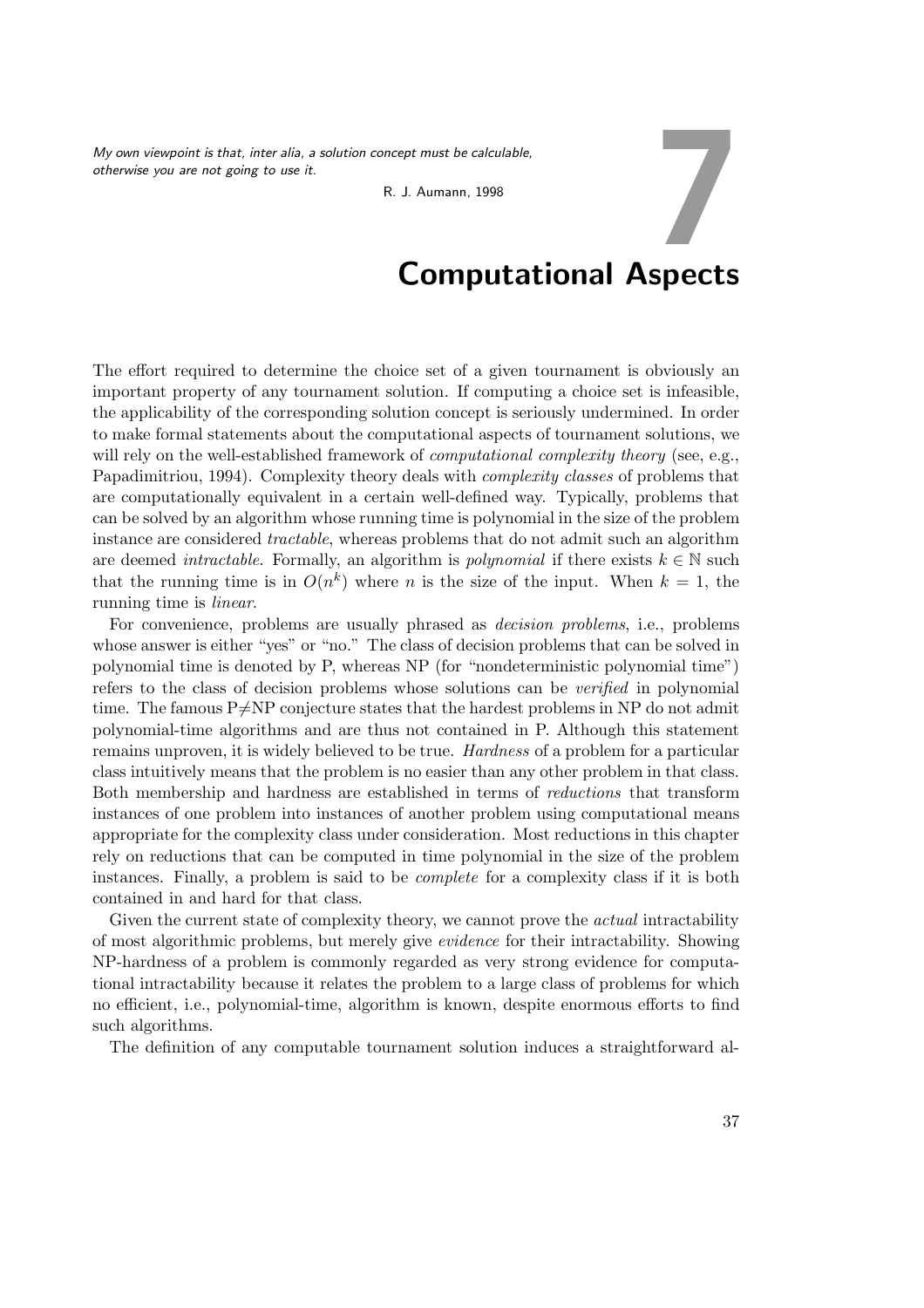*My own viewpoint is that, inter alia, a solution concept must be calculable, otherwise you are not going to use it.*

R. J. Aumann, 1998

# 7 Computational Aspects

The effort required to determine the choice set of a given tournament is obviously an important property of any tournament solution. If computing a choice set is infeasible, the applicability of the corresponding solution concept is seriously undermined. In order to make formal statements about the computational aspects of tournament solutions, we will rely on the well-established framework of *computational complexity theory* (see, e.g., Papadimitriou, 1994). Complexity theory deals with *complexity classes* of problems that are computationally equivalent in a certain well-defined way. Typically, problems that can be solved by an algorithm whose running time is polynomial in the size of the problem instance are considered *tractable*, whereas problems that do not admit such an algorithm are deemed *intractable*. Formally, an algorithm is *polynomial* if there exists $k \in \mathbb{N}$ such that the running time is in $O(n^k)$ where $n$ is the size of the input. When $k = 1$, the running time is *linear*.

For convenience, problems are usually phrased as *decision problems*, i.e., problems whose answer is either "yes" or "no." The class of decision problems that can be solved in polynomial time is denoted by P, whereas NP (for "nondeterministic polynomial time") refers to the class of decision problems whose solutions can be *verified* in polynomial time. The famous P$\neq$NP conjecture states that the hardest problems in NP do not admit polynomial-time algorithms and are thus not contained in P. Although this statement remains unproven, it is widely believed to be true. *Hardness* of a problem for a particular class intuitively means that the problem is no easier than any other problem in that class. Both membership and hardness are established in terms of *reductions* that transform instances of one problem into instances of another problem using computational means appropriate for the complexity class under consideration. Most reductions in this chapter rely on reductions that can be computed in time polynomial in the size of the problem instances. Finally, a problem is said to be *complete* for a complexity class if it is both contained in and hard for that class.

Given the current state of complexity theory, we cannot prove the *actual* intractability of most algorithmic problems, but merely give *evidence* for their intractability. Showing NP-hardness of a problem is commonly regarded as very strong evidence for computational intractability because it relates the problem to a large class of problems for which no efficient, i.e., polynomial-time, algorithm is known, despite enormous efforts to find such algorithms.

The definition of any computable tournament solution induces a straightforward al-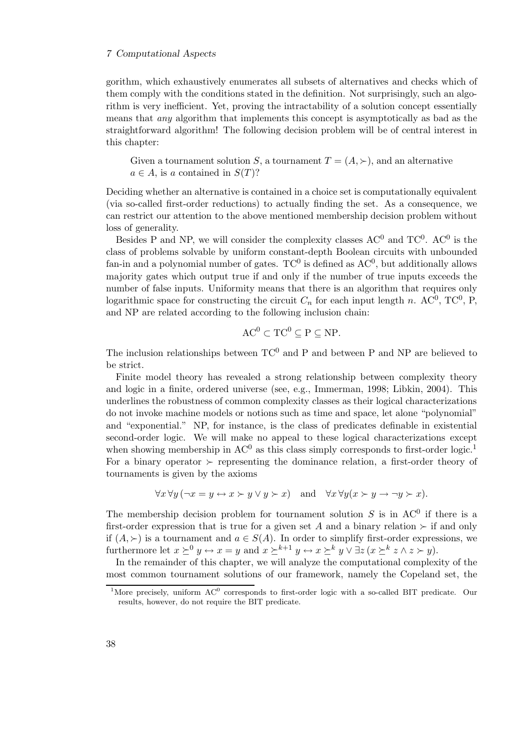gorithm, which exhaustively enumerates all subsets of alternatives and checks which of them comply with the conditions stated in the definition. Not surprisingly, such an algorithm is very inefficient. Yet, proving the intractability of a solution concept essentially means that *any* algorithm that implements this concept is asymptotically as bad as the straightforward algorithm! The following decision problem will be of central interest in this chapter:

> Given a tournament solution $S$, a tournament $T = (A, \succ)$, and an alternative $a \in A$, is $a$ contained in $S(T)$?

Deciding whether an alternative is contained in a choice set is computationally equivalent (via so-called first-order reductions) to actually finding the set. As a consequence, we can restrict our attention to the above mentioned membership decision problem without loss of generality.

Besides P and NP, we will consider the complexity classes $\mathrm{AC}^0$ and $\mathrm{TC}^0$. $\mathrm{AC}^0$ is the class of problems solvable by uniform constant-depth Boolean circuits with unbounded fan-in and a polynomial number of gates. $\mathrm{TC}^0$ is defined as $\mathrm{AC}^0$, but additionally allows majority gates which output true if and only if the number of true inputs exceeds the number of false inputs. Uniformity means that there is an algorithm that requires only logarithmic space for constructing the circuit $C_n$ for each input length $n$. $\mathrm{AC}^0$, $\mathrm{TC}^0$, P, and NP are related according to the following inclusion chain:

$$\mathrm{AC}^0 \subset \mathrm{TC}^0 \subseteq \mathrm{P} \subseteq \mathrm{NP}.$$

The inclusion relationships between $\mathrm{TC}^0$ and P and between P and NP are believed to be strict.

Finite model theory has revealed a strong relationship between complexity theory and logic in a finite, ordered universe (see, e.g., Immerman, 1998; Libkin, 2004). This underlines the robustness of common complexity classes as their logical characterizations do not invoke machine models or notions such as time and space, let alone "polynomial" and "exponential." NP, for instance, is the class of predicates definable in existential second-order logic. We will make no appeal to these logical characterizations except when showing membership in $\mathrm{AC}^0$ as this class simply corresponds to first-order logic.[1] For a binary operator $\succ$ representing the dominance relation, a first-order theory of tournaments is given by the axioms

$$\forall x\, \forall y\, (\neg x = y \leftrightarrow x \succ y \vee y \succ x) \quad \text{and} \quad \forall x\, \forall y (x \succ y \rightarrow \neg y \succ x).$$

The membership decision problem for tournament solution $S$ is in $\mathrm{AC}^0$ if there is a first-order expression that is true for a given set $A$ and a binary relation $\succ$ if and only if $(A, \succ)$ is a tournament and $a \in S(A)$. In order to simplify first-order expressions, we furthermore let $x \succeq^0 y \leftrightarrow x = y$ and $x \succeq^{k+1} y \leftrightarrow x \succeq^k y \vee \exists z\, (x \succeq^k z \wedge z \succ y)$.

In the remainder of this chapter, we will analyze the computational complexity of the most common tournament solutions of our framework, namely the Copeland set, the

[1] More precisely, uniform $\mathrm{AC}^0$ corresponds to first-order logic with a so-called BIT predicate. Our results, however, do not require the BIT predicate.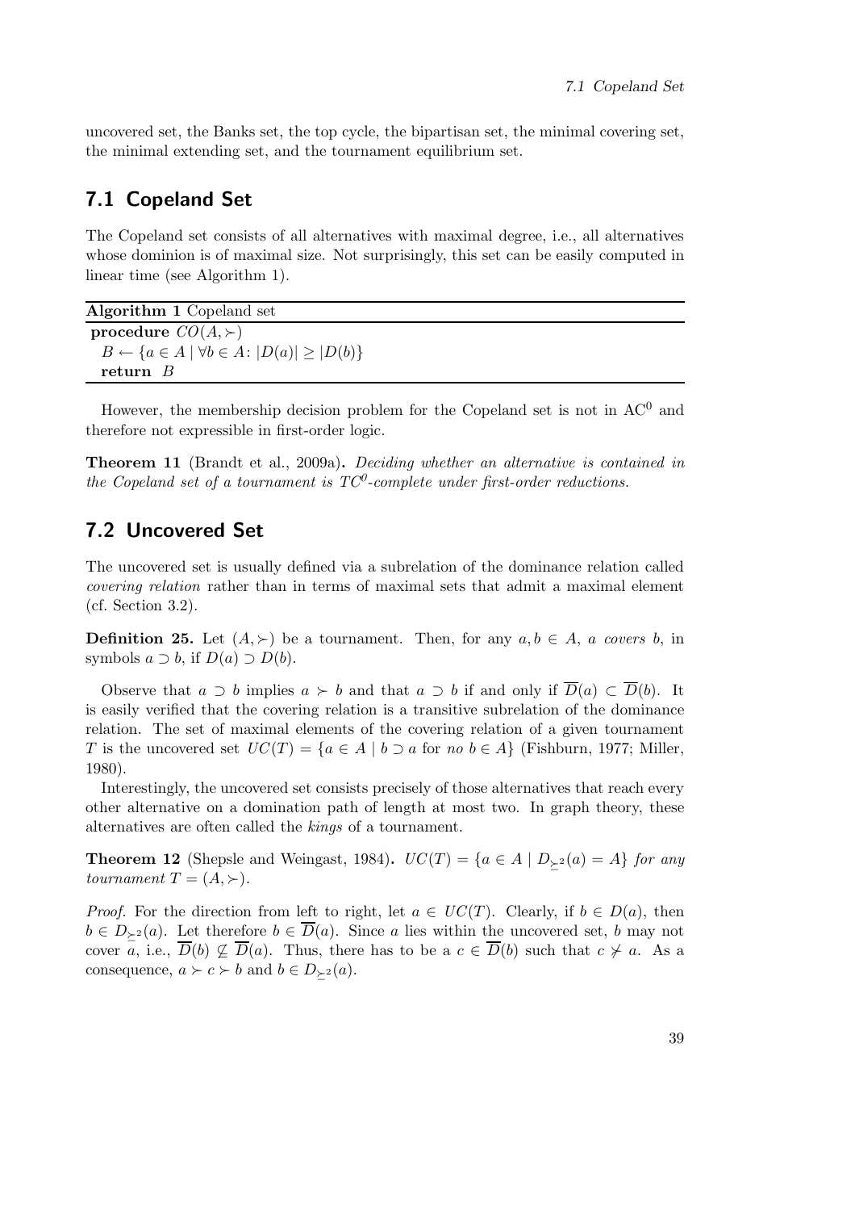uncovered set, the Banks set, the top cycle, the bipartisan set, the minimal covering set, the minimal extending set, and the tournament equilibrium set.

## 7.1 Copeland Set

The Copeland set consists of all alternatives with maximal degree, i.e., all alternatives whose dominion is of maximal size. Not surprisingly, this set can be easily computed in linear time (see Algorithm 1).

**Algorithm 1** Copeland set

```
procedure CO(A, ≻)
  B ← {a ∈ A | ∀b ∈ A: |D(a)| ≥ |D(b)}
  return B
```

However, the membership decision problem for the Copeland set is not in $AC^0$ and therefore not expressible in first-order logic.

**Theorem 11** (Brandt et al., 2009a)**.** *Deciding whether an alternative is contained in the Copeland set of a tournament is $TC^0$-complete under first-order reductions.*

## 7.2 Uncovered Set

The uncovered set is usually defined via a subrelation of the dominance relation called *covering relation* rather than in terms of maximal sets that admit a maximal element (cf. Section 3.2).

**Definition 25.** Let $(A, \succ)$ be a tournament. Then, for any $a, b \in A$, *a covers b*, in symbols $a \supset b$, if $D(a) \supset D(b)$.

Observe that $a \supset b$ implies $a \succ b$ and that $a \supset b$ if and only if $\overline{D}(a) \subset \overline{D}(b)$. It is easily verified that the covering relation is a transitive subrelation of the dominance relation. The set of maximal elements of the covering relation of a given tournament $T$ is the uncovered set $UC(T) = \{a \in A \mid b \supset a \text{ for } no \ b \in A\}$ (Fishburn, 1977; Miller, 1980).

Interestingly, the uncovered set consists precisely of those alternatives that reach every other alternative on a domination path of length at most two. In graph theory, these alternatives are often called the *kings* of a tournament.

**Theorem 12** (Shepsle and Weingast, 1984)**.** *$UC(T) = \{a \in A \mid D_{\succeq^2}(a) = A\}$ for any tournament $T = (A, \succ)$.*

*Proof.* For the direction from left to right, let $a \in UC(T)$. Clearly, if $b \in D(a)$, then $b \in D_{\succeq^2}(a)$. Let therefore $b \in \overline{D}(a)$. Since $a$ lies within the uncovered set, $b$ may not cover $a$, i.e., $\overline{D}(b) \not\subset \overline{D}(a)$. Thus, there has to be a $c \in \overline{D}(b)$ such that $c \not\succ a$. As a consequence, $a \succ c \succ b$ and $b \in D_{\succeq^2}(a)$.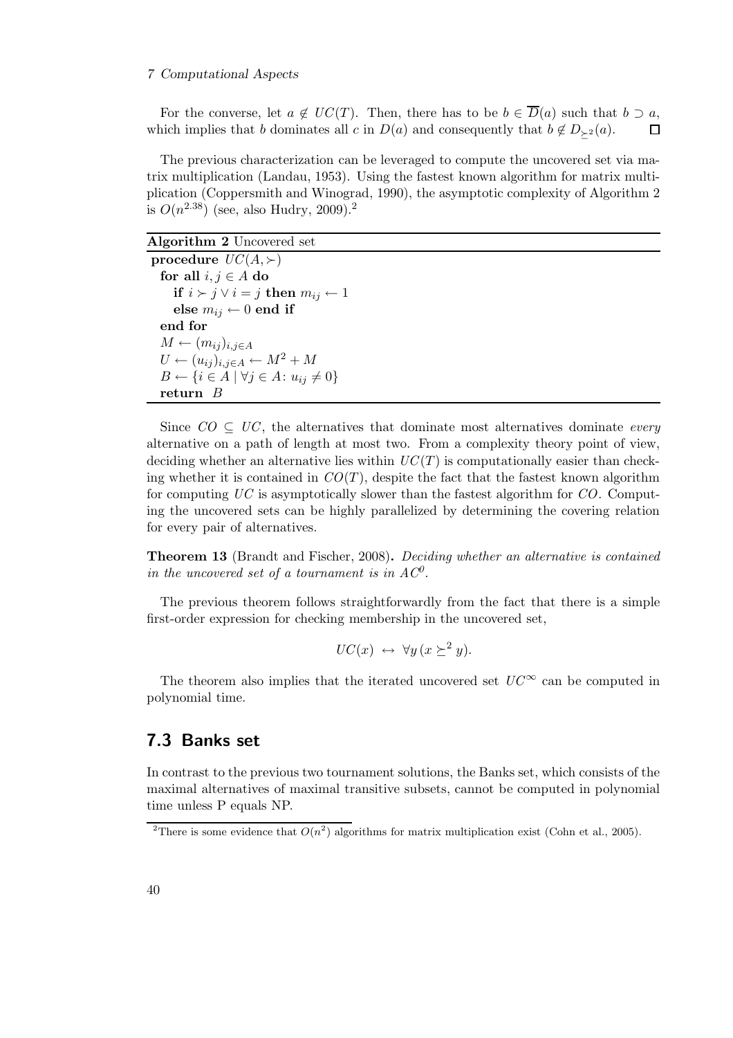For the converse, let $a \notin UC(T)$. Then, there has to be $b \in \overline{D}(a)$ such that $b \supset a$, which implies that $b$ dominates all $c$ in $D(a)$ and consequently that $b \notin D_{\succeq^2}(a)$. $\square$

The previous characterization can be leveraged to compute the uncovered set via matrix multiplication (Landau, 1953). Using the fastest known algorithm for matrix multiplication (Coppersmith and Winograd, 1990), the asymptotic complexity of Algorithm 2 is $O(n^{2.38})$ (see, also Hudry, 2009).[2]

**Algorithm 2** Uncovered set

**procedure** $UC(A, \succ)$
  **for all** $i, j \in A$ **do**
    **if** $i \succ j \vee i = j$ **then** $m_{ij} \leftarrow 1$
    **else** $m_{ij} \leftarrow 0$ **end if**
  **end for**
  $M \leftarrow (m_{ij})_{i,j \in A}$
  $U \leftarrow (u_{ij})_{i,j \in A} \leftarrow M^2 + M$
  $B \leftarrow \{i \in A \mid \forall j \in A \colon u_{ij} \neq 0\}$
  **return** $B$

Since $CO \subseteq UC$, the alternatives that dominate most alternatives dominate *every* alternative on a path of length at most two. From a complexity theory point of view, deciding whether an alternative lies within $UC(T)$ is computationally easier than checking whether it is contained in $CO(T)$, despite the fact that the fastest known algorithm for computing $UC$ is asymptotically slower than the fastest algorithm for $CO$. Computing the uncovered sets can be highly parallelized by determining the covering relation for every pair of alternatives.

**Theorem 13** (Brandt and Fischer, 2008)**.** *Deciding whether an alternative is contained in the uncovered set of a tournament is in $AC^0$.*

The previous theorem follows straightforwardly from the fact that there is a simple first-order expression for checking membership in the uncovered set,

$$UC(x) \leftrightarrow \forall y \, (x \succeq^2 y).$$

The theorem also implies that the iterated uncovered set $UC^\infty$ can be computed in polynomial time.

## 7.3 Banks set

In contrast to the previous two tournament solutions, the Banks set, which consists of the maximal alternatives of maximal transitive subsets, cannot be computed in polynomial time unless P equals NP.

[2] There is some evidence that $O(n^2)$ algorithms for matrix multiplication exist (Cohn et al., 2005).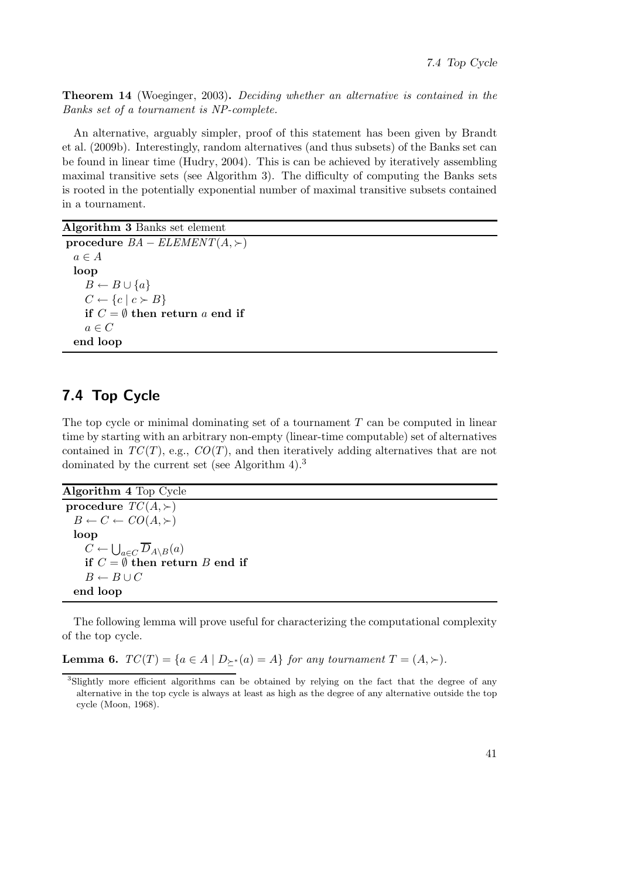**Theorem 14** (Woeginger, 2003)**.** *Deciding whether an alternative is contained in the Banks set of a tournament is NP-complete.*

An alternative, arguably simpler, proof of this statement has been given by Brandt et al. (2009b). Interestingly, random alternatives (and thus subsets) of the Banks set can be found in linear time (Hudry, 2004). This is can be achieved by iteratively assembling maximal transitive sets (see Algorithm 3). The difficulty of computing the Banks sets is rooted in the potentially exponential number of maximal transitive subsets contained in a tournament.

**Algorithm 3** Banks set element

```
procedure BA − ELEMENT(A, ≻)
  a ∈ A
  loop
    B ← B ∪ {a}
    C ← {c | c ≻ B}
    if C = ∅ then return a end if
    a ∈ C
  end loop
```

## 7.4 Top Cycle

The top cycle or minimal dominating set of a tournament $T$ can be computed in linear time by starting with an arbitrary non-empty (linear-time computable) set of alternatives contained in $TC(T)$, e.g., $CO(T)$, and then iteratively adding alternatives that are not dominated by the current set (see Algorithm 4).[3]

**Algorithm 4** Top Cycle

```
procedure TC(A, ≻)
  B ← C ← CO(A, ≻)
  loop
    C ← ⋃_{a∈C} D̄_{A∖B}(a)
    if C = ∅ then return B end if
    B ← B ∪ C
  end loop
```

The following lemma will prove useful for characterizing the computational complexity of the top cycle.

**Lemma 6.** $TC(T) = \{a \in A \mid D_{\succeq^*}(a) = A\}$ *for any tournament* $T = (A, \succ)$.

[3] Slightly more efficient algorithms can be obtained by relying on the fact that the degree of any alternative in the top cycle is always at least as high as the degree of any alternative outside the top cycle (Moon, 1968).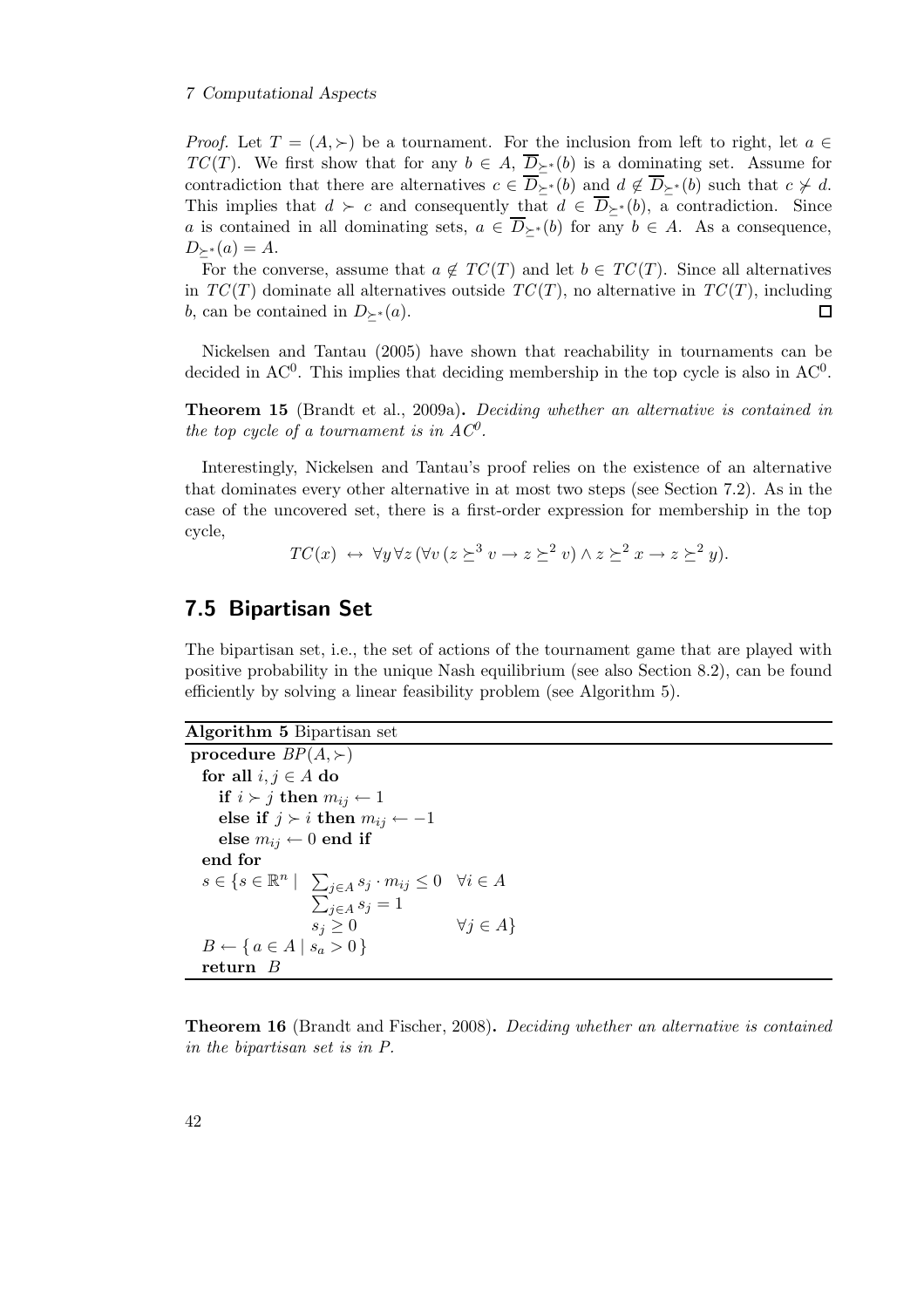*Proof.* Let $T = (A, \succ)$ be a tournament. For the inclusion from left to right, let $a \in TC(T)$. We first show that for any $b \in A$, $\overline{D}_{\succeq^*}(b)$ is a dominating set. Assume for contradiction that there are alternatives $c \in \overline{D}_{\succeq^*}(b)$ and $d \notin \overline{D}_{\succeq^*}(b)$ such that $c \not\succ d$. This implies that $d \succ c$ and consequently that $d \in \overline{D}_{\succeq^*}(b)$, a contradiction. Since $a$ is contained in all dominating sets, $a \in \overline{D}_{\succeq^*}(b)$ for any $b \in A$. As a consequence, $D_{\succeq^*}(a) = A$.

For the converse, assume that $a \notin TC(T)$ and let $b \in TC(T)$. Since all alternatives in $TC(T)$ dominate all alternatives outside $TC(T)$, no alternative in $TC(T)$, including $b$, can be contained in $D_{\succeq^*}(a)$. $\square$

Nickelsen and Tantau (2005) have shown that reachability in tournaments can be decided in $\mathrm{AC}^0$. This implies that deciding membership in the top cycle is also in $\mathrm{AC}^0$.

**Theorem 15** (Brandt et al., 2009a)**.** *Deciding whether an alternative is contained in the top cycle of a tournament is in $AC^0$.*

Interestingly, Nickelsen and Tantau's proof relies on the existence of an alternative that dominates every other alternative in at most two steps (see Section 7.2). As in the case of the uncovered set, there is a first-order expression for membership in the top cycle,

$$TC(x) \leftrightarrow \forall y \forall z \, (\forall v \, (z \succeq^3 v \rightarrow z \succeq^2 v) \wedge z \succeq^2 x \rightarrow z \succeq^2 y).$$

## 7.5 Bipartisan Set

The bipartisan set, i.e., the set of actions of the tournament game that are played with positive probability in the unique Nash equilibrium (see also Section 8.2), can be found efficiently by solving a linear feasibility problem (see Algorithm 5).

**Algorithm 5** Bipartisan set

```
procedure BP(A, ≻)
  for all i, j ∈ A do
    if i ≻ j then m_ij ← 1
    else if j ≻ i then m_ij ← −1
    else m_ij ← 0 end if
  end for
  s ∈ {s ∈ ℝ^n | Σ_{j∈A} s_j · m_ij ≤ 0   ∀i ∈ A
                 Σ_{j∈A} s_j = 1
                 s_j ≥ 0                  ∀j ∈ A}
  B ← { a ∈ A | s_a > 0 }
  return B
```

**Theorem 16** (Brandt and Fischer, 2008)**.** *Deciding whether an alternative is contained in the bipartisan set is in P.*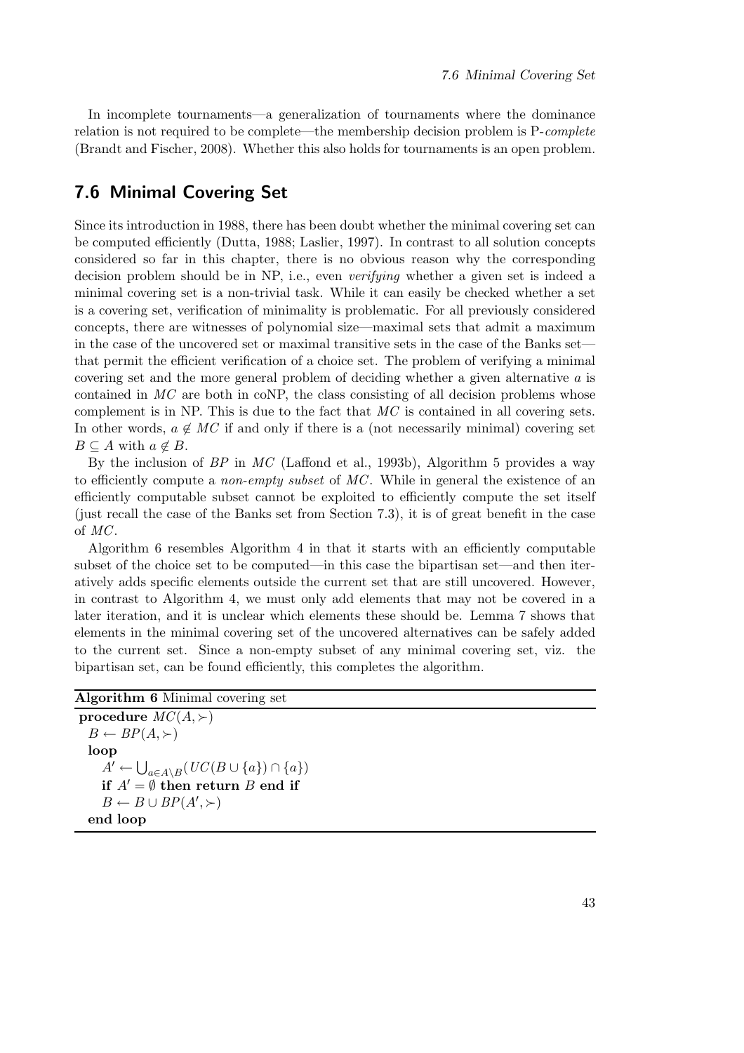In incomplete tournaments—a generalization of tournaments where the dominance relation is not required to be complete—the membership decision problem is P-*complete* (Brandt and Fischer, 2008). Whether this also holds for tournaments is an open problem.

## 7.6 Minimal Covering Set

Since its introduction in 1988, there has been doubt whether the minimal covering set can be computed efficiently (Dutta, 1988; Laslier, 1997). In contrast to all solution concepts considered so far in this chapter, there is no obvious reason why the corresponding decision problem should be in NP, i.e., even *verifying* whether a given set is indeed a minimal covering set is a non-trivial task. While it can easily be checked whether a set is a covering set, verification of minimality is problematic. For all previously considered concepts, there are witnesses of polynomial size—maximal sets that admit a maximum in the case of the uncovered set or maximal transitive sets in the case of the Banks set—that permit the efficient verification of a choice set. The problem of verifying a minimal covering set and the more general problem of deciding whether a given alternative $a$ is contained in $MC$ are both in coNP, the class consisting of all decision problems whose complement is in NP. This is due to the fact that $MC$ is contained in all covering sets. In other words, $a \notin MC$ if and only if there is a (not necessarily minimal) covering set $B \subseteq A$ with $a \notin B$.

By the inclusion of $BP$ in $MC$ (Laffond et al., 1993b), Algorithm 5 provides a way to efficiently compute a *non-empty subset* of $MC$. While in general the existence of an efficiently computable subset cannot be exploited to efficiently compute the set itself (just recall the case of the Banks set from Section 7.3), it is of great benefit in the case of $MC$.

Algorithm 6 resembles Algorithm 4 in that it starts with an efficiently computable subset of the choice set to be computed—in this case the bipartisan set—and then iteratively adds specific elements outside the current set that are still uncovered. However, in contrast to Algorithm 4, we must only add elements that may not be covered in a later iteration, and it is unclear which elements these should be. Lemma 7 shows that elements in the minimal covering set of the uncovered alternatives can be safely added to the current set. Since a non-empty subset of any minimal covering set, viz. the bipartisan set, can be found efficiently, this completes the algorithm.

**Algorithm 6** Minimal covering set

**procedure** $MC(A, \succ)$
  $B \leftarrow BP(A, \succ)$
  **loop**
    $A' \leftarrow \bigcup_{a \in A \setminus B} (UC(B \cup \{a\}) \cap \{a\})$
    **if** $A' = \emptyset$ **then return** $B$ **end if**
    $B \leftarrow B \cup BP(A', \succ)$
  **end loop**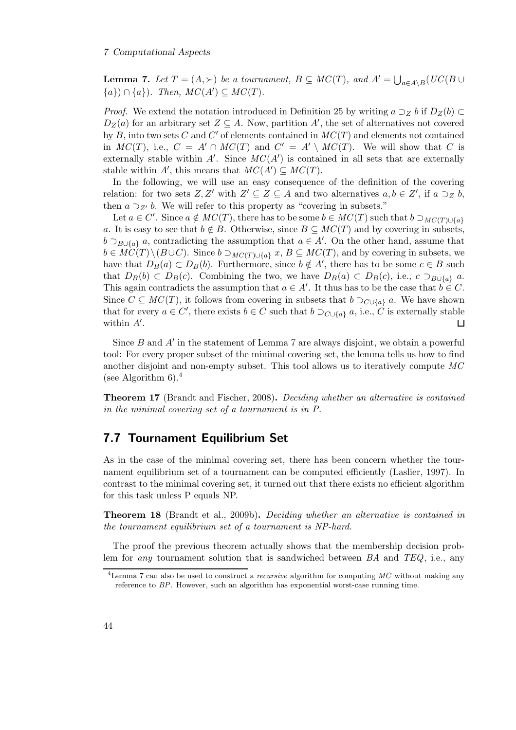**Lemma 7.** *Let $T = (A, \succ)$ be a tournament, $B \subseteq MC(T)$, and $A' = \bigcup_{a \in A \setminus B}(UC(B \cup \{a\}) \cap \{a\})$. Then, $MC(A') \subseteq MC(T)$.*

*Proof.* We extend the notation introduced in Definition 25 by writing $a \supset_Z b$ if $D_Z(b) \subset D_Z(a)$ for an arbitrary set $Z \subseteq A$. Now, partition $A'$, the set of alternatives not covered by $B$, into two sets $C$ and $C'$ of elements contained in $MC(T)$ and elements not contained in $MC(T)$, i.e., $C = A' \cap MC(T)$ and $C' = A' \setminus MC(T)$. We will show that $C$ is externally stable within $A'$. Since $MC(A')$ is contained in all sets that are externally stable within $A'$, this means that $MC(A') \subseteq MC(T)$.

In the following, we will use an easy consequence of the definition of the covering relation: for two sets $Z, Z'$ with $Z' \subseteq Z \subseteq A$ and two alternatives $a, b \in Z'$, if $a \supset_Z b$, then $a \supset_{Z'} b$. We will refer to this property as "covering in subsets."

Let $a \in C'$. Since $a \notin MC(T)$, there has to be some $b \in MC(T)$ such that $b \supset_{MC(T) \cup \{a\}} a$. It is easy to see that $b \notin B$. Otherwise, since $B \subseteq MC(T)$ and by covering in subsets, $b \supset_{B \cup \{a\}} a$, contradicting the assumption that $a \in A'$. On the other hand, assume that $b \in MC(T) \setminus (B \cup C)$. Since $b \supset_{MC(T) \cup \{a\}} x$, $B \subseteq MC(T)$, and by covering in subsets, we have that $D_B(a) \subset D_B(b)$. Furthermore, since $b \notin A'$, there has to be some $c \in B$ such that $D_B(b) \subset D_B(c)$. Combining the two, we have $D_B(a) \subset D_B(c)$, i.e., $c \supset_{B \cup \{a\}} a$. This again contradicts the assumption that $a \in A'$. It thus has to be the case that $b \in C$. Since $C \subseteq MC(T)$, it follows from covering in subsets that $b \supset_{C \cup \{a\}} a$. We have shown that for every $a \in C'$, there exists $b \in C$ such that $b \supset_{C \cup \{a\}} a$, i.e., $C$ is externally stable within $A'$. $\square$

Since $B$ and $A'$ in the statement of Lemma 7 are always disjoint, we obtain a powerful tool: For every proper subset of the minimal covering set, the lemma tells us how to find another disjoint and non-empty subset. This tool allows us to iteratively compute $MC$ (see Algorithm 6).[4]

**Theorem 17** (Brandt and Fischer, 2008)**.** *Deciding whether an alternative is contained in the minimal covering set of a tournament is in P.*

## 7.7 Tournament Equilibrium Set

As in the case of the minimal covering set, there has been concern whether the tournament equilibrium set of a tournament can be computed efficiently (Laslier, 1997). In contrast to the minimal covering set, it turned out that there exists no efficient algorithm for this task unless P equals NP.

**Theorem 18** (Brandt et al., 2009b)**.** *Deciding whether an alternative is contained in the tournament equilibrium set of a tournament is NP-hard.*

The proof the previous theorem actually shows that the membership decision problem for *any* tournament solution that is sandwiched between *BA* and *TEQ*, i.e., any

[4] Lemma 7 can also be used to construct a *recursive* algorithm for computing $MC$ without making any reference to $BP$. However, such an algorithm has exponential worst-case running time.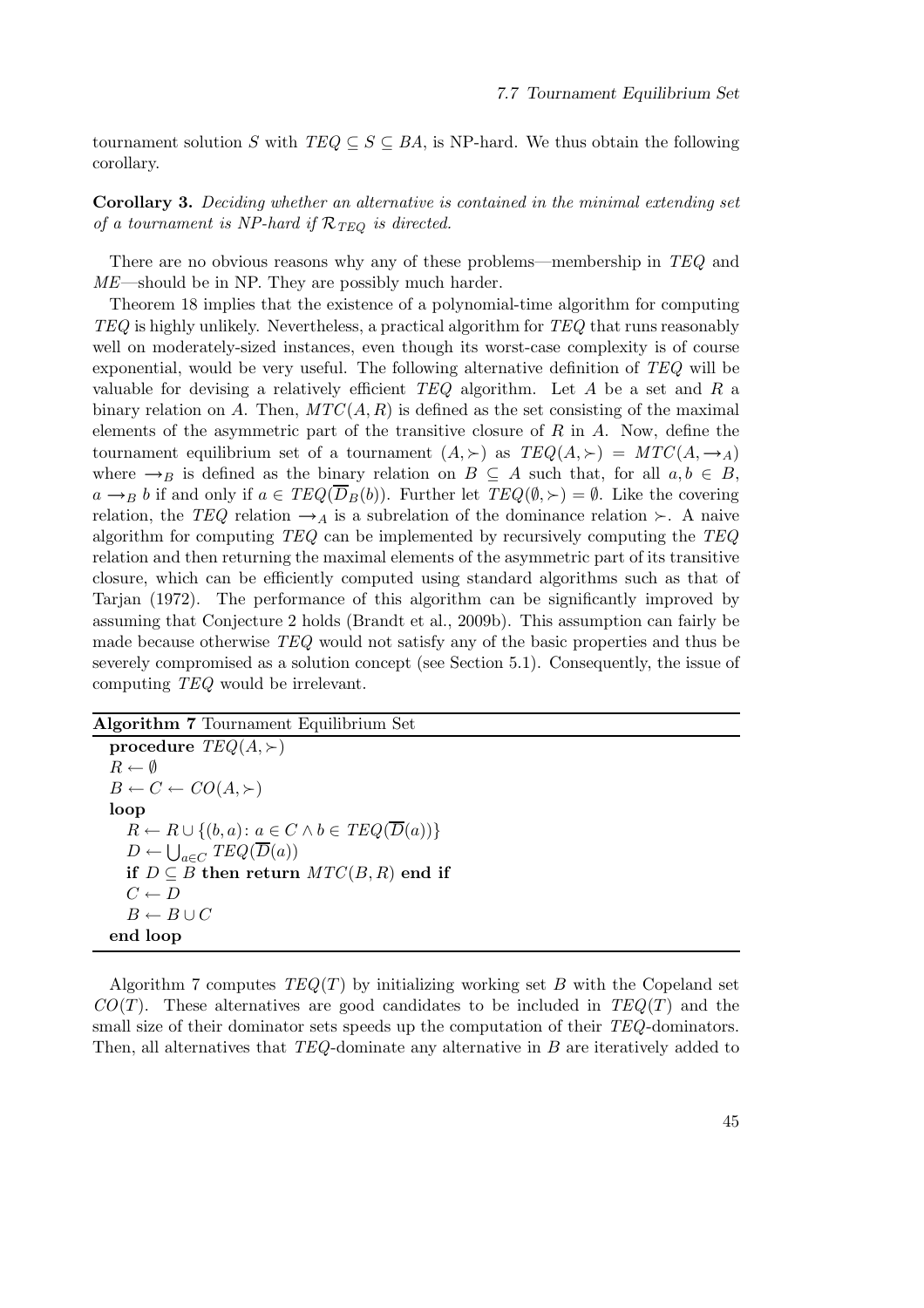tournament solution $S$ with $TEQ \subseteq S \subseteq BA$, is NP-hard. We thus obtain the following corollary.

**Corollary 3.** *Deciding whether an alternative is contained in the minimal extending set of a tournament is NP-hard if $\mathcal{R}_{TEQ}$ is directed.*

There are no obvious reasons why any of these problems—membership in *TEQ* and *ME*—should be in NP. They are possibly much harder.

Theorem 18 implies that the existence of a polynomial-time algorithm for computing *TEQ* is highly unlikely. Nevertheless, a practical algorithm for *TEQ* that runs reasonably well on moderately-sized instances, even though its worst-case complexity is of course exponential, would be very useful. The following alternative definition of *TEQ* will be valuable for devising a relatively efficient *TEQ* algorithm. Let $A$ be a set and $R$ a binary relation on $A$. Then, $MTC(A, R)$ is defined as the set consisting of the maximal elements of the asymmetric part of the transitive closure of $R$ in $A$. Now, define the tournament equilibrium set of a tournament $(A, \succ)$ as $TEQ(A, \succ) = MTC(A, \rightarrow_A)$ where $\rightarrow_B$ is defined as the binary relation on $B \subseteq A$ such that, for all $a, b \in B$, $a \rightarrow_B b$ if and only if $a \in TEQ(\overline{D}_B(b))$. Further let $TEQ(\emptyset, \succ) = \emptyset$. Like the covering relation, the *TEQ* relation $\rightarrow_A$ is a subrelation of the dominance relation $\succ$. A naive algorithm for computing *TEQ* can be implemented by recursively computing the *TEQ* relation and then returning the maximal elements of the asymmetric part of its transitive closure, which can be efficiently computed using standard algorithms such as that of Tarjan (1972). The performance of this algorithm can be significantly improved by assuming that Conjecture 2 holds (Brandt et al., 2009b). This assumption can fairly be made because otherwise *TEQ* would not satisfy any of the basic properties and thus be severely compromised as a solution concept (see Section 5.1). Consequently, the issue of computing *TEQ* would be irrelevant.

**Algorithm 7** Tournament Equilibrium Set

**procedure** $TEQ(A, \succ)$
  $R \leftarrow \emptyset$
  $B \leftarrow C \leftarrow CO(A, \succ)$
  **loop**
    $R \leftarrow R \cup \{(b, a) \colon a \in C \wedge b \in TEQ(\overline{D}(a))\}$
    $D \leftarrow \bigcup_{a \in C} TEQ(\overline{D}(a))$
    **if** $D \subseteq B$ **then return** $MTC(B, R)$ **end if**
    $C \leftarrow D$
    $B \leftarrow B \cup C$
  **end loop**

Algorithm 7 computes $TEQ(T)$ by initializing working set $B$ with the Copeland set $CO(T)$. These alternatives are good candidates to be included in $TEQ(T)$ and the small size of their dominator sets speeds up the computation of their *TEQ*-dominators. Then, all alternatives that *TEQ*-dominate any alternative in $B$ are iteratively added to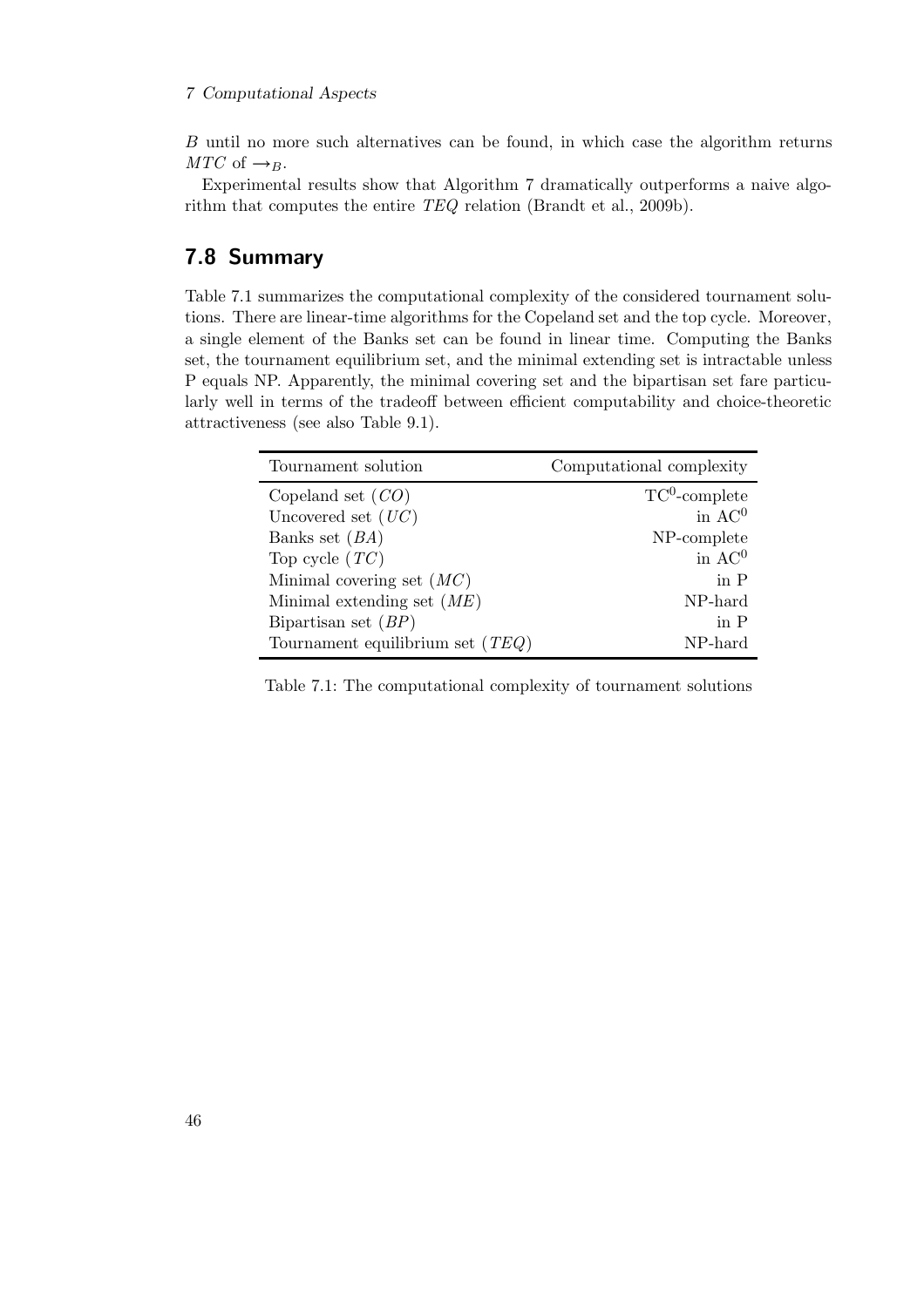$B$ until no more such alternatives can be found, in which case the algorithm returns $MTC$ of $\rightarrow_B$.

Experimental results show that Algorithm 7 dramatically outperforms a naive algorithm that computes the entire $TEQ$ relation (Brandt et al., 2009b).

## 7.8 Summary

Table 7.1 summarizes the computational complexity of the considered tournament solutions. There are linear-time algorithms for the Copeland set and the top cycle. Moreover, a single element of the Banks set can be found in linear time. Computing the Banks set, the tournament equilibrium set, and the minimal extending set is intractable unless P equals NP. Apparently, the minimal covering set and the bipartisan set fare particularly well in terms of the tradeoff between efficient computability and choice-theoretic attractiveness (see also Table 9.1).

| Tournament solution | Computational complexity |
|---|---|
| Copeland set ($CO$) | $TC^0$-complete |
| Uncovered set ($UC$) | in $AC^0$ |
| Banks set ($BA$) | NP-complete |
| Top cycle ($TC$) | in $AC^0$ |
| Minimal covering set ($MC$) | in P |
| Minimal extending set ($ME$) | NP-hard |
| Bipartisan set ($BP$) | in P |
| Tournament equilibrium set ($TEQ$) | NP-hard |

Table 7.1: The computational complexity of tournament solutions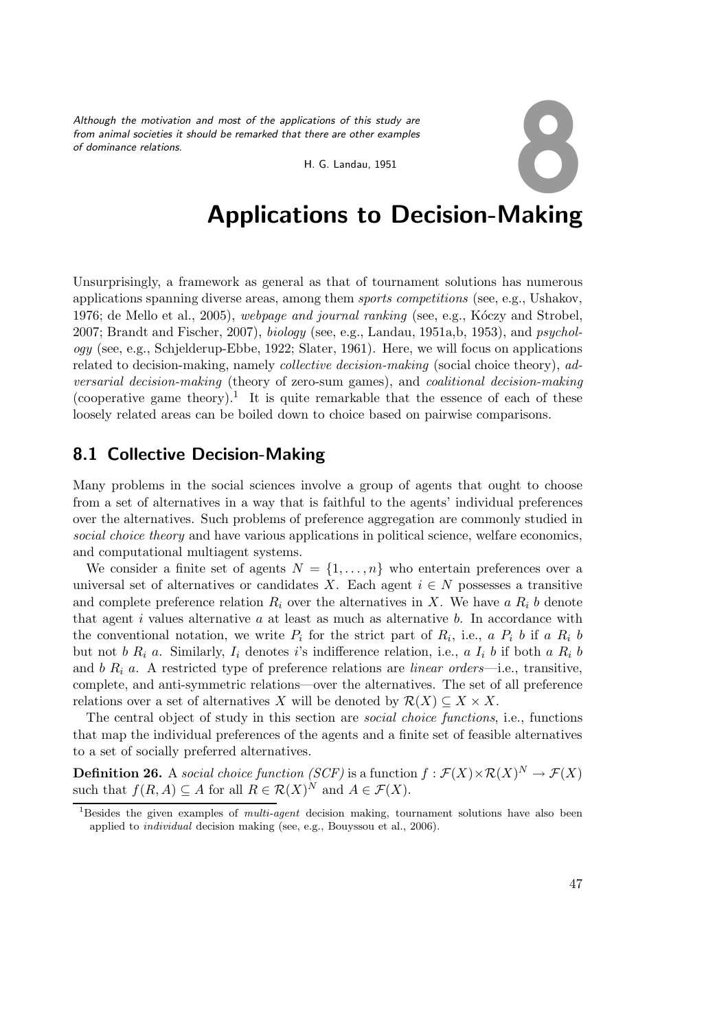*Although the motivation and most of the applications of this study are from animal societies it should be remarked that there are other examples of dominance relations.*

H. G. Landau, 1951

# 8 Applications to Decision-Making

Unsurprisingly, a framework as general as that of tournament solutions has numerous applications spanning diverse areas, among them *sports competitions* (see, e.g., Ushakov, 1976; de Mello et al., 2005), *webpage and journal ranking* (see, e.g., Kóczy and Strobel, 2007; Brandt and Fischer, 2007), *biology* (see, e.g., Landau, 1951a,b, 1953), and *psychology* (see, e.g., Schjelderup-Ebbe, 1922; Slater, 1961). Here, we will focus on applications related to decision-making, namely *collective decision-making* (social choice theory), *adversarial decision-making* (theory of zero-sum games), and *coalitional decision-making* (cooperative game theory).[1] It is quite remarkable that the essence of each of these loosely related areas can be boiled down to choice based on pairwise comparisons.

## 8.1 Collective Decision-Making

Many problems in the social sciences involve a group of agents that ought to choose from a set of alternatives in a way that is faithful to the agents' individual preferences over the alternatives. Such problems of preference aggregation are commonly studied in *social choice theory* and have various applications in political science, welfare economics, and computational multiagent systems.

We consider a finite set of agents $N = \{1, \ldots, n\}$ who entertain preferences over a universal set of alternatives or candidates $X$. Each agent $i \in N$ possesses a transitive and complete preference relation $R_i$ over the alternatives in $X$. We have $a\ R_i\ b$ denote that agent $i$ values alternative $a$ at least as much as alternative $b$. In accordance with the conventional notation, we write $P_i$ for the strict part of $R_i$, i.e., $a\ P_i\ b$ if $a\ R_i\ b$ but not $b\ R_i\ a$. Similarly, $I_i$ denotes $i$'s indifference relation, i.e., $a\ I_i\ b$ if both $a\ R_i\ b$ and $b\ R_i\ a$. A restricted type of preference relations are *linear orders*—i.e., transitive, complete, and anti-symmetric relations—over the alternatives. The set of all preference relations over a set of alternatives $X$ will be denoted by $\mathcal{R}(X) \subseteq X \times X$.

The central object of study in this section are *social choice functions*, i.e., functions that map the individual preferences of the agents and a finite set of feasible alternatives to a set of socially preferred alternatives.

**Definition 26.** A *social choice function (SCF)* is a function $f : \mathcal{F}(X) \times \mathcal{R}(X)^N \to \mathcal{F}(X)$ such that $f(R, A) \subseteq A$ for all $R \in \mathcal{R}(X)^N$ and $A \in \mathcal{F}(X)$.

[1] Besides the given examples of *multi-agent* decision making, tournament solutions have also been applied to *individual* decision making (see, e.g., Bouyssou et al., 2006).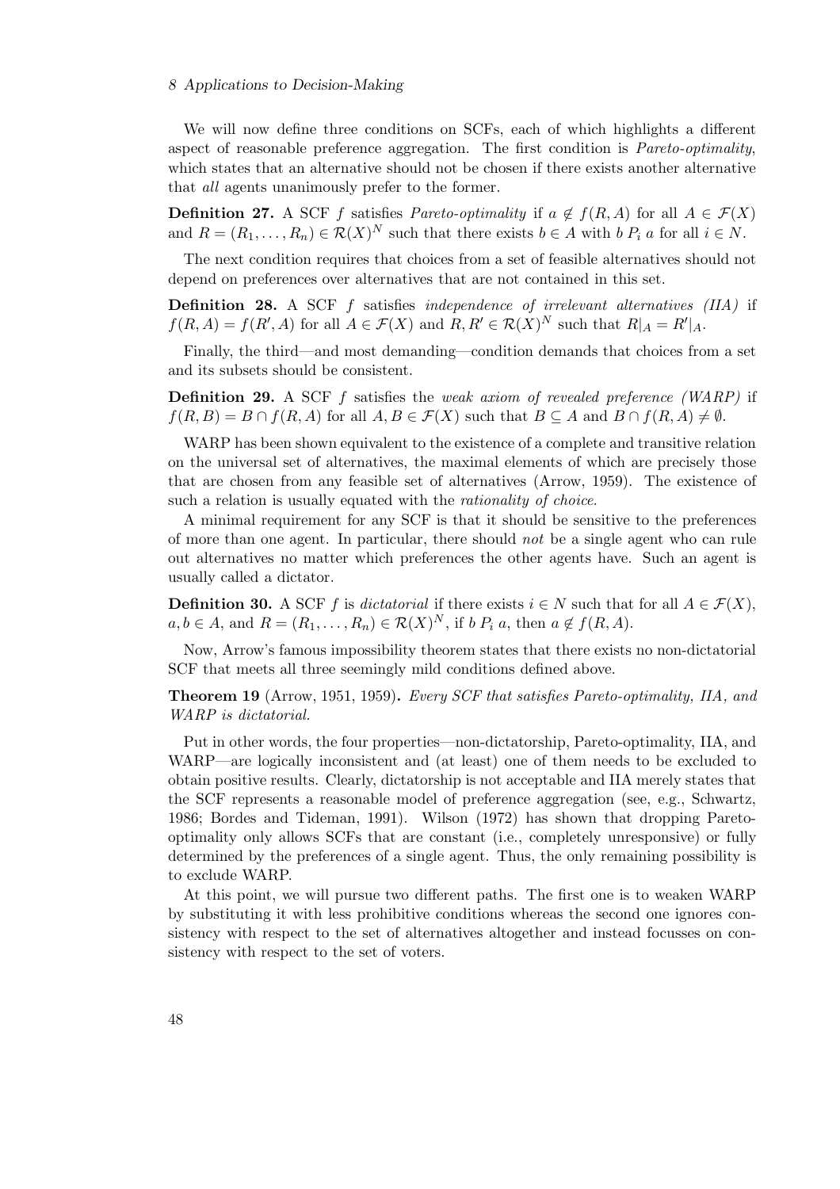We will now define three conditions on SCFs, each of which highlights a different aspect of reasonable preference aggregation. The first condition is *Pareto-optimality*, which states that an alternative should not be chosen if there exists another alternative that *all* agents unanimously prefer to the former.

**Definition 27.** A SCF $f$ satisfies *Pareto-optimality* if $a \notin f(R, A)$ for all $A \in \mathcal{F}(X)$ and $R = (R_1, \ldots, R_n) \in \mathcal{R}(X)^N$ such that there exists $b \in A$ with $b \; P_i \; a$ for all $i \in N$.

The next condition requires that choices from a set of feasible alternatives should not depend on preferences over alternatives that are not contained in this set.

**Definition 28.** A SCF $f$ satisfies *independence of irrelevant alternatives (IIA)* if $f(R, A) = f(R', A)$ for all $A \in \mathcal{F}(X)$ and $R, R' \in \mathcal{R}(X)^N$ such that $R|_A = R'|_A$.

Finally, the third—and most demanding—condition demands that choices from a set and its subsets should be consistent.

**Definition 29.** A SCF $f$ satisfies the *weak axiom of revealed preference (WARP)* if $f(R, B) = B \cap f(R, A)$ for all $A, B \in \mathcal{F}(X)$ such that $B \subseteq A$ and $B \cap f(R, A) \neq \emptyset$.

WARP has been shown equivalent to the existence of a complete and transitive relation on the universal set of alternatives, the maximal elements of which are precisely those that are chosen from any feasible set of alternatives (Arrow, 1959). The existence of such a relation is usually equated with the *rationality of choice*.

A minimal requirement for any SCF is that it should be sensitive to the preferences of more than one agent. In particular, there should *not* be a single agent who can rule out alternatives no matter which preferences the other agents have. Such an agent is usually called a dictator.

**Definition 30.** A SCF $f$ is *dictatorial* if there exists $i \in N$ such that for all $A \in \mathcal{F}(X)$, $a, b \in A$, and $R = (R_1, \ldots, R_n) \in \mathcal{R}(X)^N$, if $b \; P_i \; a$, then $a \notin f(R, A)$.

Now, Arrow's famous impossibility theorem states that there exists no non-dictatorial SCF that meets all three seemingly mild conditions defined above.

**Theorem 19** (Arrow, 1951, 1959)**.** *Every SCF that satisfies Pareto-optimality, IIA, and WARP is dictatorial.*

Put in other words, the four properties—non-dictatorship, Pareto-optimality, IIA, and WARP—are logically inconsistent and (at least) one of them needs to be excluded to obtain positive results. Clearly, dictatorship is not acceptable and IIA merely states that the SCF represents a reasonable model of preference aggregation (see, e.g., Schwartz, 1986; Bordes and Tideman, 1991). Wilson (1972) has shown that dropping Pareto-optimality only allows SCFs that are constant (i.e., completely unresponsive) or fully determined by the preferences of a single agent. Thus, the only remaining possibility is to exclude WARP.

At this point, we will pursue two different paths. The first one is to weaken WARP by substituting it with less prohibitive conditions whereas the second one ignores consistency with respect to the set of alternatives altogether and instead focusses on consistency with respect to the set of voters.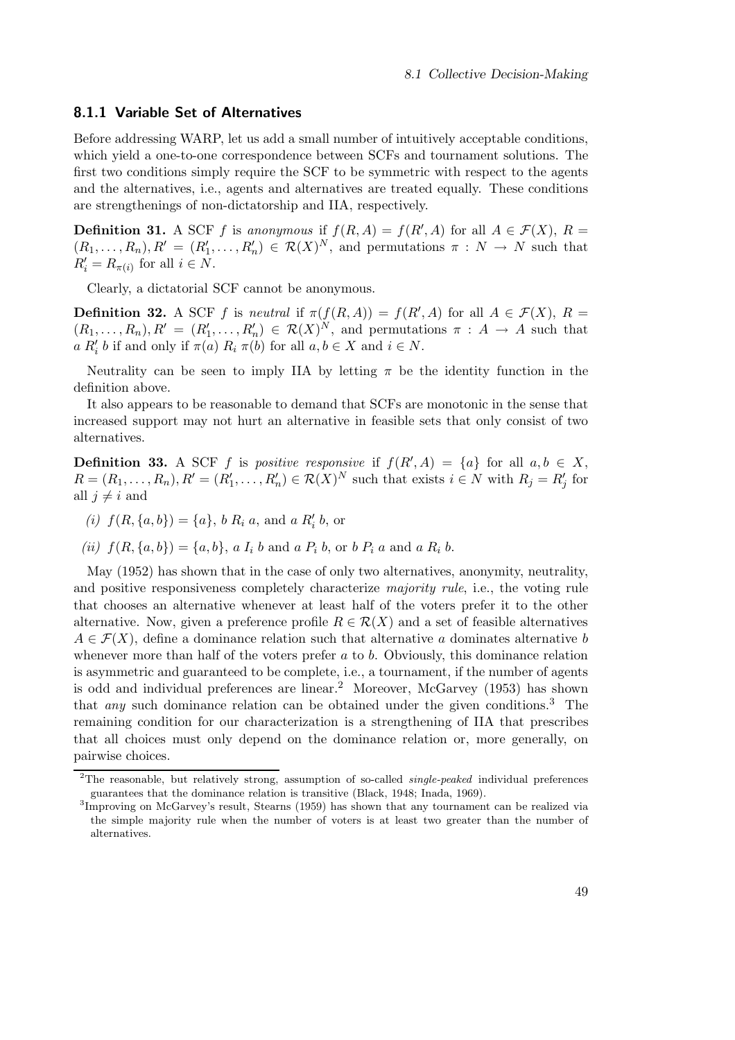### 8.1.1 Variable Set of Alternatives

Before addressing WARP, let us add a small number of intuitively acceptable conditions, which yield a one-to-one correspondence between SCFs and tournament solutions. The first two conditions simply require the SCF to be symmetric with respect to the agents and the alternatives, i.e., agents and alternatives are treated equally. These conditions are strengthenings of non-dictatorship and IIA, respectively.

**Definition 31.** A SCF $f$ is *anonymous* if $f(R, A) = f(R', A)$ for all $A \in \mathcal{F}(X)$, $R = (R_1, \dots, R_n), R' = (R'_1, \dots, R'_n) \in \mathcal{R}(X)^N$, and permutations $\pi : N \to N$ such that $R'_i = R_{\pi(i)}$ for all $i \in N$.

Clearly, a dictatorial SCF cannot be anonymous.

**Definition 32.** A SCF $f$ is *neutral* if $\pi(f(R, A)) = f(R', A)$ for all $A \in \mathcal{F}(X)$, $R = (R_1, \dots, R_n), R' = (R'_1, \dots, R'_n) \in \mathcal{R}(X)^N$, and permutations $\pi : A \to A$ such that $a \; R'_i \; b$ if and only if $\pi(a) \; R_i \; \pi(b)$ for all $a, b \in X$ and $i \in N$.

Neutrality can be seen to imply IIA by letting $\pi$ be the identity function in the definition above.

It also appears to be reasonable to demand that SCFs are monotonic in the sense that increased support may not hurt an alternative in feasible sets that only consist of two alternatives.

**Definition 33.** A SCF $f$ is *positive responsive* if $f(R', A) = \{a\}$ for all $a, b \in X$, $R = (R_1, \dots, R_n), R' = (R'_1, \dots, R'_n) \in \mathcal{R}(X)^N$ such that exists $i \in N$ with $R_j = R'_j$ for all $j \neq i$ and

*(i)* $f(R, \{a, b\}) = \{a\}$, $b \; R_i \; a$, and $a \; R'_i \; b$, or

*(ii)* $f(R, \{a, b\}) = \{a, b\}$, $a \; I_i \; b$ and $a \; P_i \; b$, or $b \; P_i \; a$ and $a \; R_i \; b$.

May (1952) has shown that in the case of only two alternatives, anonymity, neutrality, and positive responsiveness completely characterize *majority rule*, i.e., the voting rule that chooses an alternative whenever at least half of the voters prefer it to the other alternative. Now, given a preference profile $R \in \mathcal{R}(X)$ and a set of feasible alternatives $A \in \mathcal{F}(X)$, define a dominance relation such that alternative $a$ dominates alternative $b$ whenever more than half of the voters prefer $a$ to $b$. Obviously, this dominance relation is asymmetric and guaranteed to be complete, i.e., a tournament, if the number of agents is odd and individual preferences are linear.[2] Moreover, McGarvey (1953) has shown that *any* such dominance relation can be obtained under the given conditions.[3] The remaining condition for our characterization is a strengthening of IIA that prescribes that all choices must only depend on the dominance relation or, more generally, on pairwise choices.

---

[2] The reasonable, but relatively strong, assumption of so-called *single-peaked* individual preferences guarantees that the dominance relation is transitive (Black, 1948; Inada, 1969).

[3] Improving on McGarvey's result, Stearns (1959) has shown that any tournament can be realized via the simple majority rule when the number of voters is at least two greater than the number of alternatives.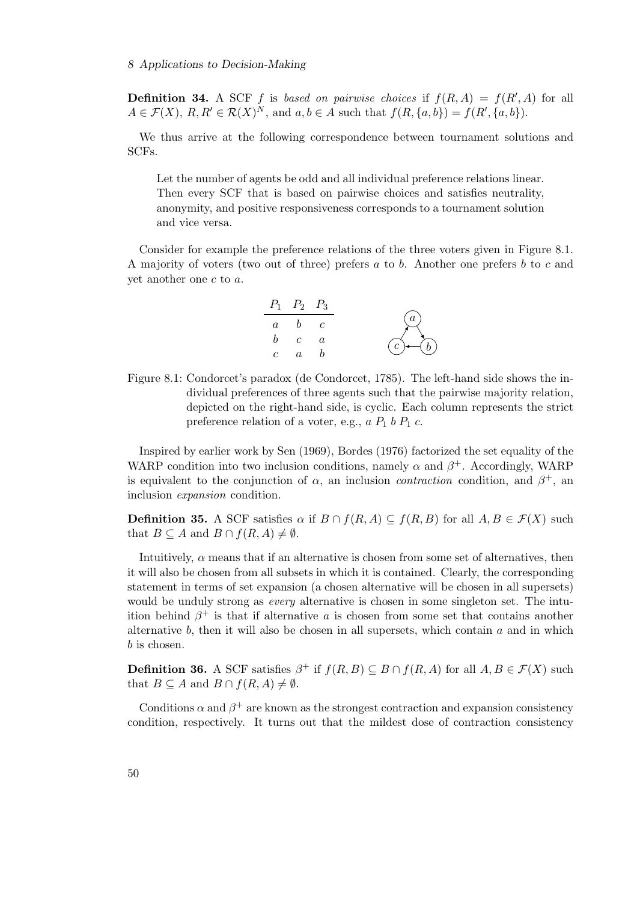**Definition 34.** A SCF $f$ is *based on pairwise choices* if $f(R, A) = f(R', A)$ for all $A \in \mathcal{F}(X)$, $R, R' \in \mathcal{R}(X)^N$, and $a, b \in A$ such that $f(R, \{a, b\}) = f(R', \{a, b\})$.

We thus arrive at the following correspondence between tournament solutions and SCFs.

> Let the number of agents be odd and all individual preference relations linear. Then every SCF that is based on pairwise choices and satisfies neutrality, anonymity, and positive responsiveness corresponds to a tournament solution and vice versa.

Consider for example the preference relations of the three voters given in Figure 8.1. A majority of voters (two out of three) prefers $a$ to $b$. Another one prefers $b$ to $c$ and yet another one $c$ to $a$.

| $P_1$ | $P_2$ | $P_3$ |
|---|---|---|
| $a$ | $b$ | $c$ |
| $b$ | $c$ | $a$ |
| $c$ | $a$ | $b$ |

Figure 8.1: Condorcet's paradox (de Condorcet, 1785). The left-hand side shows the individual preferences of three agents such that the pairwise majority relation, depicted on the right-hand side, is cyclic. Each column represents the strict preference relation of a voter, e.g., $a \; P_1 \; b \; P_1 \; c$.

Inspired by earlier work by Sen (1969), Bordes (1976) factorized the set equality of the WARP condition into two inclusion conditions, namely $\alpha$ and $\beta^+$. Accordingly, WARP is equivalent to the conjunction of $\alpha$, an inclusion *contraction* condition, and $\beta^+$, an inclusion *expansion* condition.

**Definition 35.** A SCF satisfies $\alpha$ if $B \cap f(R, A) \subseteq f(R, B)$ for all $A, B \in \mathcal{F}(X)$ such that $B \subseteq A$ and $B \cap f(R, A) \neq \emptyset$.

Intuitively, $\alpha$ means that if an alternative is chosen from some set of alternatives, then it will also be chosen from all subsets in which it is contained. Clearly, the corresponding statement in terms of set expansion (a chosen alternative will be chosen in all supersets) would be unduly strong as *every* alternative is chosen in some singleton set. The intuition behind $\beta^+$ is that if alternative $a$ is chosen from some set that contains another alternative $b$, then it will also be chosen in all supersets, which contain $a$ and in which $b$ is chosen.

**Definition 36.** A SCF satisfies $\beta^+$ if $f(R, B) \subseteq B \cap f(R, A)$ for all $A, B \in \mathcal{F}(X)$ such that $B \subseteq A$ and $B \cap f(R, A) \neq \emptyset$.

Conditions $\alpha$ and $\beta^+$ are known as the strongest contraction and expansion consistency condition, respectively. It turns out that the mildest dose of contraction consistency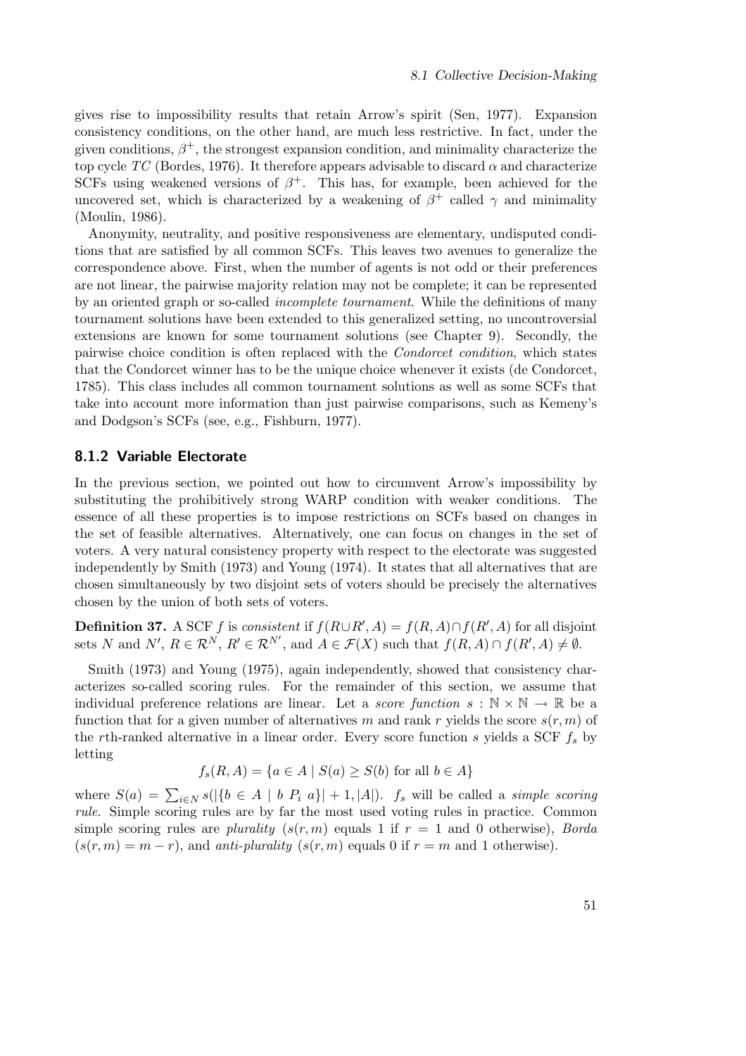gives rise to impossibility results that retain Arrow's spirit (Sen, 1977). Expansion consistency conditions, on the other hand, are much less restrictive. In fact, under the given conditions, $\beta^+$, the strongest expansion condition, and minimality characterize the top cycle $TC$ (Bordes, 1976). It therefore appears advisable to discard $\alpha$ and characterize SCFs using weakened versions of $\beta^+$. This has, for example, been achieved for the uncovered set, which is characterized by a weakening of $\beta^+$ called $\gamma$ and minimality (Moulin, 1986).

Anonymity, neutrality, and positive responsiveness are elementary, undisputed conditions that are satisfied by all common SCFs. This leaves two avenues to generalize the correspondence above. First, when the number of agents is not odd or their preferences are not linear, the pairwise majority relation may not be complete; it can be represented by an oriented graph or so-called *incomplete tournament*. While the definitions of many tournament solutions have been extended to this generalized setting, no uncontroversial extensions are known for some tournament solutions (see Chapter 9). Secondly, the pairwise choice condition is often replaced with the *Condorcet condition*, which states that the Condorcet winner has to be the unique choice whenever it exists (de Condorcet, 1785). This class includes all common tournament solutions as well as some SCFs that take into account more information than just pairwise comparisons, such as Kemeny's and Dodgson's SCFs (see, e.g., Fishburn, 1977).

### 8.1.2 Variable Electorate

In the previous section, we pointed out how to circumvent Arrow's impossibility by substituting the prohibitively strong WARP condition with weaker conditions. The essence of all these properties is to impose restrictions on SCFs based on changes in the set of feasible alternatives. Alternatively, one can focus on changes in the set of voters. A very natural consistency property with respect to the electorate was suggested independently by Smith (1973) and Young (1974). It states that all alternatives that are chosen simultaneously by two disjoint sets of voters should be precisely the alternatives chosen by the union of both sets of voters.

**Definition 37.** A SCF $f$ is *consistent* if $f(R \cup R', A) = f(R, A) \cap f(R', A)$ for all disjoint sets $N$ and $N'$, $R \in \mathcal{R}^N$, $R' \in \mathcal{R}^{N'}$, and $A \in \mathcal{F}(X)$ such that $f(R, A) \cap f(R', A) \neq \emptyset$.

Smith (1973) and Young (1975), again independently, showed that consistency characterizes so-called scoring rules. For the remainder of this section, we assume that individual preference relations are linear. Let a *score function* $s : \mathbb{N} \times \mathbb{N} \to \mathbb{R}$ be a function that for a given number of alternatives $m$ and rank $r$ yields the score $s(r, m)$ of the $r$th-ranked alternative in a linear order. Every score function $s$ yields a SCF $f_s$ by letting

$$f_s(R, A) = \{a \in A \mid S(a) \geq S(b) \text{ for all } b \in A\}$$

where $S(a) = \sum_{i \in N} s(|\{b \in A \mid b \; P_i \; a\}| + 1, |A|)$. $f_s$ will be called a *simple scoring rule*. Simple scoring rules are by far the most used voting rules in practice. Common simple scoring rules are *plurality* ($s(r, m)$ equals 1 if $r = 1$ and 0 otherwise), *Borda* ($s(r, m) = m - r$), and *anti-plurality* ($s(r, m)$ equals 0 if $r = m$ and 1 otherwise).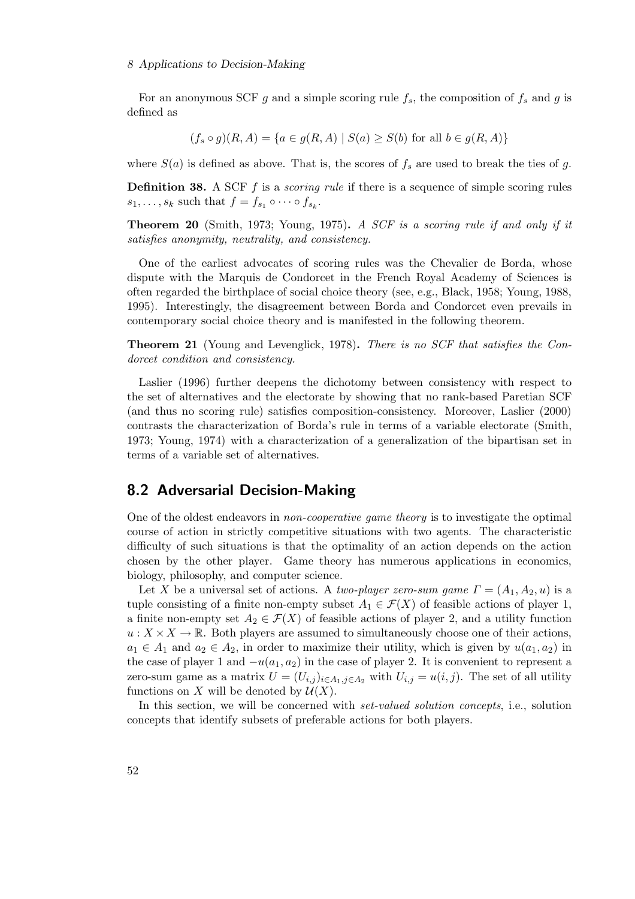For an anonymous SCF $g$ and a simple scoring rule $f_s$, the composition of $f_s$ and $g$ is defined as

$$(f_s \circ g)(R, A) = \{a \in g(R, A) \mid S(a) \geq S(b) \text{ for all } b \in g(R, A)\}$$

where $S(a)$ is defined as above. That is, the scores of $f_s$ are used to break the ties of $g$.

**Definition 38.** A SCF $f$ is a *scoring rule* if there is a sequence of simple scoring rules $s_1, \ldots, s_k$ such that $f = f_{s_1} \circ \cdots \circ f_{s_k}$.

**Theorem 20** (Smith, 1973; Young, 1975)**.** *A SCF is a scoring rule if and only if it satisfies anonymity, neutrality, and consistency.*

One of the earliest advocates of scoring rules was the Chevalier de Borda, whose dispute with the Marquis de Condorcet in the French Royal Academy of Sciences is often regarded the birthplace of social choice theory (see, e.g., Black, 1958; Young, 1988, 1995). Interestingly, the disagreement between Borda and Condorcet even prevails in contemporary social choice theory and is manifested in the following theorem.

**Theorem 21** (Young and Levenglick, 1978)**.** *There is no SCF that satisfies the Condorcet condition and consistency.*

Laslier (1996) further deepens the dichotomy between consistency with respect to the set of alternatives and the electorate by showing that no rank-based Paretian SCF (and thus no scoring rule) satisfies composition-consistency. Moreover, Laslier (2000) contrasts the characterization of Borda's rule in terms of a variable electorate (Smith, 1973; Young, 1974) with a characterization of a generalization of the bipartisan set in terms of a variable set of alternatives.

## 8.2 Adversarial Decision-Making

One of the oldest endeavors in *non-cooperative game theory* is to investigate the optimal course of action in strictly competitive situations with two agents. The characteristic difficulty of such situations is that the optimality of an action depends on the action chosen by the other player. Game theory has numerous applications in economics, biology, philosophy, and computer science.

Let $X$ be a universal set of actions. A *two-player zero-sum game* $\Gamma = (A_1, A_2, u)$ is a tuple consisting of a finite non-empty subset $A_1 \in \mathcal{F}(X)$ of feasible actions of player 1, a finite non-empty set $A_2 \in \mathcal{F}(X)$ of feasible actions of player 2, and a utility function $u : X \times X \to \mathbb{R}$. Both players are assumed to simultaneously choose one of their actions, $a_1 \in A_1$ and $a_2 \in A_2$, in order to maximize their utility, which is given by $u(a_1, a_2)$ in the case of player 1 and $-u(a_1, a_2)$ in the case of player 2. It is convenient to represent a zero-sum game as a matrix $U = (U_{i,j})_{i \in A_1, j \in A_2}$ with $U_{i,j} = u(i, j)$. The set of all utility functions on $X$ will be denoted by $\mathcal{U}(X)$.

In this section, we will be concerned with *set-valued solution concepts*, i.e., solution concepts that identify subsets of preferable actions for both players.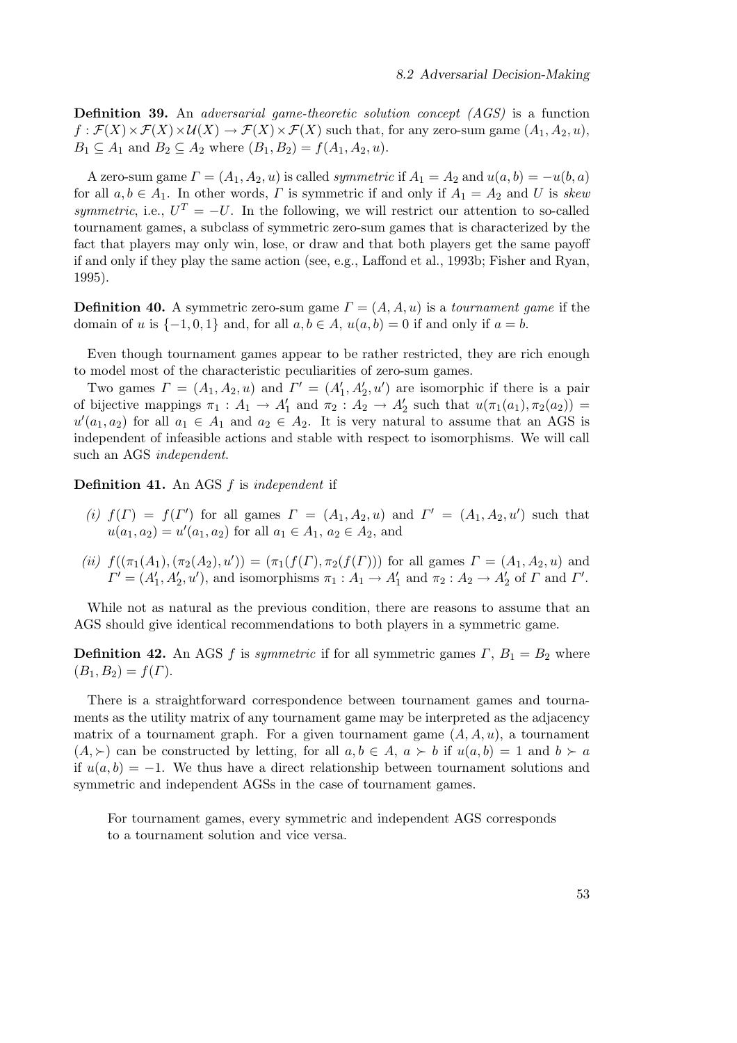**Definition 39.** An *adversarial game-theoretic solution concept (AGS)* is a function $f : \mathcal{F}(X) \times \mathcal{F}(X) \times \mathcal{U}(X) \to \mathcal{F}(X) \times \mathcal{F}(X)$ such that, for any zero-sum game $(A_1, A_2, u)$, $B_1 \subseteq A_1$ and $B_2 \subseteq A_2$ where $(B_1, B_2) = f(A_1, A_2, u)$.

A zero-sum game $\Gamma = (A_1, A_2, u)$ is called *symmetric* if $A_1 = A_2$ and $u(a, b) = -u(b, a)$ for all $a, b \in A_1$. In other words, $\Gamma$ is symmetric if and only if $A_1 = A_2$ and $U$ is *skew symmetric*, i.e., $U^T = -U$. In the following, we will restrict our attention to so-called tournament games, a subclass of symmetric zero-sum games that is characterized by the fact that players may only win, lose, or draw and that both players get the same payoff if and only if they play the same action (see, e.g., Laffond et al., 1993b; Fisher and Ryan, 1995).

**Definition 40.** A symmetric zero-sum game $\Gamma = (A, A, u)$ is a *tournament game* if the domain of $u$ is $\{-1, 0, 1\}$ and, for all $a, b \in A$, $u(a, b) = 0$ if and only if $a = b$.

Even though tournament games appear to be rather restricted, they are rich enough to model most of the characteristic peculiarities of zero-sum games.

Two games $\Gamma = (A_1, A_2, u)$ and $\Gamma' = (A_1', A_2', u')$ are isomorphic if there is a pair of bijective mappings $\pi_1 : A_1 \to A_1'$ and $\pi_2 : A_2 \to A_2'$ such that $u(\pi_1(a_1), \pi_2(a_2)) = u'(a_1, a_2)$ for all $a_1 \in A_1$ and $a_2 \in A_2$. It is very natural to assume that an AGS is independent of infeasible actions and stable with respect to isomorphisms. We will call such an AGS *independent*.

**Definition 41.** An AGS $f$ is *independent* if

*(i)* $f(\Gamma) = f(\Gamma')$ for all games $\Gamma = (A_1, A_2, u)$ and $\Gamma' = (A_1, A_2, u')$ such that $u(a_1, a_2) = u'(a_1, a_2)$ for all $a_1 \in A_1$, $a_2 \in A_2$, and

*(ii)* $f((\pi_1(A_1), (\pi_2(A_2), u')) = (\pi_1(f(\Gamma), \pi_2(f(\Gamma)))$ for all games $\Gamma = (A_1, A_2, u)$ and $\Gamma' = (A_1', A_2', u')$, and isomorphisms $\pi_1 : A_1 \to A_1'$ and $\pi_2 : A_2 \to A_2'$ of $\Gamma$ and $\Gamma'$.

While not as natural as the previous condition, there are reasons to assume that an AGS should give identical recommendations to both players in a symmetric game.

**Definition 42.** An AGS $f$ is *symmetric* if for all symmetric games $\Gamma$, $B_1 = B_2$ where $(B_1, B_2) = f(\Gamma)$.

There is a straightforward correspondence between tournament games and tournaments as the utility matrix of any tournament game may be interpreted as the adjacency matrix of a tournament graph. For a given tournament game $(A, A, u)$, a tournament $(A, \succ)$ can be constructed by letting, for all $a, b \in A$, $a \succ b$ if $u(a, b) = 1$ and $b \succ a$ if $u(a, b) = -1$. We thus have a direct relationship between tournament solutions and symmetric and independent AGSs in the case of tournament games.

> For tournament games, every symmetric and independent AGS corresponds to a tournament solution and vice versa.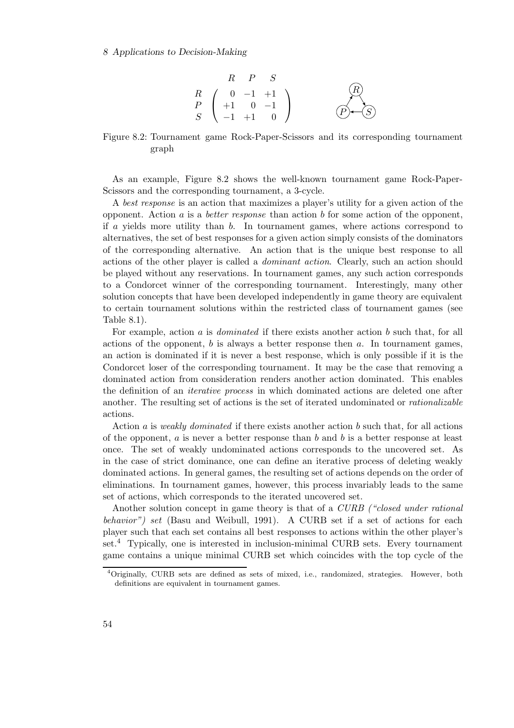$$
\begin{array}{c} \\ R \\ P \\ S \end{array}
\begin{array}{c} \begin{array}{ccc} R & P & S \end{array} \\
\begin{pmatrix} 0 & -1 & +1 \\ +1 & 0 & -1 \\ -1 & +1 & 0 \end{pmatrix} \end{array}
$$

Figure 8.2: Tournament game Rock-Paper-Scissors and its corresponding tournament graph

As an example, Figure 8.2 shows the well-known tournament game Rock-Paper-Scissors and the corresponding tournament, a 3-cycle.

A *best response* is an action that maximizes a player's utility for a given action of the opponent. Action $a$ is a *better response* than action $b$ for some action of the opponent, if $a$ yields more utility than $b$. In tournament games, where actions correspond to alternatives, the set of best responses for a given action simply consists of the dominators of the corresponding alternative. An action that is the unique best response to all actions of the other player is called a *dominant action*. Clearly, such an action should be played without any reservations. In tournament games, any such action corresponds to a Condorcet winner of the corresponding tournament. Interestingly, many other solution concepts that have been developed independently in game theory are equivalent to certain tournament solutions within the restricted class of tournament games (see Table 8.1).

For example, action $a$ is *dominated* if there exists another action $b$ such that, for all actions of the opponent, $b$ is always a better response then $a$. In tournament games, an action is dominated if it is never a best response, which is only possible if it is the Condorcet loser of the corresponding tournament. It may be the case that removing a dominated action from consideration renders another action dominated. This enables the definition of an *iterative process* in which dominated actions are deleted one after another. The resulting set of actions is the set of iterated undominated or *rationalizable* actions.

Action $a$ is *weakly dominated* if there exists another action $b$ such that, for all actions of the opponent, $a$ is never a better response than $b$ and $b$ is a better response at least once. The set of weakly undominated actions corresponds to the uncovered set. As in the case of strict dominance, one can define an iterative process of deleting weakly dominated actions. In general games, the resulting set of actions depends on the order of eliminations. In tournament games, however, this process invariably leads to the same set of actions, which corresponds to the iterated uncovered set.

Another solution concept in game theory is that of a *CURB ("closed under rational behavior") set* (Basu and Weibull, 1991). A CURB set if a set of actions for each player such that each set contains all best responses to actions within the other player's set.[4] Typically, one is interested in inclusion-minimal CURB sets. Every tournament game contains a unique minimal CURB set which coincides with the top cycle of the

[4] Originally, CURB sets are defined as sets of mixed, i.e., randomized, strategies. However, both definitions are equivalent in tournament games.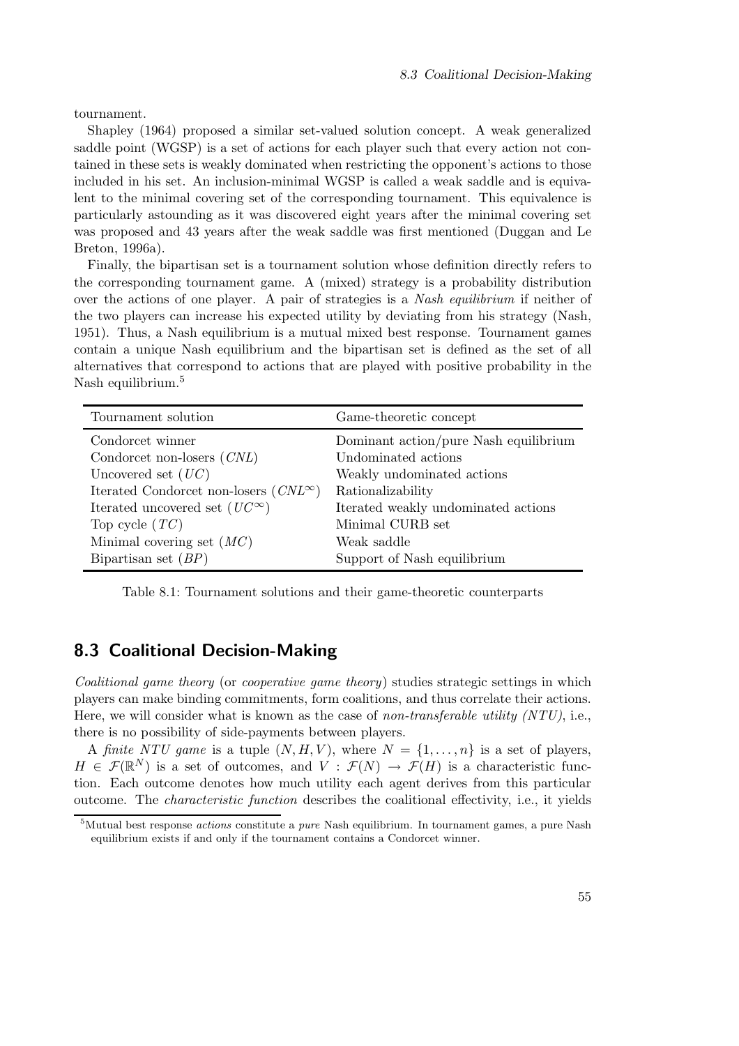tournament.

Shapley (1964) proposed a similar set-valued solution concept. A weak generalized saddle point (WGSP) is a set of actions for each player such that every action not contained in these sets is weakly dominated when restricting the opponent's actions to those included in his set. An inclusion-minimal WGSP is called a weak saddle and is equivalent to the minimal covering set of the corresponding tournament. This equivalence is particularly astounding as it was discovered eight years after the minimal covering set was proposed and 43 years after the weak saddle was first mentioned (Duggan and Le Breton, 1996a).

Finally, the bipartisan set is a tournament solution whose definition directly refers to the corresponding tournament game. A (mixed) strategy is a probability distribution over the actions of one player. A pair of strategies is a *Nash equilibrium* if neither of the two players can increase his expected utility by deviating from his strategy (Nash, 1951). Thus, a Nash equilibrium is a mutual mixed best response. Tournament games contain a unique Nash equilibrium and the bipartisan set is defined as the set of all alternatives that correspond to actions that are played with positive probability in the Nash equilibrium.[5]

| Tournament solution | Game-theoretic concept |
|---|---|
| Condorcet winner | Dominant action/pure Nash equilibrium |
| Condorcet non-losers ($CNL$) | Undominated actions |
| Uncovered set ($UC$) | Weakly undominated actions |
| Iterated Condorcet non-losers ($CNL^\infty$) | Rationalizability |
| Iterated uncovered set ($UC^\infty$) | Iterated weakly undominated actions |
| Top cycle ($TC$) | Minimal CURB set |
| Minimal covering set ($MC$) | Weak saddle |
| Bipartisan set ($BP$) | Support of Nash equilibrium |

Table 8.1: Tournament solutions and their game-theoretic counterparts

## 8.3 Coalitional Decision-Making

*Coalitional game theory* (or *cooperative game theory*) studies strategic settings in which players can make binding commitments, form coalitions, and thus correlate their actions. Here, we will consider what is known as the case of *non-transferable utility (NTU)*, i.e., there is no possibility of side-payments between players.

A *finite NTU game* is a tuple $(N, H, V)$, where $N = \{1, \ldots, n\}$ is a set of players, $H \in \mathcal{F}(\mathbb{R}^N)$ is a set of outcomes, and $V : \mathcal{F}(N) \to \mathcal{F}(H)$ is a characteristic function. Each outcome denotes how much utility each agent derives from this particular outcome. The *characteristic function* describes the coalitional effectivity, i.e., it yields

[5] Mutual best response *actions* constitute a *pure* Nash equilibrium. In tournament games, a pure Nash equilibrium exists if and only if the tournament contains a Condorcet winner.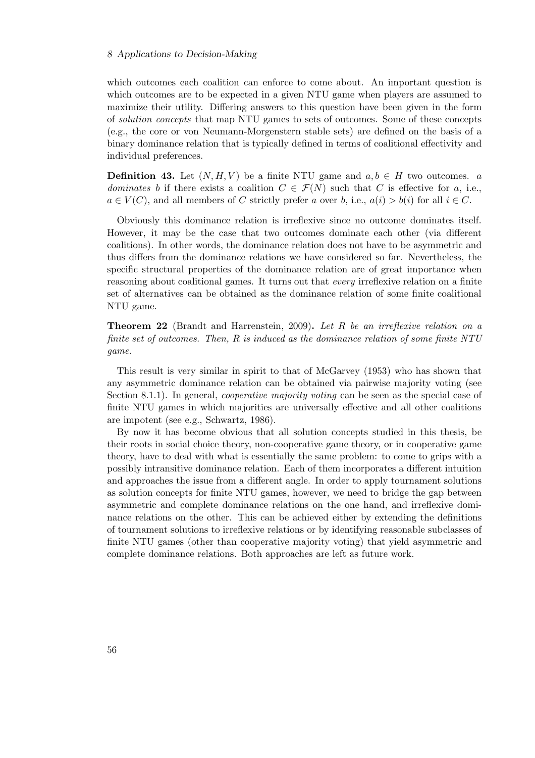which outcomes each coalition can enforce to come about. An important question is which outcomes are to be expected in a given NTU game when players are assumed to maximize their utility. Differing answers to this question have been given in the form of *solution concepts* that map NTU games to sets of outcomes. Some of these concepts (e.g., the core or von Neumann-Morgenstern stable sets) are defined on the basis of a binary dominance relation that is typically defined in terms of coalitional effectivity and individual preferences.

**Definition 43.** Let $(N, H, V)$ be a finite NTU game and $a, b \in H$ two outcomes. $a$ *dominates* $b$ if there exists a coalition $C \in \mathcal{F}(N)$ such that $C$ is effective for $a$, i.e., $a \in V(C)$, and all members of $C$ strictly prefer $a$ over $b$, i.e., $a(i) > b(i)$ for all $i \in C$.

Obviously this dominance relation is irreflexive since no outcome dominates itself. However, it may be the case that two outcomes dominate each other (via different coalitions). In other words, the dominance relation does not have to be asymmetric and thus differs from the dominance relations we have considered so far. Nevertheless, the specific structural properties of the dominance relation are of great importance when reasoning about coalitional games. It turns out that *every* irreflexive relation on a finite set of alternatives can be obtained as the dominance relation of some finite coalitional NTU game.

**Theorem 22** (Brandt and Harrenstein, 2009)**.** *Let $R$ be an irreflexive relation on a finite set of outcomes. Then, $R$ is induced as the dominance relation of some finite NTU game.*

This result is very similar in spirit to that of McGarvey (1953) who has shown that any asymmetric dominance relation can be obtained via pairwise majority voting (see Section 8.1.1). In general, *cooperative majority voting* can be seen as the special case of finite NTU games in which majorities are universally effective and all other coalitions are impotent (see e.g., Schwartz, 1986).

By now it has become obvious that all solution concepts studied in this thesis, be their roots in social choice theory, non-cooperative game theory, or in cooperative game theory, have to deal with what is essentially the same problem: to come to grips with a possibly intransitive dominance relation. Each of them incorporates a different intuition and approaches the issue from a different angle. In order to apply tournament solutions as solution concepts for finite NTU games, however, we need to bridge the gap between asymmetric and complete dominance relations on the one hand, and irreflexive dominance relations on the other. This can be achieved either by extending the definitions of tournament solutions to irreflexive relations or by identifying reasonable subclasses of finite NTU games (other than cooperative majority voting) that yield asymmetric and complete dominance relations. Both approaches are left as future work.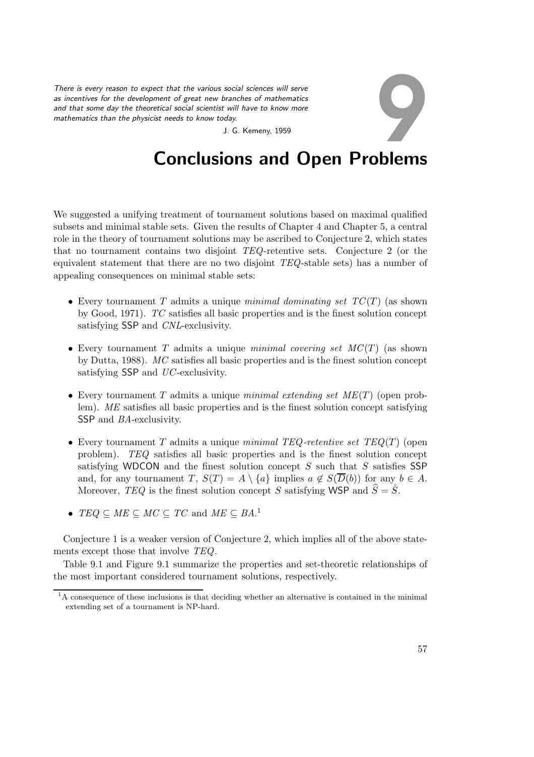*There is every reason to expect that the various social sciences will serve as incentives for the development of great new branches of mathematics and that some day the theoretical social scientist will have to know more mathematics than the physicist needs to know today.*

J. G. Kemeny, 1959

# 9 Conclusions and Open Problems

We suggested a unifying treatment of tournament solutions based on maximal qualified subsets and minimal stable sets. Given the results of Chapter 4 and Chapter 5, a central role in the theory of tournament solutions may be ascribed to Conjecture 2, which states that no tournament contains two disjoint $TEQ$-retentive sets. Conjecture 2 (or the equivalent statement that there are no two disjoint $TEQ$-stable sets) has a number of appealing consequences on minimal stable sets:

- Every tournament $T$ admits a unique *minimal dominating set* $TC(T)$ (as shown by Good, 1971). $TC$ satisfies all basic properties and is the finest solution concept satisfying SSP and $CNL$-exclusivity.
- Every tournament $T$ admits a unique *minimal covering set* $MC(T)$ (as shown by Dutta, 1988). $MC$ satisfies all basic properties and is the finest solution concept satisfying SSP and $UC$-exclusivity.
- Every tournament $T$ admits a unique *minimal extending set* $ME(T)$ (open problem). $ME$ satisfies all basic properties and is the finest solution concept satisfying SSP and $BA$-exclusivity.
- Every tournament $T$ admits a unique *minimal TEQ-retentive set* $TEQ(T)$ (open problem). $TEQ$ satisfies all basic properties and is the finest solution concept satisfying WDCON and the finest solution concept $S$ such that $S$ satisfies SSP and, for any tournament $T$, $S(T) = A \setminus \{a\}$ implies $a \notin S(\overline{D}(b))$ for any $b \in A$. Moreover, $TEQ$ is the finest solution concept $S$ satisfying WSP and $\widehat{S} = \mathring{S}$.
- $TEQ \subseteq ME \subseteq MC \subseteq TC$ and $ME \subseteq BA$.[1]

Conjecture 1 is a weaker version of Conjecture 2, which implies all of the above statements except those that involve $TEQ$.

Table 9.1 and Figure 9.1 summarize the properties and set-theoretic relationships of the most important considered tournament solutions, respectively.

[1] A consequence of these inclusions is that deciding whether an alternative is contained in the minimal extending set of a tournament is NP-hard.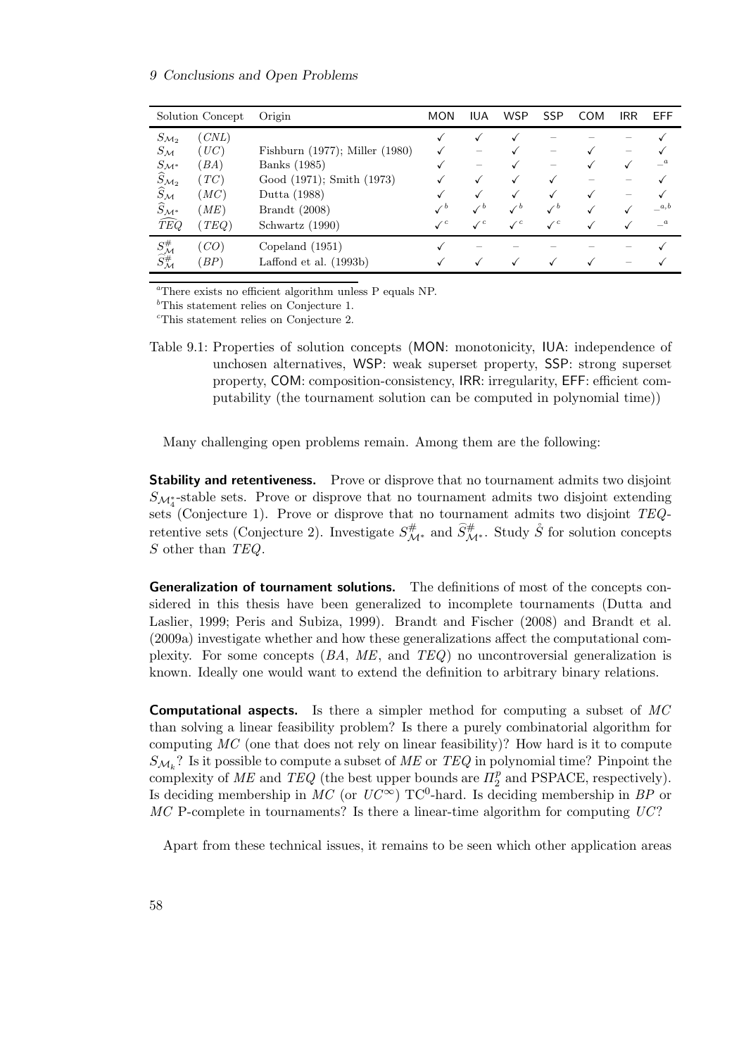| Solution Concept | | Origin | MON | IUA | WSP | SSP | COM | IRR | EFF |
|---|---|---|---|---|---|---|---|---|---|
| $S_{\mathcal{M}_2}$ | ($CNL$) | | ✓ | ✓ | ✓ | – | – | – | ✓ |
| $S_{\mathcal{M}}$ | ($UC$) | Fishburn (1977); Miller (1980) | ✓ | – | ✓ | – | ✓ | – | ✓ |
| $S_{\mathcal{M}^*}$ | ($BA$) | Banks (1985) | ✓ | – | ✓ | – | ✓ | ✓ | –[a] |
| $\widehat{S}_{\mathcal{M}_2}$ | ($TC$) | Good (1971); Smith (1973) | ✓ | ✓ | ✓ | ✓ | – | – | ✓ |
| $\widehat{S}_{\mathcal{M}}$ | ($MC$) | Dutta (1988) | ✓ | ✓ | ✓ | ✓ | ✓ | – | ✓ |
| $\widehat{S}_{\mathcal{M}^*}$ | ($ME$) | Brandt (2008) | ✓[b] | ✓[b] | ✓[b] | ✓[b] | ✓ | ✓ | –[a,b] |
| $\widehat{TEQ}$ | ($TEQ$) | Schwartz (1990) | ✓[c] | ✓[c] | ✓[c] | ✓[c] | ✓ | ✓ | –[a] |
| $S^{\#}_{\mathcal{M}}$ | ($CO$) | Copeland (1951) | ✓ | – | – | – | – | – | ✓ |
| $\widehat{S}^{\#}_{\mathcal{M}}$ | ($BP$) | Laffond et al. (1993b) | ✓ | ✓ | ✓ | ✓ | ✓ | – | ✓ |

[a] There exists no efficient algorithm unless P equals NP.

[b] This statement relies on Conjecture 1.

[c] This statement relies on Conjecture 2.

Table 9.1: Properties of solution concepts (MON: monotonicity, IUA: independence of unchosen alternatives, WSP: weak superset property, SSP: strong superset property, COM: composition-consistency, IRR: irregularity, EFF: efficient computability (the tournament solution can be computed in polynomial time))

Many challenging open problems remain. Among them are the following:

**Stability and retentiveness.** Prove or disprove that no tournament admits two disjoint $S_{\mathcal{M}_4^*}$-stable sets. Prove or disprove that no tournament admits two disjoint extending sets (Conjecture 1). Prove or disprove that no tournament admits two disjoint $TEQ$-retentive sets (Conjecture 2). Investigate $S^{\#}_{\mathcal{M}^*}$ and $\widehat{S}^{\#}_{\mathcal{M}^*}$. Study $\mathring{S}$ for solution concepts $S$ other than $TEQ$.

**Generalization of tournament solutions.** The definitions of most of the concepts considered in this thesis have been generalized to incomplete tournaments (Dutta and Laslier, 1999; Peris and Subiza, 1999). Brandt and Fischer (2008) and Brandt et al. (2009a) investigate whether and how these generalizations affect the computational complexity. For some concepts ($BA$, $ME$, and $TEQ$) no uncontroversial generalization is known. Ideally one would want to extend the definition to arbitrary binary relations.

**Computational aspects.** Is there a simpler method for computing a subset of $MC$ than solving a linear feasibility problem? Is there a purely combinatorial algorithm for computing $MC$ (one that does not rely on linear feasibility)? How hard is it to compute $S_{\mathcal{M}_k}$? Is it possible to compute a subset of $ME$ or $TEQ$ in polynomial time? Pinpoint the complexity of $ME$ and $TEQ$ (the best upper bounds are $\Pi_2^p$ and PSPACE, respectively). Is deciding membership in $MC$ (or $UC^{\infty}$) $\text{TC}^0$-hard. Is deciding membership in $BP$ or $MC$ P-complete in tournaments? Is there a linear-time algorithm for computing $UC$?

Apart from these technical issues, it remains to be seen which other application areas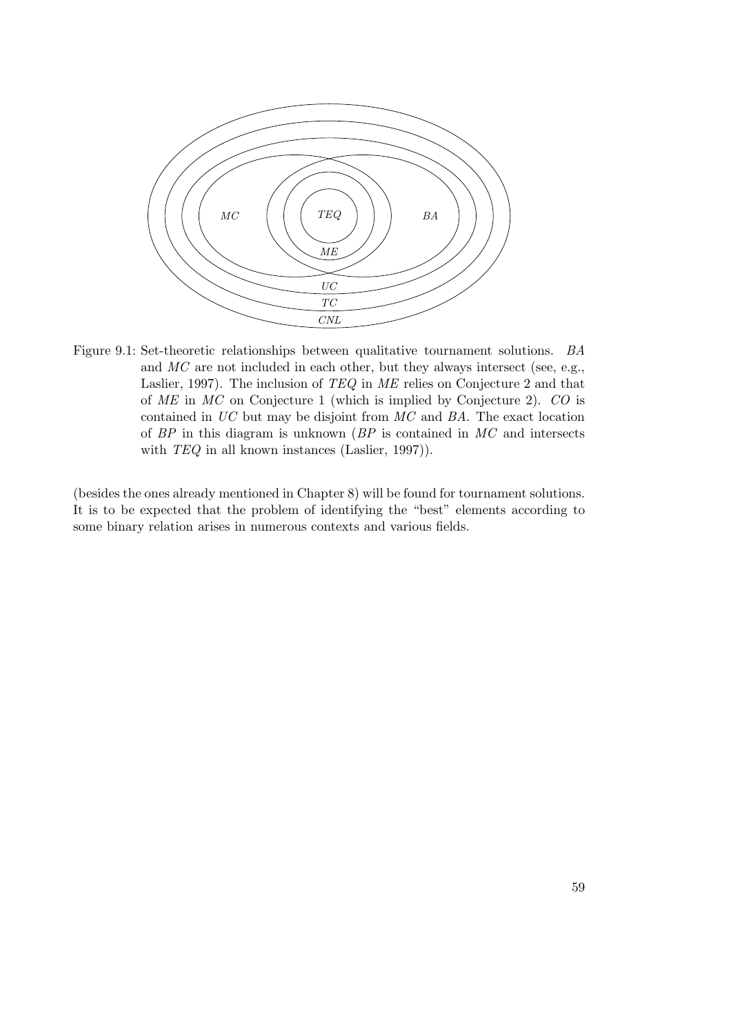Figure 9.1: Set-theoretic relationships between qualitative tournament solutions. *BA* and *MC* are not included in each other, but they always intersect (see, e.g., Laslier, 1997). The inclusion of *TEQ* in *ME* relies on Conjecture 2 and that of *ME* in *MC* on Conjecture 1 (which is implied by Conjecture 2). *CO* is contained in *UC* but may be disjoint from *MC* and *BA*. The exact location of *BP* in this diagram is unknown (*BP* is contained in *MC* and intersects with *TEQ* in all known instances (Laslier, 1997)).

(besides the ones already mentioned in Chapter 8) will be found for tournament solutions. It is to be expected that the problem of identifying the "best" elements according to some binary relation arises in numerous contexts and various fields.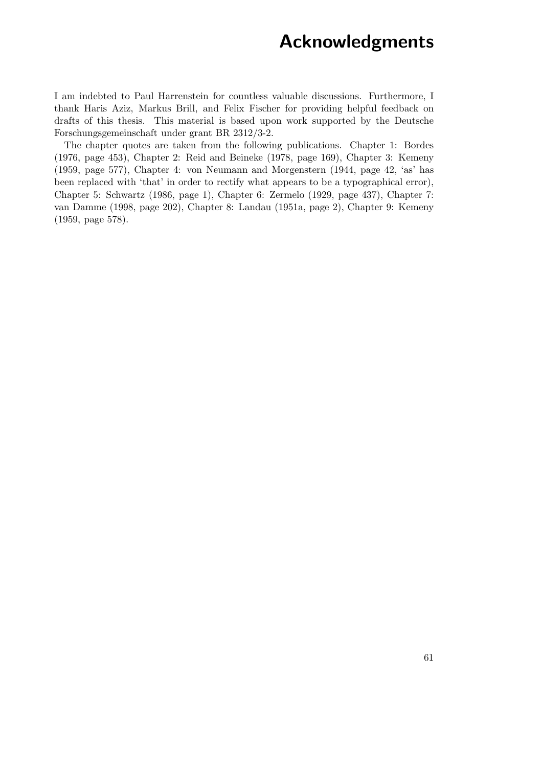# Acknowledgments

I am indebted to Paul Harrenstein for countless valuable discussions. Furthermore, I thank Haris Aziz, Markus Brill, and Felix Fischer for providing helpful feedback on drafts of this thesis. This material is based upon work supported by the Deutsche Forschungsgemeinschaft under grant BR 2312/3-2.

The chapter quotes are taken from the following publications. Chapter 1: Bordes (1976, page 453), Chapter 2: Reid and Beineke (1978, page 169), Chapter 3: Kemeny (1959, page 577), Chapter 4: von Neumann and Morgenstern (1944, page 42, 'as' has been replaced with 'that' in order to rectify what appears to be a typographical error), Chapter 5: Schwartz (1986, page 1), Chapter 6: Zermelo (1929, page 437), Chapter 7: van Damme (1998, page 202), Chapter 8: Landau (1951a, page 2), Chapter 9: Kemeny (1959, page 578).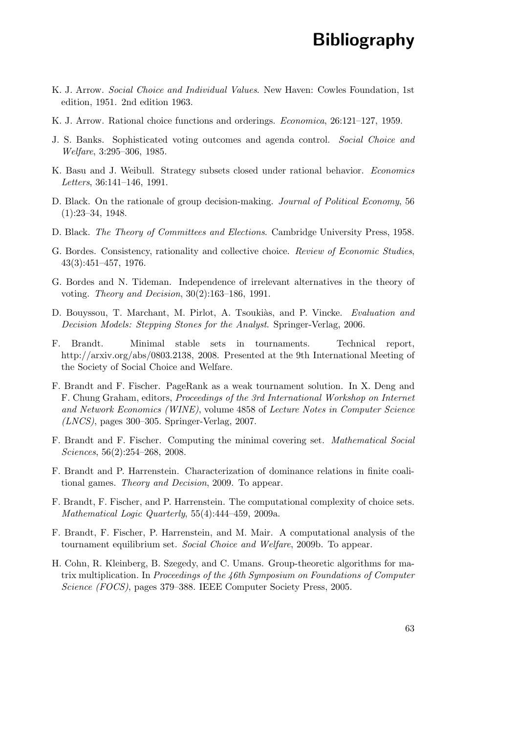# Bibliography

K. J. Arrow. *Social Choice and Individual Values*. New Haven: Cowles Foundation, 1st edition, 1951. 2nd edition 1963.

K. J. Arrow. Rational choice functions and orderings. *Economica*, 26:121–127, 1959.

J. S. Banks. Sophisticated voting outcomes and agenda control. *Social Choice and Welfare*, 3:295–306, 1985.

K. Basu and J. Weibull. Strategy subsets closed under rational behavior. *Economics Letters*, 36:141–146, 1991.

D. Black. On the rationale of group decision-making. *Journal of Political Economy*, 56 (1):23–34, 1948.

D. Black. *The Theory of Committees and Elections*. Cambridge University Press, 1958.

G. Bordes. Consistency, rationality and collective choice. *Review of Economic Studies*, 43(3):451–457, 1976.

G. Bordes and N. Tideman. Independence of irrelevant alternatives in the theory of voting. *Theory and Decision*, 30(2):163–186, 1991.

D. Bouyssou, T. Marchant, M. Pirlot, A. Tsoukiàs, and P. Vincke. *Evaluation and Decision Models: Stepping Stones for the Analyst*. Springer-Verlag, 2006.

F. Brandt. Minimal stable sets in tournaments. Technical report, http://arxiv.org/abs/0803.2138, 2008. Presented at the 9th International Meeting of the Society of Social Choice and Welfare.

F. Brandt and F. Fischer. PageRank as a weak tournament solution. In X. Deng and F. Chung Graham, editors, *Proceedings of the 3rd International Workshop on Internet and Network Economics (WINE)*, volume 4858 of *Lecture Notes in Computer Science (LNCS)*, pages 300–305. Springer-Verlag, 2007.

F. Brandt and F. Fischer. Computing the minimal covering set. *Mathematical Social Sciences*, 56(2):254–268, 2008.

F. Brandt and P. Harrenstein. Characterization of dominance relations in finite coalitional games. *Theory and Decision*, 2009. To appear.

F. Brandt, F. Fischer, and P. Harrenstein. The computational complexity of choice sets. *Mathematical Logic Quarterly*, 55(4):444–459, 2009a.

F. Brandt, F. Fischer, P. Harrenstein, and M. Mair. A computational analysis of the tournament equilibrium set. *Social Choice and Welfare*, 2009b. To appear.

H. Cohn, R. Kleinberg, B. Szegedy, and C. Umans. Group-theoretic algorithms for matrix multiplication. In *Proceedings of the 46th Symposium on Foundations of Computer Science (FOCS)*, pages 379–388. IEEE Computer Society Press, 2005.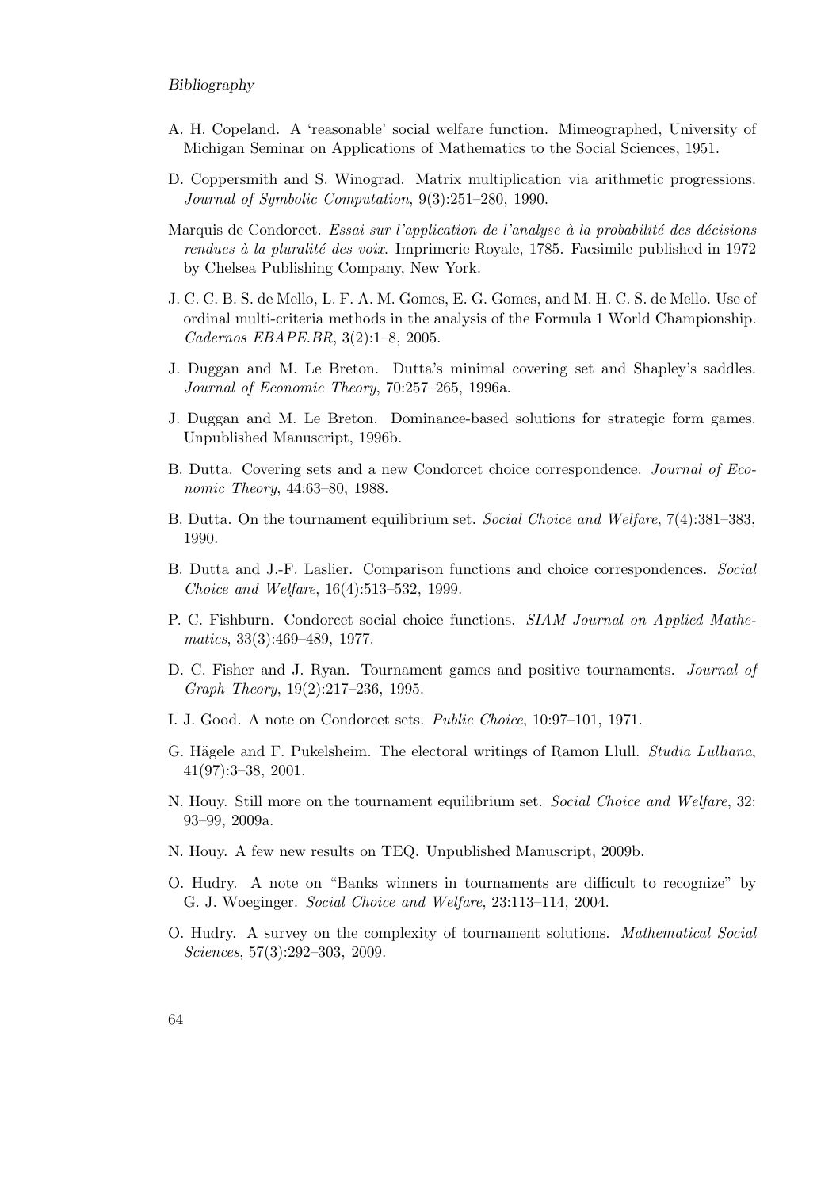A. H. Copeland. A 'reasonable' social welfare function. Mimeographed, University of Michigan Seminar on Applications of Mathematics to the Social Sciences, 1951.

D. Coppersmith and S. Winograd. Matrix multiplication via arithmetic progressions. *Journal of Symbolic Computation*, 9(3):251–280, 1990.

Marquis de Condorcet. *Essai sur l'application de l'analyse à la probabilité des décisions rendues à la pluralité des voix*. Imprimerie Royale, 1785. Facsimile published in 1972 by Chelsea Publishing Company, New York.

J. C. C. B. S. de Mello, L. F. A. M. Gomes, E. G. Gomes, and M. H. C. S. de Mello. Use of ordinal multi-criteria methods in the analysis of the Formula 1 World Championship. *Cadernos EBAPE.BR*, 3(2):1–8, 2005.

J. Duggan and M. Le Breton. Dutta's minimal covering set and Shapley's saddles. *Journal of Economic Theory*, 70:257–265, 1996a.

J. Duggan and M. Le Breton. Dominance-based solutions for strategic form games. Unpublished Manuscript, 1996b.

B. Dutta. Covering sets and a new Condorcet choice correspondence. *Journal of Economic Theory*, 44:63–80, 1988.

B. Dutta. On the tournament equilibrium set. *Social Choice and Welfare*, 7(4):381–383, 1990.

B. Dutta and J.-F. Laslier. Comparison functions and choice correspondences. *Social Choice and Welfare*, 16(4):513–532, 1999.

P. C. Fishburn. Condorcet social choice functions. *SIAM Journal on Applied Mathematics*, 33(3):469–489, 1977.

D. C. Fisher and J. Ryan. Tournament games and positive tournaments. *Journal of Graph Theory*, 19(2):217–236, 1995.

I. J. Good. A note on Condorcet sets. *Public Choice*, 10:97–101, 1971.

G. Hägele and F. Pukelsheim. The electoral writings of Ramon Llull. *Studia Lulliana*, 41(97):3–38, 2001.

N. Houy. Still more on the tournament equilibrium set. *Social Choice and Welfare*, 32: 93–99, 2009a.

N. Houy. A few new results on TEQ. Unpublished Manuscript, 2009b.

O. Hudry. A note on "Banks winners in tournaments are difficult to recognize" by G. J. Woeginger. *Social Choice and Welfare*, 23:113–114, 2004.

O. Hudry. A survey on the complexity of tournament solutions. *Mathematical Social Sciences*, 57(3):292–303, 2009.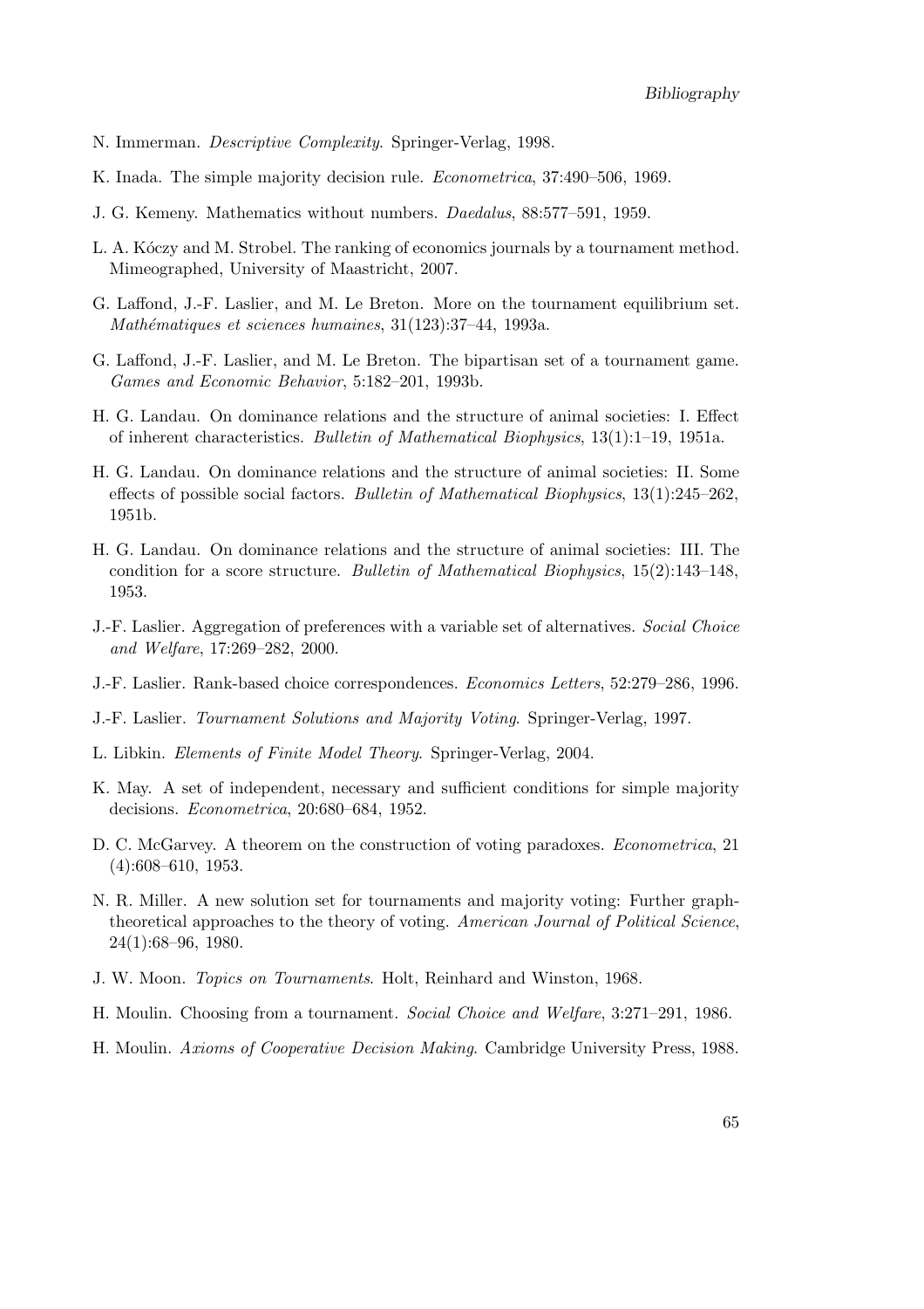N. Immerman. *Descriptive Complexity*. Springer-Verlag, 1998.

K. Inada. The simple majority decision rule. *Econometrica*, 37:490–506, 1969.

J. G. Kemeny. Mathematics without numbers. *Daedalus*, 88:577–591, 1959.

L. A. Kóczy and M. Strobel. The ranking of economics journals by a tournament method. Mimeographed, University of Maastricht, 2007.

G. Laffond, J.-F. Laslier, and M. Le Breton. More on the tournament equilibrium set. *Mathématiques et sciences humaines*, 31(123):37–44, 1993a.

G. Laffond, J.-F. Laslier, and M. Le Breton. The bipartisan set of a tournament game. *Games and Economic Behavior*, 5:182–201, 1993b.

H. G. Landau. On dominance relations and the structure of animal societies: I. Effect of inherent characteristics. *Bulletin of Mathematical Biophysics*, 13(1):1–19, 1951a.

H. G. Landau. On dominance relations and the structure of animal societies: II. Some effects of possible social factors. *Bulletin of Mathematical Biophysics*, 13(1):245–262, 1951b.

H. G. Landau. On dominance relations and the structure of animal societies: III. The condition for a score structure. *Bulletin of Mathematical Biophysics*, 15(2):143–148, 1953.

J.-F. Laslier. Aggregation of preferences with a variable set of alternatives. *Social Choice and Welfare*, 17:269–282, 2000.

J.-F. Laslier. Rank-based choice correspondences. *Economics Letters*, 52:279–286, 1996.

J.-F. Laslier. *Tournament Solutions and Majority Voting*. Springer-Verlag, 1997.

L. Libkin. *Elements of Finite Model Theory*. Springer-Verlag, 2004.

K. May. A set of independent, necessary and sufficient conditions for simple majority decisions. *Econometrica*, 20:680–684, 1952.

D. C. McGarvey. A theorem on the construction of voting paradoxes. *Econometrica*, 21 (4):608–610, 1953.

N. R. Miller. A new solution set for tournaments and majority voting: Further graph-theoretical approaches to the theory of voting. *American Journal of Political Science*, 24(1):68–96, 1980.

J. W. Moon. *Topics on Tournaments*. Holt, Reinhard and Winston, 1968.

H. Moulin. Choosing from a tournament. *Social Choice and Welfare*, 3:271–291, 1986.

H. Moulin. *Axioms of Cooperative Decision Making*. Cambridge University Press, 1988.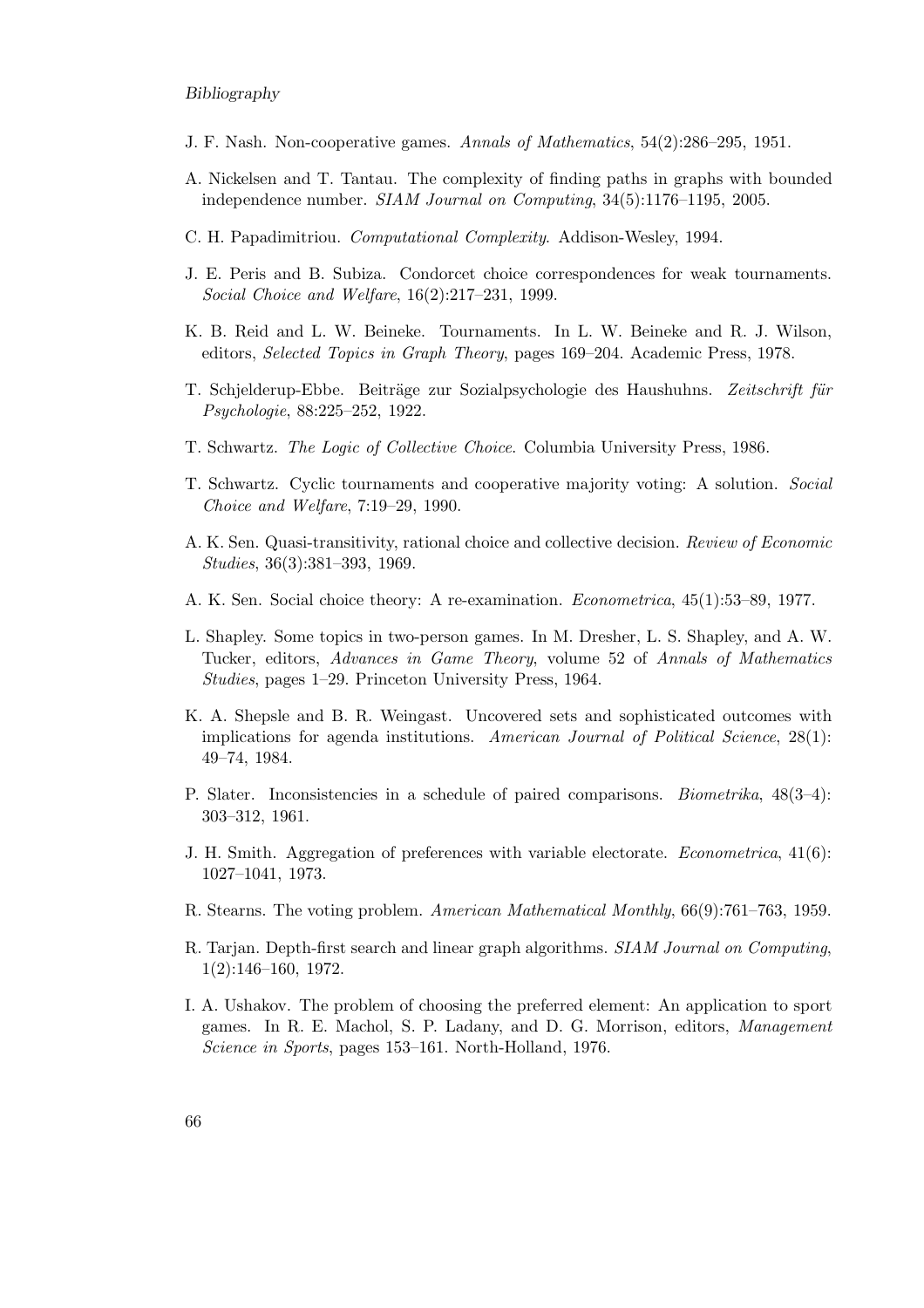J. F. Nash. Non-cooperative games. *Annals of Mathematics*, 54(2):286–295, 1951.

A. Nickelsen and T. Tantau. The complexity of finding paths in graphs with bounded independence number. *SIAM Journal on Computing*, 34(5):1176–1195, 2005.

C. H. Papadimitriou. *Computational Complexity*. Addison-Wesley, 1994.

J. E. Peris and B. Subiza. Condorcet choice correspondences for weak tournaments. *Social Choice and Welfare*, 16(2):217–231, 1999.

K. B. Reid and L. W. Beineke. Tournaments. In L. W. Beineke and R. J. Wilson, editors, *Selected Topics in Graph Theory*, pages 169–204. Academic Press, 1978.

T. Schjelderup-Ebbe. Beiträge zur Sozialpsychologie des Haushuhns. *Zeitschrift für Psychologie*, 88:225–252, 1922.

T. Schwartz. *The Logic of Collective Choice*. Columbia University Press, 1986.

T. Schwartz. Cyclic tournaments and cooperative majority voting: A solution. *Social Choice and Welfare*, 7:19–29, 1990.

A. K. Sen. Quasi-transitivity, rational choice and collective decision. *Review of Economic Studies*, 36(3):381–393, 1969.

A. K. Sen. Social choice theory: A re-examination. *Econometrica*, 45(1):53–89, 1977.

L. Shapley. Some topics in two-person games. In M. Dresher, L. S. Shapley, and A. W. Tucker, editors, *Advances in Game Theory*, volume 52 of *Annals of Mathematics Studies*, pages 1–29. Princeton University Press, 1964.

K. A. Shepsle and B. R. Weingast. Uncovered sets and sophisticated outcomes with implications for agenda institutions. *American Journal of Political Science*, 28(1): 49–74, 1984.

P. Slater. Inconsistencies in a schedule of paired comparisons. *Biometrika*, 48(3–4): 303–312, 1961.

J. H. Smith. Aggregation of preferences with variable electorate. *Econometrica*, 41(6): 1027–1041, 1973.

R. Stearns. The voting problem. *American Mathematical Monthly*, 66(9):761–763, 1959.

R. Tarjan. Depth-first search and linear graph algorithms. *SIAM Journal on Computing*, 1(2):146–160, 1972.

I. A. Ushakov. The problem of choosing the preferred element: An application to sport games. In R. E. Machol, S. P. Ladany, and D. G. Morrison, editors, *Management Science in Sports*, pages 153–161. North-Holland, 1976.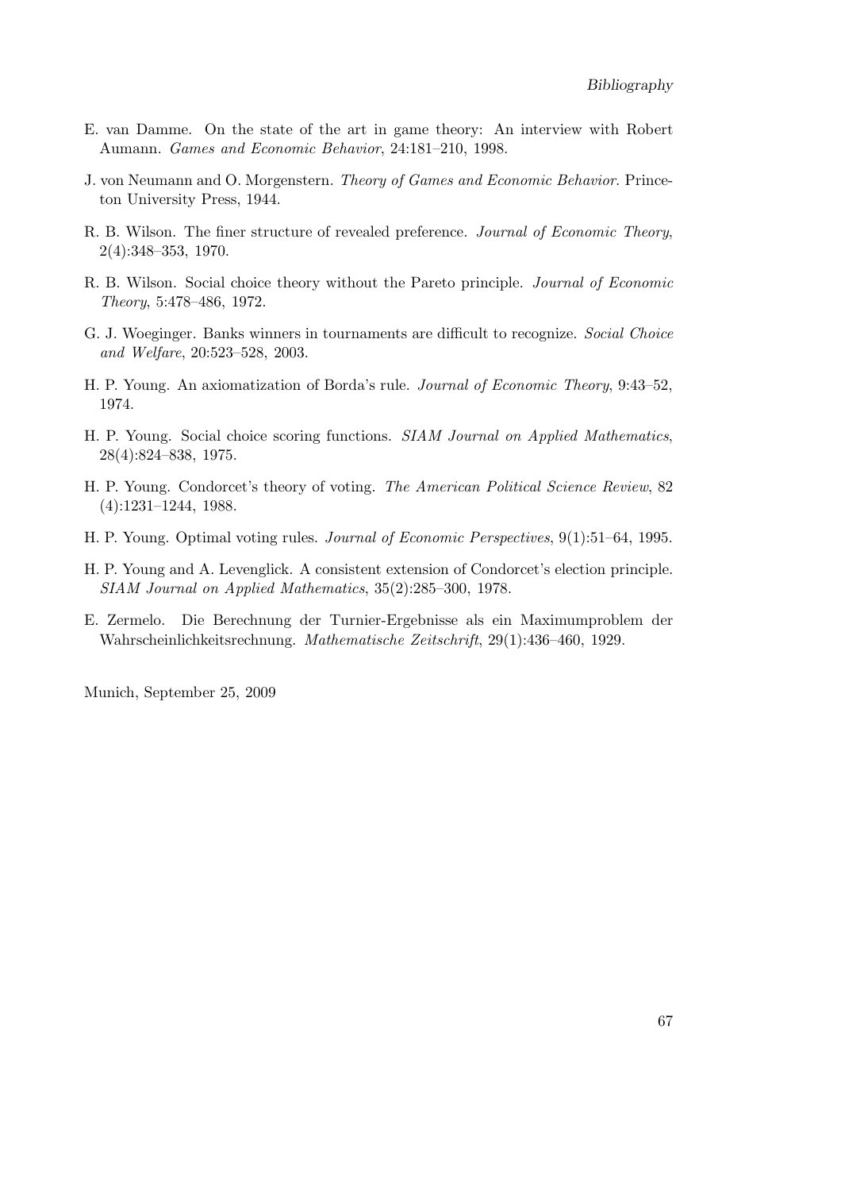E. van Damme. On the state of the art in game theory: An interview with Robert Aumann. *Games and Economic Behavior*, 24:181–210, 1998.

J. von Neumann and O. Morgenstern. *Theory of Games and Economic Behavior*. Princeton University Press, 1944.

R. B. Wilson. The finer structure of revealed preference. *Journal of Economic Theory*, 2(4):348–353, 1970.

R. B. Wilson. Social choice theory without the Pareto principle. *Journal of Economic Theory*, 5:478–486, 1972.

G. J. Woeginger. Banks winners in tournaments are difficult to recognize. *Social Choice and Welfare*, 20:523–528, 2003.

H. P. Young. An axiomatization of Borda's rule. *Journal of Economic Theory*, 9:43–52, 1974.

H. P. Young. Social choice scoring functions. *SIAM Journal on Applied Mathematics*, 28(4):824–838, 1975.

H. P. Young. Condorcet's theory of voting. *The American Political Science Review*, 82 (4):1231–1244, 1988.

H. P. Young. Optimal voting rules. *Journal of Economic Perspectives*, 9(1):51–64, 1995.

H. P. Young and A. Levenglick. A consistent extension of Condorcet's election principle. *SIAM Journal on Applied Mathematics*, 35(2):285–300, 1978.

E. Zermelo. Die Berechnung der Turnier-Ergebnisse als ein Maximumproblem der Wahrscheinlichkeitsrechnung. *Mathematische Zeitschrift*, 29(1):436–460, 1929.

Munich, September 25, 2009